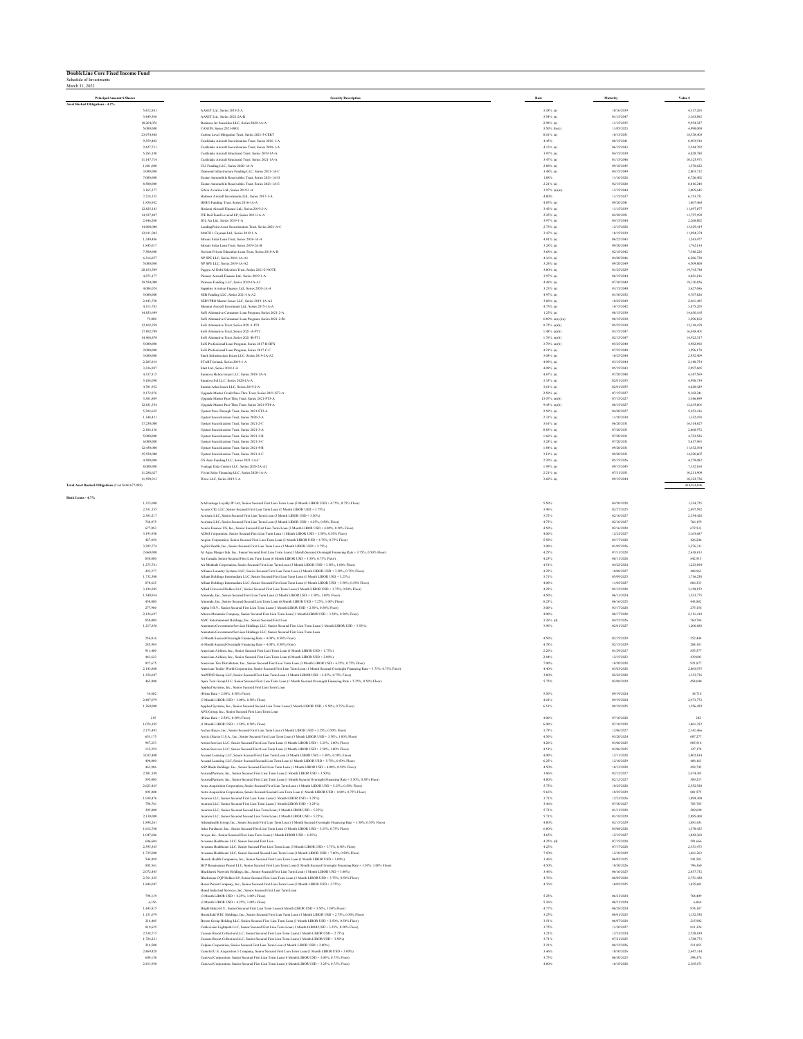# DoubleLine Core Fixed Income Fund

Schedule of Investments
March 31, 2022

| Principal Amount $/Shares | Security Description | Rate | Maturity | Value $ |
|---|---|---|---|---|
| **Asset Backed Obligations - 4.2%** | | | | |
| 5,412,881 | AASET Ltd., Series 2019-2-A | 3.38% (a) | 10/16/2039 | 4,317,265 |
| 3,449,568 | AASET Ltd., Series 2021-2A-B | 3.54% (a) | 01/15/2047 | 3,163,092 |
| 10,264,076 | Business Jet Securities LLC, Series 2020-1A-A | 2.98% (a) | 11/15/2035 | 9,954,327 |
| 5,000,000 | CANON, Series 2021-OB01 | 3.50% (b)(c) | 11/05/2023 | 4,990,000 |
| 23,074,048 | Carbon Level Mitigation Trust, Series 2021-5-CERT | 0.63% (a) | 10/11/2051 | 18,538,403 |
| 9,359,402 | Castlelake Aircraft Securitization Trust, Series 2016-1-A | 4.45% | 08/15/2041 | 8,903,910 |
| 2,427,731 | Castlelake Aircraft Securitization Trust, Series 2018-1-A | 4.13% (a) | 06/15/2043 | 2,284,702 |
| 5,265,180 | Castlelake Aircraft Structured Trust, Series 2019-1A-A | 3.97% (a) | 04/15/2039 | 4,828,788 |
| 11,147,718 | Castlelake Aircraft Structured Trust, Series 2021-1A-A | 3.47% (a) | 01/15/2046 | 10,325,971 |
| 1,681,000 | CLI Funding LLC, Series 2020-1A-A | 2.08% (a) | 09/18/2045 | 1,570,622 |
| 3,000,000 | Diamond Infrastructure Funding LLC, Series 2021-1A-C | 3.48% (a) | 04/15/2049 | 2,803,712 |
| 7,000,000 | Exeter Automobile Receivables Trust, Series 2021-1A-D | 1.08% | 11/16/2026 | 6,726,002 |
| 8,500,000 | Exeter Automobile Receivables Trust, Series 2021-1A-E | 2.21% (a) | 02/15/2028 | 8,016,298 |
| 3,165,377 | GAIA Aviation Ltd., Series 2019-1-A | 3.97% (a)(m) | 12/15/2044 | 3,005,645 |
| 7,218,152 | Harbour Aircraft Investments Ltd., Series 2017-1-A | 4.00% | 11/15/2037 | 6,753,751 |
| 1,956,982 | HERO Funding Trust, Series 2016-1A-A | 4.05% (a) | 09/20/2041 | 1,867,460 |
| 12,825,143 | Horizon Aircraft Finance Ltd., Series 2019-2-A | 3.43% (a) | 11/15/2039 | 11,897,877 |
| 14,937,607 | ITE Rail Fund Levered LP, Series 2021-1A-A | 2.25% (a) | 02/28/2051 | 13,797,992 |
| 2,446,200 | JOL Air Ltd., Series 2019-1-A | 3.97% (a) | 04/15/2044 | 2,268,802 |
| 14,000,000 | LendingPoint Asset Securitization Trust, Series 2021-A-C | 2.75% (a) | 12/15/2028 | 13,429,419 |
| 12,011,942 | MACH 1 Cayman Ltd., Series 2019-1-A | 3.47% (a) | 10/15/2039 | 11,094,374 |
| 1,280,486 | Mosaic Solar Loan Trust, Series 2018-1A-A | 4.01% (a) | 06/22/2043 | 1,243,477 |
| 1,845,017 | Mosaic Solar Loan Trust, Series 2019-2A-B | 3.28% (a) | 09/20/2040 | 1,792,134 |
| 7,500,000 | Navient Private Education Loan Trust, Series 2018-A-B | 3.68% (a) | 02/18/2042 | 7,546,226 |
| 6,316,057 | NP SPE LLC, Series 2016-1A-A1 | 4.16% (a) | 04/20/2046 | 6,294,730 |
| 5,000,000 | NP SPE LLC, Series 2019-1A-A2 | 3.24% (a) | 09/20/2049 | 4,509,808 |
| 20,183,589 | Pagaya AI Debt Selection Trust, Series 2021-2-NOTE | 3.00% (a) | 01/25/2029 | 19,743,748 |
| 4,271,177 | Pioneer Aircraft Finance Ltd., Series 2019-1-A | 3.97% (a) | 06/15/2044 | 4,021,816 |
| 19,550,000 | Primrose Funding LLC, Series 2019-1A-A2 | 4.48% (a) | 07/30/2049 | 19,130,856 |
| 4,084,024 | Sapphire Aviation Finance Ltd., Series 2020-1A-A | 3.23% (a) | 03/15/2040 | 3,627,686 |
| 5,000,000 | SEB Funding LLC, Series 2021-1A-A2 | 4.97% (a) | 01/30/2052 | 4,767,026 |
| 2,443,750 | SERVPRO Master Issuer LLC, Series 2019-1A-A2 | 3.88% (a) | 10/25/2049 | 2,461,485 |
| 4,313,781 | Sheaton Aircraft Investment Ltd., Series 2015-1A-A | 4.75% (a) | 10/15/2042 | 3,075,205 |
| 14,853,699 | SoFi Alternative Consumer Loan Program, Series 2021-2-A | 1.25% (a) | 08/15/2030 | 14,630,165 |
| 75,000 | SoFi Alternative Consumer Loan Program, Series 2021-2-R1 | 0.00% (a)(c)(n) | 08/15/2030 | 3,290,162 |
| 12,102,259 | SoFi Alternative Trust, Series 2021-1-PT1 | 9.72% (a)(b) | 05/25/2030 | 12,318,478 |
| 17,092,789 | SoFi Alternative Trust, Series 2021-A-PT1 | 1.48% (a)(b) | 03/15/2047 | 16,048,401 |
| 14,968,870 | SoFi Alternative Trust, Series 2021-B-PT1 | 1.76% (a)(b) | 02/15/2047 | 14,022,517 |
| 5,000,000 | SoFi Professional Loan Program, Series 2017-B-BFX | 3.70% (a)(b) | 05/25/2040 | 4,962,092 |
| 2,000,000 | SoFi Professional Loan Program, Series 2017-C-C | 4.21% (a) | 07/25/2040 | 1,996,178 |
| 3,000,000 | Stack Infrastructure Issuer LLC, Series 2019-2A-A2 | 3.08% (a) | 10/25/2044 | 2,952,409 |
| 2,285,834 | START Ireland, Series 2019-1-A | 4.09% (a) | 03/15/2044 | 2,148,754 |
| 3,236,887 | Start Ltd., Series 2018-1-A | 4.09% (a) | 05/15/2043 | 2,997,605 |
| 4,337,515 | Sunnova Helios Issuer LLC, Series 2019-1A-A | 4.87% (a) | 07/20/2048 | 4,347,569 |
| 5,188,090 | Sunnova Sol LLC, Series 2020-1A-A | 3.35% (a) | 02/01/2055 | 4,998,739 |
| 4,781,952 | Sunrun Atlas Issuer LLC, Series 2019-2-A | 3.61% (a) | 02/01/2055 | 4,628,429 |
| 9,172,976 | Upgrade Master Credit Pass-Thru Trust, Series 2021-ST3-A | 2.50% (a) | 07/15/2027 | 9,162,241 |
| 3,381,809 | Upgrade Master Pass-Thru Trust, Series 2021-PT3-A | 13.07% (a)(b) | 07/15/2027 | 3,346,099 |
| 12,831,534 | Upgrade Master Pass-Thru Trust, Series 2021-PT4-A | 9.43% (a)(b) | 08/15/2027 | 12,635,801 |
| 5,382,625 | Upstart Pass-Through Trust, Series 2021-ST2-A | 2.50% (a) | 04/20/2027 | 5,253,416 |
| 1,348,421 | Upstart Securitization Trust, Series 2020-2-A | 2.31% (a) | 11/20/2030 | 1,332,470 |
| 17,250,000 | Upstart Securitization Trust, Series 2021-2-C | 3.61% (a) | 06/20/2031 | 16,314,627 |
| 2,186,136 | Upstart Securitization Trust, Series 2021-3-A | 0.83% (a) | 07/20/2031 | 2,868,972 |
| 5,000,000 | Upstart Securitization Trust, Series 2021-3-B | 1.66% (a) | 07/20/2031 | 4,723,526 |
| 6,000,000 | Upstart Securitization Trust, Series 2021-3-C | 3.28% (a) | 07/20/2031 | 5,617,963 |
| 12,050,000 | Upstart Securitization Trust, Series 2021-4-B | 1.84% (a) | 09/20/2031 | 11,432,564 |
| 15,550,000 | Upstart Securitization Trust, Series 2021-4-C | 3.19% (a) | 09/20/2031 | 14,220,607 |
| 4,500,000 | US Auto Funding LLC, Series 2021-1A-C | 2.20% (a) | 05/15/2026 | 4,279,082 |
| 8,000,000 | Vantage Data Centers LLC, Series 2020-2A-A2 | 1.99% (a) | 09/15/2045 | 7,312,168 |
| 11,204,627 | Vivint Solar Financing LLC, Series 2020-1A-A | 2.21% (a) | 07/31/2051 | 10,211,909 |
| 11,590,913 | Wave LLC, Series 2019-1-A | 3.60% (a) | 09/15/2044 | 10,323,736 |
| **Total Asset Backed Obligations** (Cost $460,677,089) | | | | 438,836,096 |
| **Bank Loans - 4.7%** | | | | |
| 1,315,000 | AAdvantage Loyalty IP Ltd., Senior Secured First Lien Term Loan (3 Month LIBOR USD + 4.75%, 0.75% Floor) | 5.50% | 04/20/2028 | 1,334,725 |
| 2,531,155 | Access CIG LLC, Senior Secured First Lien Term Loan (1 Month LIBOR USD + 3.75%) | 3.96% | 02/27/2025 | 2,497,592 |
| 2,383,217 | Acrisure LLC, Senior Secured First Lien Term Loan (1 Month LIBOR USD + 3.50%) | 3.72% | 02/16/2027 | 2,354,428 |
| 768,075 | Acrisure LLC, Senior Secured First Lien Term Loan (1 Month LIBOR USD + 4.25%, 0.50% Floor) | 4.75% | 02/16/2027 | 766,159 |
| 677,083 | Acuris Finance US, Inc., Senior Secured First Lien Term Loan (3 Month LIBOR USD + 4.00%, 0.50% Floor) | 4.50% | 02/16/2028 | 672,533 |
| 3,193,950 | ADMI Corporation, Senior Secured First Lien Term Loan (1 Month LIBOR USD + 3.50%, 0.50% Floor) | 4.00% | 12/23/2027 | 3,163,687 |
| 827,850 | Aegion Corporation, Senior Secured First Lien Term Loan (3 Month LIBOR USD + 4.75%, 0.75% Floor) | 5.50% | 05/17/2028 | 826,246 |
| 3,292,774 | Agiliti Health, Inc., Senior Secured First Lien Term Loan (1 Month LIBOR USD + 2.75%) | 3.00% | 01/05/2026 | 3,276,311 |
| 2,660,000 | AI Aqua Merger Sub, Inc., Senior Secured First Lien Term Loan (1 Month Secured Overnight Financing Rate + 3.75%, 0.50% Floor) | 4.25% | 07/31/2028 | 2,638,013 |
| 850,000 | Air Canada, Senior Secured First Lien Term Loan (6 Month LIBOR USD + 3.50%, 0.75% Floor) | 4.25% | 08/11/2028 | 842,915 |
| 1,273,781 | Air Methods Corporation, Senior Secured First Lien Term Loan (3 Month LIBOR USD + 3.50%, 1.00% Floor) | 4.51% | 04/22/2024 | 1,223,094 |
| 493,277 | Alliance Laundry Systems LLC, Senior Secured First Lien Term Loan (3 Month LIBOR USD + 3.50%, 0.75% Floor) | 4.25% | 10/08/2027 | 488,963 |
| 1,732,500 | Alliant Holdings Intermediate LLC, Senior Secured First Lien Term Loan (1 Month LIBOR USD + 3.25%) | 3.71% | 05/09/2025 | 1,716,258 |
| 870,625 | Alliant Holdings Intermediate LLC, Senior Secured First Lien Term Loan (1 Month LIBOR USD + 3.50%, 0.50% Floor) | 4.00% | 11/05/2027 | 866,331 |
| 3,194,945 | Allied Universal Holdco LLC, Senior Secured First Lien Term Loan (1 Month LIBOR USD + 3.75%, 0.50% Floor) | 4.25% | 05/12/2028 | 3,150,152 |
| 1,540,934 | Almonde, Inc., Senior Secured First Lien Term Loan (3 Month LIBOR USD + 3.50%, 1.00% Floor) | 4.50% | 06/13/2024 | 1,523,775 |
| 450,000 | Almonde, Inc., Senior Secured Second Lien Term Loan (6 Month LIBOR USD + 7.25%, 1.00% Floor) | 8.25% | 06/16/2025 | 443,882 |
| 277,900 | Alpha 3 B.V., Senior Secured First Lien Term Loan (3 Month LIBOR USD + 2.50%, 0.50% Floor) | 3.00% | 03/17/2028 | 275,156 |
| 2,124,697 | Altera Mountain Company, Senior Secured First Lien Term Loan (1 Month LIBOR USD + 3.50%, 0.50% Floor) | 4.00% | 08/17/2028 | 2,111,418 |
| 850,000 | AMC Entertainment Holdings, Inc., Senior Secured First Lien | 3.26% (d) | 04/22/2026 | 760,784 |
| 1,217,856 | Amentum Government Services Holdings LLC, Senior Secured First Lien Term Loan (1 Month LIBOR USD + 3.50%) | 3.96% | 02/01/2027 | 1,206,688 |
| | Amentum Government Services Holdings LLC, Senior Secured First Lien Term Loan | | | |
| 254,016 | (3 Month Secured Overnight Financing Rate + 4.00%, 0.50% Floor) | 4.50% | 02/15/2029 | 252,444 |
| 205,984 | (6 Month Secured Overnight Financing Rate + 4.00%, 0.50% Floor) | 4.78% | 02/15/2029 | 204,181 |
| 911,400 | American Airlines, Inc., Senior Secured First Lien Term Loan (1 Month LIBOR USD + 1.75%) | 2.20% | 01/29/2027 | 855,577 |
| 441,621 | American Airlines, Inc., Senior Secured First Lien Term Loan (6 Month LIBOR USD + 2.00%) | 2.84% | 12/15/2023 | 439,001 |
| 927,675 | American Tire Distributors, Inc., Senior Secured First Lien Term Loan (3 Month LIBOR USD + 6.25%, 0.75% Floor) | 7.00% | 10/20/2028 | 921,877 |
| 2,143,800 | American Trailer World Corporation, Senior Secured First Lien Term Loan (1 Month Secured Overnight Financing Rate + 3.75%, 0.75% Floor) | 4.40% | 03/03/2028 | 2,063,075 |
| 1,354,047 | AmWINS Group LLC, Senior Secured First Lien Term Loan (1 Month LIBOR USD + 2.25%, 0.75% Floor) | 3.00% | 02/22/2028 | 1,333,736 |
| 465,808 | Apex Tool Group LLC, Senior Secured First Lien Term Loan (1 Month Secured Overnight Financing Rate + 5.25%, 0.50% Floor) | 5.75% | 02/08/2029 | 454,040 |
| | Applied Systems, Inc., Senior Secured First Lien Term Loan | | | |
| 34,802 | (Prime Rate + 2.00%, 0.50% Floor) | 5.50% | 09/19/2024 | 34,718 |
| 2,487,079 | (3 Month LIBOR USD + 3.00%, 0.50% Floor) | 4.01% | 09/19/2024 | 2,473,772 |
| 1,260,000 | Applied Systems, Inc., Senior Secured Second Lien Term Loan (3 Month LIBOR USD + 5.50%, 0.75% Floor) | 6.51% | 09/19/2025 | 1,256,459 |
| | APX Group, Inc., Senior Secured First Lien Term Loan | | | |
| 215 | (Prime Rate + 2.50%, 0.50% Floor) | 6.00% | 07/10/2028 | 202 |
| 1,876,385 | (1 Month LIBOR USD + 3.50%, 0.50% Floor) | 6.00% | 07/10/2028 | 1,861,352 |
| 2,173,492 | Archer Buyer, Inc., Senior Secured First Lien Term Loan (1 Month LIBOR USD + 3.25%, 0.50% Floor) | 3.75% | 12/06/2027 | 2,141,466 |
| 651,175 | Arctic Glacier U.S.A., Inc., Senior Secured First Lien Term Loan (3 Month LIBOR USD + 3.50%, 1.00% Floor) | 4.50% | 03/20/2024 | 607,277 |
| 987,253 | Ariura Services LLC, Senior Secured First Lien Term Loan (3 Month LIBOR USD + 3.25%, 1.00% Floor) | 4.26% | 03/06/2025 | 985,918 |
| 135,259 | Ariura Services LLC, Senior Secured First Lien Term Loan (1 Month LIBOR USD + 3.50%, 1.00% Floor) | 4.51% | 03/06/2025 | 127,178 |
| 3,032,400 | Ascend Learning LLC, Senior Secured First Lien Term Loan (1 Month LIBOR USD + 3.50%, 0.50% Floor) | 4.00% | 12/11/2028 | 3,002,834 |
| 490,000 | Ascend Learning LLC, Senior Secured Second Lien Term Loan (1 Month LIBOR USD + 5.75%, 0.50% Floor) | 6.25% | 12/10/2029 | 488,163 |
| 463,906 | ASP Blade Holdings, Inc., Senior Secured First Lien Term Loan (1 Month LIBOR USD + 4.00%, 0.50% Floor) | 4.50% | 10/13/2028 | 458,748 |
| 2,981,189 | AssuredPartners, Inc., Senior Secured First Lien Term Loan (1 Month LIBOR USD + 3.50%) | 3.96% | 02/12/2027 | 2,474,301 |
| 595,000 | AssuredPartners, Inc., Senior Secured First Lien Term Loan (1 Month Secured Overnight Financing Rate + 3.50%, 0.50% Floor) | 4.00% | 02/12/2027 | 589,237 |
| 2,625,425 | Astra Acquisition Corporation, Senior Secured First Lien Term Loan (1 Month LIBOR USD + 5.25%, 0.50% Floor) | 5.75% | 10/25/2028 | 2,552,920 |
| 395,000 | Astra Acquisition Corporation, Senior Secured Second Lien Term Loan (1 Month LIBOR USD + 8.88%, 0.75% Floor) | 9.63% | 10/25/2029 | 381,575 |
| 1,938,476 | Asurion LLC, Senior Secured First Lien Term Loan (1 Month LIBOR USD + 3.25%) | 3.71% | 12/23/2026 | 1,899,389 |
| 798,761 | Asurion LLC, Senior Secured First Lien Term Loan (1 Month LIBOR USD + 3.25%) | 3.46% | 07/30/2027 | 783,785 |
| 295,000 | Asurion LLC, Senior Secured Second Lien Term Loan (1 Month LIBOR USD + 5.25%) | 5.71% | 01/31/2028 | 289,690 |
| 2,130,000 | Asurion LLC, Senior Secured Second Lien Term Loan (1 Month LIBOR USD + 5.25%) | 5.71% | 01/19/2029 | 2,085,408 |
| 1,498,261 | Athenahealth Group, Inc., Senior Secured First Lien Term Loan (1 Month Secured Overnight Financing Rate + 3.50%, 0.50% Floor) | 4.00% | 02/15/2029 | 1,881,651 |
| 1,612,760 | Atlas Purchaser, Inc., Senior Secured First Lien Term Loan (3 Month LIBOR USD + 5.25%, 0.75% Floor) | 6.00% | 05/08/2028 | 1,570,425 |
| 1,087,686 | Avaya, Inc., Senior Secured First Lien Term Loan (1 Month LIBOR USD + 4.25%) | 4.65% | 12/15/2027 | 1,062,368 |
| 606,604 | Avantor Healthcare LLC, Senior Secured First Lien | 4.25% (d) | 07/15/2028 | 591,666 |
| 2,595,105 | Aveanna Healthcare LLC, Senior Secured First Lien Term Loan (3 Month LIBOR USD + 3.75%, 0.50% Floor) | 4.25% | 07/17/2028 | 2,531,473 |
| 1,735,000 | Aveanna Healthcare LLC, Senior Secured Second Lien Term Loan (1 Month LIBOR USD + 7.00%, 0.50% Floor) | 7.50% | 12/10/2029 | 1,684,263 |
| 544,909 | Bausch Health Companies, Inc., Senior Secured First Lien Term Loan (1 Month LIBOR USD + 3.00%) | 3.46% | 06/02/2025 | 541,501 |
| 805,561 | BCP Renaissance Parent LLC, Senior Secured First Lien Term Loan (1 Month Secured Overnight Financing Rate + 3.50%, 1.00% Floor) | 4.50% | 10/30/2026 | 796,160 |
| 2,072,445 | Blackhawk Network Holdings, Inc., Senior Secured First Lien Term Loan (1 Month LIBOR USD + 3.00%) | 3.46% | 06/16/2025 | 2,037,732 |
| 2,761,125 | Blackstone CQP Holdco LP, Senior Secured First Lien Term Loan (3 Month LIBOR USD + 3.75%, 0.50% Floor) | 4.76% | 06/05/2028 | 2,751,420 |
| 1,840,047 | Boxer Parent Company, Inc., Senior Secured First Lien Term Loan (3 Month LIBOR USD + 3.75%) | 4.76% | 10/02/2025 | 1,815,601 |
| | Brand Industrial Services, Inc., Senior Secured First Lien Term Loan | | | |
| 798,139 | (3 Month LIBOR USD + 4.25%, 1.00% Floor) | 5.25% | 06/21/2024 | 764,499 |
| 6,356 | (3 Month LIBOR USD + 4.25%, 1.00% Floor) | 5.26% | 06/21/2024 | 6,064 |
| 1,443,815 | Bright Bidco B.V., Senior Secured First Lien Term Loan (6 Month LIBOR USD + 3.50%, 1.00% Floor) | 4.77% | 06/28/2024 | 574,107 |
| 1,151,079 | Brookfield WEC Holdings, Inc., Senior Secured First Lien Term Loan (1 Month LIBOR USD + 2.75%, 0.50% Floor) | 3.25% | 08/01/2025 | 1,132,558 |
| 218,405 | Brown Group Holding LLC, Senior Secured First Lien Term Loan (3 Month LIBOR USD + 2.50%, 0.50% Floor) | 3.51% | 06/07/2028 | 215,902 |
| 819,625 | Cablevision Lightpath LLC, Senior Secured First Lien Term Loan (1 Month LIBOR USD + 3.25%, 0.50% Floor) | 3.75% | 11/30/2027 | 811,326 |
| 2,538,715 | Caesars Resort Collection LLC, Senior Secured First Lien Term Loan (1 Month LIBOR USD + 2.75%) | 3.21% | 12/23/2024 | 2,528,839 |
| 1,724,221 | Caesars Resort Collection LLC, Senior Secured First Lien Term Loan (1 Month LIBOR USD + 3.50%) | 3.71% | 07/21/2025 | 1,720,773 |
| 214,500 | Calpine Corporation, Senior Secured First Lien Term Loan (1 Month LIBOR USD + 2.00%) | 2.21% | 08/12/2026 | 211,855 |
| 2,469,428 | Camelot U.S. Acquisition 1 Company, Senior Secured First Lien Term Loan (1 Month LIBOR USD + 3.00%) | 3.46% | 10/30/2026 | 2,447,314 |
| 609,138 | Carnival Corporation, Senior Secured First Lien Term Loan (6 Month LIBOR USD + 3.00%, 0.75% Floor) | 3.75% | 06/30/2025 | 596,378 |
| 2,413,950 | Carnival Corporation, Senior Secured First Lien Term Loan (6 Month LIBOR USD + 3.25%, 0.75% Floor) | 4.00% | 10/18/2028 | 2,365,671 |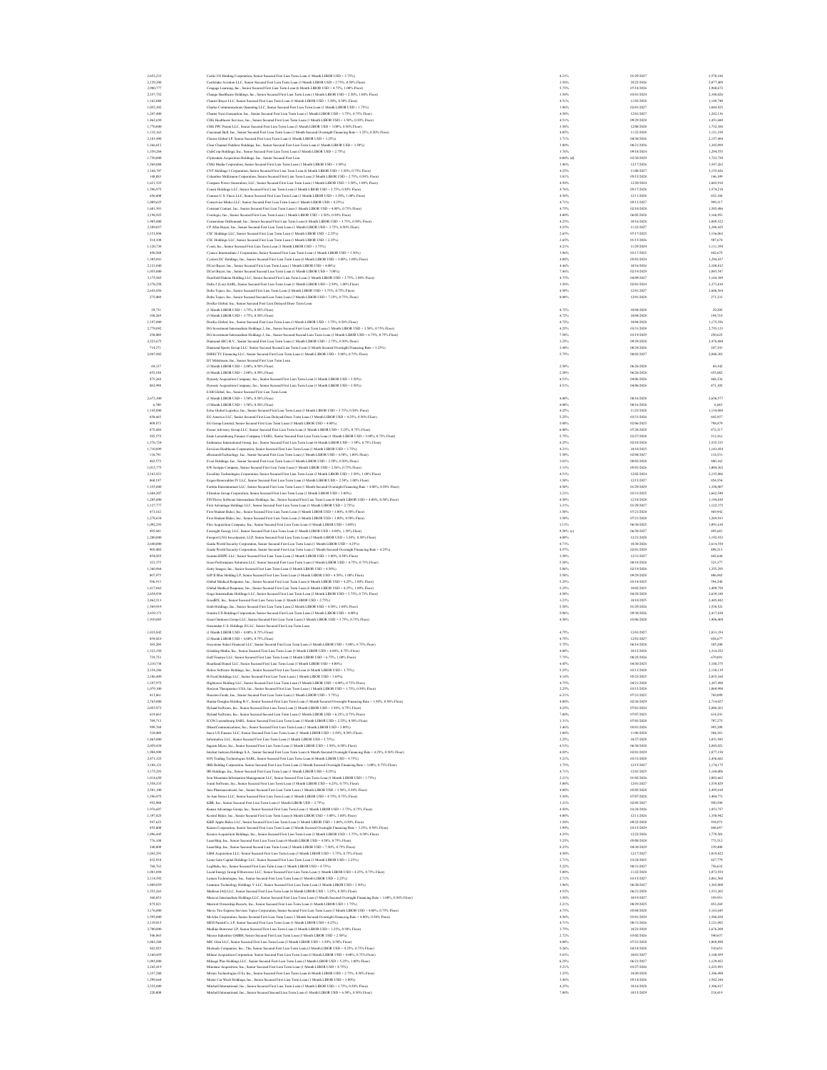| | | | | |
|---|---|---|---|---|
| 2,652,231 | Castle US Holding Corporation, Senior Secured First Lien Term Loan (1 Month LIBOR USD + 3.75%) | 4.23% | 01/29/2027 | 2,578,186 |
| 2,129,300 | Castlelake Aviation LLC, Senior Secured First Lien Term Loan (3 Month LIBOR USD + 2.75%, 0.50% Floor) | 3.58% | 10/22/2026 | 2,077,409 |
| 2,980,777 | Cengage Learning, Inc., Senior Secured First Lien Term Loan (6 Month LIBOR USD + 4.75%, 1.00% Floor) | 5.75% | 07/14/2026 | 2,960,672 |
| 2,357,752 | Change Healthcare Holdings, Inc., Senior Secured First Lien Term Loan (1 Month LIBOR USD + 2.50%, 1.00% Floor) | 3.50% | 03/01/2024 | 2,348,026 |
| 1,162,098 | Charter Buyer LLC, Senior Secured First Lien Term Loan (3 Month LIBOR USD + 3.50%, 0.50% Floor) | 4.51% | 11/01/2028 | 1,149,740 |
| 1,052,302 | Charter Communications Operating LLC, Senior Secured First Lien Term Loan (1 Month LIBOR USD + 1.75%) | 1.96% | 02/01/2027 | 1,044,925 |
| 1,247,400 | Charter Next Generation, Inc., Senior Secured First Lien Term Loan (1 Month LIBOR USD + 3.75%, 0.75% Floor) | 4.50% | 12/01/2027 | 1,242,136 |
| 1,462,650 | CHG Healthcare Services, Inc., Senior Secured First Lien Term Loan (3 Month LIBOR USD + 3.50%, 0.50% Floor) | 4.51% | 09/29/2028 | 1,451,680 |
| 1,770,000 | CHG PPC Parent LLC, Senior Secured First Lien Term Loan (1 Month LIBOR USD + 3.00%, 0.50% Floor) | 3.50% | 12/08/2028 | 1,752,300 |
| 1,132,163 | Cincinnati Bell, Inc., Senior Secured First Lien Term Loan (1 Month Secured Overnight Financing Rate + 3.25%, 0.50% Floor) | 4.03% | 11/22/2028 | 1,121,198 |
| 2,181,490 | Clarios Global LP, Senior Secured First Lien Term Loan (1 Month LIBOR USD + 3.25%) | 3.71% | 04/30/2026 | 2,137,498 |
| 1,366,013 | Clear Channel Outdoor Holdings, Inc., Senior Secured First Lien Term Loan (1 Month LIBOR USD + 3.50%) | 3.80% | 08/21/2026 | 1,345,099 |
| 1,359,284 | ClubCorp Holdings, Inc., Senior Secured First Lien Term Loan (3 Month LIBOR USD + 2.75%) | 3.76% | 09/18/2024 | 1,294,555 |
| 1,750,000 | Clydesdale Acquisition Holdings, Inc., Senior Secured First Lien | 0.00% (d) | 03/30/2029 | 1,723,750 |
| 1,569,088 | CMG Media Corporation, Senior Secured First Lien Term Loan (1 Month LIBOR USD + 3.50%) | 3.96% | 12/17/2026 | 1,547,262 |
| 3,165,707 | CNT Holdings I Corporation, Senior Secured First Lien Term Loan (6 Month LIBOR USD + 3.50%, 0.75% Floor) | 4.25% | 11/08/2027 | 3,155,826 |
| 148,883 | Columbus McKinnon Corporation, Senior Secured First Lien Term Loan (3 Month LIBOR USD + 2.75%, 0.50% Floor) | 3.81% | 05/15/2028 | 146,109 |
| 1,621,525 | Compass Power Generation, LLC, Senior Secured First Lien Term Loan (1 Month LIBOR USD + 3.50%, 1.00% Floor) | 4.50% | 12/20/2024 | 1,602,918 |
| 1,596,875 | Conair Holdings LLC, Senior Secured First Lien Term Loan (1 Month LIBOR USD + 3.75%, 0.50% Floor) | 4.76% | 05/17/2028 | 1,574,210 |
| 656,600 | Connect U.S. Finco LLC, Senior Secured First Lien Term Loan (1 Month LIBOR USD + 3.50%, 1.00% Floor) | 4.50% | 12/11/2026 | 652,168 |
| 1,009,625 | Conservice Midco LLC, Senior Secured First Lien Term Loan (1 Month LIBOR USD + 4.25%) | 4.71% | 05/13/2027 | 999,317 |
| 1,601,581 | Constant Contact, Inc., Senior Secured First Lien Term Loan (3 Month LIBOR USD + 4.00%, 0.75% Floor) | 4.75% | 02/10/2028 | 1,585,486 |
| 3,198,925 | Corelogic, Inc., Senior Secured First Lien Term Loan (1 Month LIBOR USD + 3.50%, 0.50% Floor) | 4.00% | 06/02/2028 | 3,168,951 |
| 1,903,800 | Cornerstone OnDemand, Inc., Senior Secured First Lien Term Loan (6 Month LIBOR USD + 3.75%, 0.50% Floor) | 4.25% | 10/16/2028 | 1,889,522 |
| 2,309,037 | CP Atlas Buyer, Inc., Senior Secured First Lien Term Loan (1 Month LIBOR USD + 3.75%, 0.50% Floor) | 4.25% | 11/23/2027 | 2,248,425 |
| 1,151,894 | CSC Holdings LLC, Senior Secured First Lien Term Loan (1 Month LIBOR USD + 2.25%) | 2.65% | 07/17/2025 | 1,136,062 |
| 514,100 | CSC Holdings LLC, Senior Secured First Lien Term Loan (1 Month LIBOR USD + 2.25%) | 2.65% | 01/15/2026 | 507,674 |
| 1,120,730 | Cvent, Inc., Senior Secured First Lien Term Loan (1 Month LIBOR USD + 3.75%) | 4.21% | 11/29/2024 | 1,111,394 |
| 850,568 | Cyanco Intermediate 2 Corporation, Senior Secured First Lien Term Loan (1 Month LIBOR USD + 3.50%) | 3.96% | 03/17/2025 | 842,675 |
| 1,305,041 | Cyxtera DC Holdings, Inc., Senior Secured First Lien Term Loan (6 Month LIBOR USD + 3.00%, 1.00% Floor) | 4.00% | 05/01/2024 | 1,294,437 |
| 2,121,000 | DCert Buyer, Inc., Senior Secured First Lien Term Loan (1 Month LIBOR USD + 4.00%) | 4.46% | 10/16/2026 | 2,108,812 |
| 1,055,000 | DCert Buyer, Inc., Senior Secured Second Lien Term Loan (1 Month LIBOR USD + 7.00%) | 7.46% | 02/19/2029 | 1,045,547 |
| 3,175,965 | Deerfield Dakota Holding LLC, Senior Secured First Lien Term Loan (1 Month LIBOR USD + 3.75%, 1.00% Floor) | 4.75% | 04/09/2027 | 3,164,389 |
| 2,378,250 | Delta 2 (Lux) SARL, Senior Secured First Lien Term Loan (1 Month LIBOR USD + 2.50%, 1.00% Floor) | 3.50% | 02/01/2024 | 2,373,810 |
| 2,643,856 | Delta Topco, Inc., Senior Secured First Lien Term Loan (3 Month LIBOR USD + 3.75%, 0.75% Floor) | 4.50% | 12/01/2027 | 2,606,564 |
| 275,000 | Delta Topco, Inc., Senior Secured Second Lien Term Loan (3 Month LIBOR USD + 7.25%, 0.75% Floor) | 8.00% | 12/01/2028 | 271,333 |
| | DexKo Global, Inc., Senior Secured First Lien Delayed-Draw Term Loan | | | |
| 29,731 | (1 Month LIBOR USD + 3.75%, 0.50% Floor) | 4.72% | 10/04/2028 | 29,205 |
| 198,269 | (3 Month LIBOR USD + 3.75%, 0.50% Floor) | 4.72% | 10/04/2028 | 194,710 |
| 1,197,000 | DexKo Global, Inc., Senior Secured First Lien Term Loan (3 Month LIBOR USD + 3.75%, 0.50% Floor) | 4.72% | 10/04/2028 | 1,175,556 |
| 2,770,092 | DG Investment Intermediate Holdings 2, Inc., Senior Secured First Lien Term Loan (1 Month LIBOR USD + 3.50%, 0.75% Floor) | 4.25% | 03/31/2028 | 2,755,123 |
| 250,000 | DG Investment Intermediate Holdings 2, Inc., Senior Secured Second Lien Term Loan (1 Month LIBOR USD + 6.75%, 0.75% Floor) | 7.50% | 03/19/2029 | 250,625 |
| 2,521,675 | Diamond (BC) B.V., Senior Secured First Lien Term Loan (1 Month LIBOR USD + 2.75%, 0.50% Floor) | 3.25% | 09/29/2028 | 2,478,080 |
| 714,271 | Diamond Sports Group LLC, Senior Secured Second Lien Term Loan (1 Month Secured Overnight Financing Rate + 3.25%) | 3.48% | 08/24/2026 | 247,541 |
| 2,087,992 | DIRECTV Financing LLC, Senior Secured First Lien Term Loan (1 Month LIBOR USD + 5.00%, 0.75% Floor) | 5.75% | 08/02/2027 | 2,084,301 |
| | DT Midstream, Inc., Senior Secured First Lien Term Loan | | | |
| 69,337 | (3 Month LIBOR USD + 2.00%, 0.50% Floor) | 2.50% | 06/26/2028 | 69,342 |
| 655,188 | (6 Month LIBOR USD + 2.00%, 0.50% Floor) | 2.50% | 06/26/2028 | 655,082 |
| 875,268 | Dynasty Acquisition Company, Inc., Senior Secured First Lien Term Loan (3 Month LIBOR USD + 3.50%) | 4.51% | 04/06/2026 | 848,336 |
| 893,994 | Dynasty Acquisition Company, Inc., Senior Secured First Lien Term Loan (3 Month LIBOR USD + 3.50%) | 4.51% | 04/06/2026 | 871,105 |
| | EAB Global, Inc., Senior Secured First Lien Term Loan | | | |
| 2,671,300 | (1 Month LIBOR USD + 3.50%, 0.50% Floor) | 4.00% | 08/16/2028 | 2,650,577 |
| 6,700 | (3 Month LIBOR USD + 3.50%, 0.50% Floor) | 4.00% | 08/16/2028 | 6,643 |
| 1,145,000 | Echo Global Logistics, Inc., Senior Secured First Lien Term Loan (1 Month LIBOR USD + 3.75%, 0.50% Floor) | 4.25% | 11/23/2028 | 1,134,088 |
| 658,665 | EG America LLC, Senior Secured First Lien Delayed-Draw Term Loan (3 Month LIBOR USD + 4.25%, 0.50% Floor) | 5.25% | 03/31/2026 | 642,857 |
| 809,873 | EG Group Limited, Senior Secured First Lien Term Loan (3 Month LIBOR USD + 4.00%) | 5.00% | 02/06/2025 | 796,879 |
| 875,600 | Eisner Advisory Group LLC, Senior Secured First Lien Term Loan (1 Month LIBOR USD + 5.25%, 0.75% Floor) | 6.00% | 07/28/2028 | 872,317 |
| 545,579 | Endo Luxembourg Finance Company I SARL, Senior Secured First Lien Term Loan (1 Month LIBOR USD + 5.00%, 0.75% Floor) | 5.75% | 03/27/2028 | 512,561 |
| 1,576,724 | Endurance International Group, Inc., Senior Secured First Lien Term Loan (6 Month LIBOR USD + 3.50%, 0.75% Floor) | 4.25% | 02/10/2028 | 1,515,315 |
| 1,710,099 | Envision Healthcare Corporation, Senior Secured First Lien Term Loan (1 Month LIBOR USD + 3.75%) | 4.21% | 10/10/2025 | 1,143,454 |
| 118,791 | eResearchTechnology, Inc., Senior Secured First Lien Term Loan (1 Month LIBOR USD + 4.50%, 1.00% Floor) | 5.50% | 02/04/2027 | 118,531 |
| 482,575 | Evoni Holdings, Inc., Senior Secured First Lien Term Loan (3 Month LIBOR USD + 2.50%, 0.50% Floor) | 3.01% | 08/03/2028 | 480,162 |
| 1,013,775 | EW Scripps Company, Senior Secured First Lien Term Loan (1 Month LIBOR USD + 2.56%, 0.75% Floor) | 3.31% | 05/01/2026 | 1,004,362 |
| 2,163,921 | Excelitas Technologies Corporation, Senior Secured First Lien Term Loan (3 Month LIBOR USD + 3.50%, 1.00% Floor) | 4.51% | 12/02/2024 | 2,155,806 |
| 860,197 | Exgen Renewables IV LLC, Senior Secured First Lien Term Loan (3 Month LIBOR USD + 2.50%, 1.00% Floor) | 3.50% | 12/15/2027 | 856,554 |
| 1,355,000 | Fertitta Entertainment LLC, Senior Secured First Lien Term Loan (1 Month Secured Overnight Financing Rate + 4.00%, 0.50% Floor) | 4.50% | 01/29/2029 | 1,350,007 |
| 1,684,207 | Filtration Group Corporation, Senior Secured First Lien Term Loan (1 Month LIBOR USD + 3.00%) | 3.21% | 03/31/2025 | 1,662,540 |
| 1,205,000 | FINThrive Software Intermediate Holdings, Inc., Senior Secured First Lien Term Loan (6 Month LIBOR USD + 4.00%, 0.50% Floor) | 4.50% | 12/18/2028 | 1,194,830 |
| 1,127,777 | First Advantage Holdings LLC, Senior Secured First Lien Term Loan (1 Month LIBOR USD + 2.75%) | 3.21% | 01/29/2027 | 1,122,375 |
| 473,162 | First Student Bidco, Inc., Senior Secured First Lien Term Loan (3 Month LIBOR USD + 3.00%, 0.50% Floor) | 3.50% | 07/21/2028 | 469,942 |
| 1,276,634 | First Student Bidco, Inc., Senior Secured First Lien Term Loan (3 Month LIBOR USD + 3.00%, 0.50% Floor) | 3.50% | 07/21/2028 | 1,269,933 |
| 1,092,291 | Flex Acquisition Company, Inc., Senior Secured First Lien Term Loan (3 Month LIBOR USD + 3.00%) | 3.13% | 06/30/2025 | 1,091,610 |
| 495,601 | Foresight Energy LLC, Senior Secured First Lien Term Loan (3 Month LIBOR USD + 8.00%, 1.50% Floor) | 9.50% (c) | 06/30/2027 | 495,601 |
| 1,200,000 | Freeport LNG Investments, LLP, Senior Secured First Lien Term Loan (3 Month LIBOR USD + 3.50%, 0.50% Floor) | 4.00% | 12/21/2028 | 1,192,932 |
| 2,640,000 | Garda World Security Corporation, Senior Secured First Lien Term Loan (1 Month LIBOR USD + 4.25%) | 4.71% | 10/30/2026 | 2,614,550 |
| 905,000 | Garda World Security Corporation, Senior Secured First Lien Term Loan (1 Month Secured Overnight Financing Rate + 4.25%) | 4.57% | 02/01/2029 | 898,213 |
| 854,929 | GeminiHDPE LLC, Senior Secured First Lien Term Loan (3 Month LIBOR USD + 3.00%, 0.50% Floor) | 3.50% | 12/31/2027 | 842,644 |
| 323,375 | Gems Performance Solutions LLC, Senior Secured First Lien Term Loan (3 Month LIBOR USD + 4.75%, 0.75% Floor) | 5.50% | 08/18/2028 | 323,377 |
| 1,360,964 | Getty Images, Inc., Senior Secured First Lien Term Loan (1 Month LIBOR USD + 4.50%) | 5.06% | 02/19/2026 | 1,355,295 |
| 807,975 | GIP II Blue Holding LP, Senior Secured First Lien Term Loan (3 Month LIBOR USD + 4.50%, 1.00% Floor) | 5.50% | 09/29/2028 | 806,965 |
| 596,913 | Global Medical Response, Inc., Senior Secured First Lien Term Loan (6 Month LIBOR USD + 4.25%, 1.00% Floor) | 5.25% | 03/14/2025 | 594,248 |
| 1,417,863 | Global Medical Response, Inc., Senior Secured First Lien Term Loan (6 Month LIBOR USD + 4.25%, 1.00% Floor) | 5.25% | 10/02/2025 | 1,409,758 |
| 2,654,936 | Gogo Intermediate Holdings LLC, Senior Secured First Lien Term Loan (3 Month LIBOR USD + 3.75%, 0.75% Floor) | 4.50% | 04/28/2028 | 2,639,180 |
| 2,862,513 | GoodRX, Inc., Senior Secured First Lien Term Loan (1 Month LIBOR USD + 2.75%) | 3.21% | 10/10/2025 | 2,845,842 |
| 1,569,919 | Grab Holdings, Inc., Senior Secured First Lien Term Loan (3 Month LIBOR USD + 4.50%, 1.00% Floor) | 5.50% | 01/29/2026 | 1,518,521 |
| 2,439,173 | Granite US Holdings Corporation, Senior Secured First Lien Term Loan (3 Month LIBOR USD + 4.00%) | 5.06% | 09/30/2026 | 2,417,830 |
| 1,910,005 | Great Outdoors Group LLC, Senior Secured First Lien Term Loan (3 Month LIBOR USD + 3.75%, 0.75% Floor) | 4.50% | 03/06/2028 | 1,906,404 |
| | Greeneden U.S. Holdings III LLC, Senior Secured First Lien Term Loan | | | |
| 1,833,842 | (1 Month LIBOR USD + 4.00%, 0.75% Floor) | 4.75% | 12/01/2027 | 1,833,354 |
| 859,024 | (2 Month LIBOR USD + 4.00%, 0.75% Floor) | 4.75% | 12/01/2027 | 858,677 |
| 385,200 | Greystone Select Financial LLC, Senior Secured First Lien Term Loan (3 Month LIBOR USD + 5.00%, 0.75% Floor) | 5.75% | 06/16/2028 | 385,200 |
| 1,321,350 | Grinding Media, Inc., Senior Secured First Lien Term Loan (3 Month LIBOR USD + 4.00%, 0.75% Floor) | 4.80% | 10/12/2028 | 1,314,252 |
| 738,723 | Gulf Finance LLC, Senior Secured First Lien Term Loan (1 Month LIBOR USD + 6.75%, 1.00% Floor) | 7.75% | 08/25/2026 | 679,091 |
| 3,210,738 | Heartland Dental LLC, Senior Secured First Lien Term Loan (1 Month LIBOR USD + 4.00%) | 4.45% | 04/30/2025 | 3,188,375 |
| 2,154,286 | Hellon Software Holdings, Inc., Senior Secured First Lien Term Loan (6 Month LIBOR USD + 3.75%) | 5.25% | 03/13/2028 | 2,138,139 |
| 2,186,489 | H-Food Holdings LLC, Senior Secured First Lien Term Loan (1 Month LIBOR USD + 3.69%) | 4.14% | 05/23/2025 | 2,155,160 |
| 1,397,975 | Hightower Holding LLC, Senior Secured First Lien Term Loan (3 Month LIBOR USD + 4.00%, 0.75% Floor) | 4.75% | 04/21/2028 | 1,387,490 |
| 1,079,100 | Horizon Therapeutics USA, Inc., Senior Secured First Lien Term Loan (1 Month LIBOR USD + 1.75%, 0.50% Floor) | 2.25% | 03/15/2028 | 1,069,998 |
| 813,861 | Hostess Foods, Inc., Senior Secured First Lien Term Loan (1 Month LIBOR USD + 5.75%) | 6.21% | 07/21/2025 | 769,099 |
| 2,765,000 | Hunter Douglas Holding B.V., Senior Secured First Lien Term Loan (3 Month Secured Overnight Financing Rate + 3.50%, 0.50% Floor) | 4.00% | 02/26/2029 | 2,714,027 |
| 2,055,971 | Hyland Software, Inc., Senior Secured First Lien Term Loan (1 Month LIBOR USD + 3.50%, 0.75% Floor) | 4.25% | 07/01/2024 | 2,048,263 |
| 619,663 | Hyland Software, Inc., Senior Secured Second Lien Term Loan (1 Month LIBOR USD + 6.25%, 0.75% Floor) | 7.00% | 07/07/2025 | 614,241 |
| 789,713 | ICON Luxembourg SARL, Senior Secured First Lien Term Loan (3 Month LIBOR USD + 2.25%, 0.50% Floor) | 3.31% | 07/03/2028 | 787,275 |
| 999,764 | IHeartCommunications, Inc., Senior Secured First Lien Term Loan (1 Month LIBOR USD + 3.00%) | 3.46% | 05/01/2026 | 983,209 |
| 310,000 | Imox US Finance LLC, Senior Secured First Lien Term Loan (3 Month LIBOR USD + 2.50%, 0.50% Floor) | 3.00% | 11/06/2028 | 306,181 |
| 1,865,000 | Informatica LLC, Senior Secured First Lien Term Loan (1 Month LIBOR USD + 2.75%) | 3.25% | 10/27/2028 | 1,851,945 |
| 2,059,438 | Ingram Micro, Inc., Senior Secured First Lien Term Loan (3 Month LIBOR USD + 3.50%, 0.50% Floor) | 4.51% | 06/30/2028 | 2,045,021 |
| 1,904,990 | Intelsat Jackson Holdings S.A., Senior Secured First Lien Term Loan (6 Month Secured Overnight Financing Rate + 4.25%, 0.50% Floor) | 4.92% | 02/01/2029 | 1,877,150 |
| 2,471,325 | ION Trading Technologies SARL, Senior Secured First Lien Term Loan (6 Month LIBOR USD + 4.75%) | 5.21% | 03/31/2028 | 2,456,682 |
| 3,188,121 | IRB Holding Corporation, Senior Secured First Lien Term Loan (3 Month Secured Overnight Financing Rate + 3.00%, 0.75% Floor) | 3.75% | 12/15/2027 | 3,174,175 |
| 3,175,250 | IRI Holdings, Inc., Senior Secured First Lien Term Loan (1 Month LIBOR USD + 4.25%) | 4.71% | 12/01/2025 | 3,168,006 |
| 1,816,650 | Iron Mountain Information Management LLC, Senior Secured First Lien Term Loan (1 Month LIBOR USD + 1.75%) | 2.21% | 01/02/2026 | 1,803,662 |
| 1,556,135 | Ivanti Software, Inc., Senior Secured First Lien Term Loan (3 Month LIBOR USD + 4.25%, 0.75% Floor) | 5.00% | 12/01/2027 | 1,539,029 |
| 2,501,100 | Jazz Pharmaceuticals, Inc., Senior Secured First Lien Term Loan (1 Month LIBOR USD + 3.50%, 0.50% Floor) | 4.00% | 05/05/2028 | 2,495,010 |
| 1,596,975 | Jo-Ann Stores LLC, Senior Secured First Lien Term Loan (3 Month LIBOR USD + 4.75%, 0.75% Floor) | 5.50% | 07/07/2028 | 1,404,771 |
| 952,988 | KBR, Inc., Senior Secured First Lien Term Loan (1 Month LIBOR USD + 2.75%) | 3.21% | 02/05/2027 | 950,598 |
| 1,976,607 | Kenan Advantage Group, Inc., Senior Secured First Lien Term Loan (1 Month LIBOR USD + 3.75%, 0.75% Floor) | 4.50% | 03/24/2026 | 1,953,757 |
| 1,397,825 | Kestrel Bidco, Inc., Senior Secured First Lien Term Loan (6 Month LIBOR USD + 3.00%, 1.00% Floor) | 4.00% | 12/11/2026 | 1,358,942 |
| 947,625 | KKR Apple Bidco LLC, Senior Secured First Lien Term Loan (1 Month LIBOR USD + 3.00%, 0.50% Floor) | 3.50% | 09/22/2028 | 938,073 |
| 855,800 | Kronos Corporation, Senior Secured First Lien Term Loan (3 Month Secured Overnight Financing Rate + 3.25%, 0.50% Floor) | 3.99% | 03/15/2029 | 849,057 |
| 1,896,645 | Kronos Acquisition Holdings, Inc., Senior Secured First Lien Term Loan (3 Month LIBOR USD + 3.75%, 0.50% Floor) | 4.25% | 12/22/2026 | 1,779,501 |
| 776,100 | LaserShip, Inc., Senior Secured First Lien Term Loan (6 Month LIBOR USD + 4.50%, 0.75% Floor) | 5.25% | 05/08/2028 | 773,512 |
| 240,000 | LaserShip, Inc., Senior Secured Second Lien Term Loan (3 Month LIBOR USD + 7.50%, 0.75% Floor) | 8.25% | 04/30/2029 | 239,400 |
| 1,063,291 | LBM Acquisition LLC, Senior Secured First Lien Term Loan (3 Month LIBOR USD + 3.75%, 0.75% Floor) | 4.50% | 12/17/2027 | 1,019,822 |
| 432,918 | Lions Gate Capital Holdings LLC, Senior Secured First Lien Term Loan (1 Month LIBOR USD + 2.25%) | 2.71% | 03/24/2025 | 427,779 |
| 768,763 | LogMeIn, Inc., Senior Secured First Lien Term Loan (1 Month LIBOR USD + 4.75%) | 5.22% | 08/31/2027 | 756,632 |
| 1,081,098 | Loyal Energy Group II Borrower LLC, Senior Secured First Lien Term Loan (1 Month LIBOR USD + 4.25%, 0.75% Floor) | 5.00% | 11/22/2028 | 1,073,554 |
| 2,114,592 | Lumen Technologies, Inc., Senior Secured First Lien Term Loan (1 Month LIBOR USD + 2.25%) | 2.71% | 03/15/2027 | 2,061,568 |
| 1,409,859 | Lummus Technology Holdings V LLC, Senior Secured First Lien Term Loan (1 Month LIBOR USD + 3.50%) | 3.96% | 06/30/2027 | 1,365,800 |
| 1,553,263 | Madison IAQ LLC, Senior Secured First Lien Term Loan (6 Month LIBOR USD + 3.25%, 0.50% Floor) | 4.52% | 06/21/2028 | 1,533,202 |
| 360,953 | Mavenir Intermediate Holdings LLC, Senior Secured First Lien Term Loan (3 Month Secured Overnight Financing Rate + 3.00%, 0.50% Floor) | 3.50% | 10/19/2027 | 359,951 |
| 875,821 | Marriott Ownership Resorts, Inc., Senior Secured First Lien Term Loan (1 Month LIBOR USD + 1.75%) | 2.21% | 08/29/2025 | 853,269 |
| 3,176,000 | Mavis Tire Express Services Topco Corporation, Senior Secured First Lien Term Loan (1 Month LIBOR USD + 4.00%, 0.75% Floor) | 4.75% | 05/04/2028 | 3,163,645 |
| 1,595,000 | McAfee Corporation, Senior Secured First Lien Term Loan (1 Month Secured Overnight Financing Rate + 4.00%, 0.50% Floor) | 4.50% | 03/01/2029 | 1,586,028 |
| 2,139,815 | MED ParentCo, LP, Senior Secured First Lien Term Loan (1 Month LIBOR USD + 4.25%) | 4.71% | 08/31/2026 | 2,121,092 |
| 2,700,000 | Medline Borrower LP, Senior Secured First Lien Term Loan (1 Month LIBOR USD + 3.25%, 0.50% Floor) | 3.75% | 10/23/2028 | 2,676,200 |
| 546,865 | Mercer Industries GMBH, Senior Secured First Lien Term Loan (3 Month LIBOR USD + 2.50%) | 2.72% | 03/02/2026 | 540,637 |
| 1,082,288 | MIC Glen LLC, Senior Secured First Lien Term Loan (2 Month LIBOR USD + 3.50%, 0.50% Floor) | 4.00% | 07/21/2028 | 1,068,098 |
| 542,925 | Michaels Companies, Inc., The, Senior Secured First Lien Term Loan (3 Month LIBOR USD + 4.25%, 0.75% Floor) | 5.26% | 04/14/2028 | 510,651 |
| 3,160,459 | Milano Acquisition Corporation, Senior Secured First Lien Term Loan (3 Month LIBOR USD + 4.00%, 0.75% Floor) | 5.01% | 10/01/2027 | 3,148,459 |
| 1,085,000 | Mileage Plus Holdings LLC, Senior Secured First Lien Term Loan (3 Month LIBOR USD + 5.25%, 1.00% Floor) | 6.25% | 06/21/2027 | 1,129,452 |
| 2,242,419 | Minotaur Acquisition, Inc., Senior Secured First Lien Term Loan (1 Month LIBOR USD + 4.75%) | 5.21% | 03/27/2026 | 2,225,893 |
| 1,357,200 | Mirion Technologies (US), Inc., Senior Secured First Lien Term Loan (6 Month LIBOR USD + 2.75%, 0.50% Floor) | 3.25% | 10/20/2028 | 1,346,490 |
| 1,599,664 | Mister Car Wash Holdings, Inc., Senior Secured First Lien Term Loan (1 Month LIBOR USD + 3.00%) | 3.46% | 05/14/2026 | 1,582,244 |
| 3,355,000 | Mitchell International, Inc., Senior Secured First Lien Term Loan (1 Month LIBOR USD + 3.75%, 0.50% Floor) | 4.25% | 10/16/2028 | 3,306,017 |
| 220,000 | Mitchell International, Inc., Senior Secured Second Lien Term Loan (1 Month LIBOR USD + 6.50%, 0.50% Floor) | 7.00% | 10/15/2029 | 218,419 |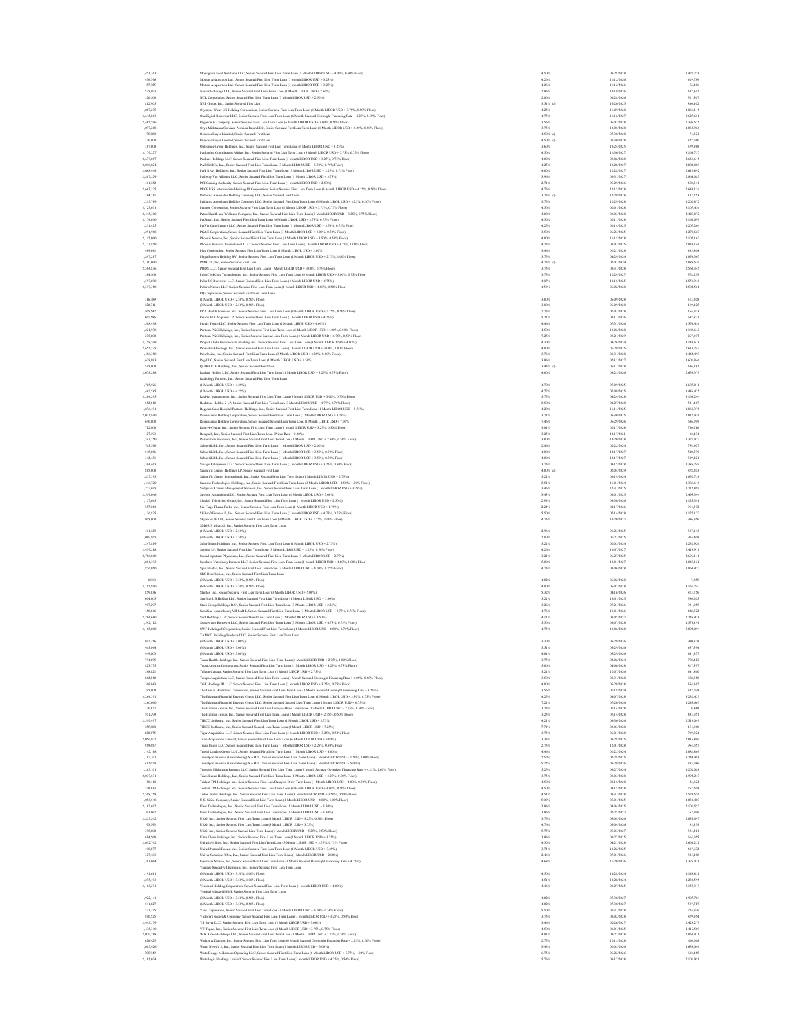| | | | | |
|---|---|---|---|---|
| 1,451,363 | Monogram Food Solutions LLC, Senior Secured First Lien Term Loan (1 Month LIBOR USD + 4.00%, 0.50% Floor) | 4.50% | 08/28/2028 | 1,427,778 |
| 436,396 | Motion Acquisition Ltd., Senior Secured First Lien Term Loan (3 Month LIBOR USD + 3.25%) | 4.26% | 11/12/2026 | 429,789 |
| 57,355 | Motion Acquisition Ltd., Senior Secured First Lien Term Loan (3 Month LIBOR USD + 3.25%) | 4.26% | 11/12/2026 | 56,486 |
| 535,993 | Nascar Holdings LLC, Senior Secured First Lien Term Loan (1 Month LIBOR USD + 2.50%) | 2.96% | 10/19/2026 | 532,342 |
| 526,508 | NCR Corporation, Senior Secured First Lien Term Loan (3 Month LIBOR USD + 2.50%) | 2.80% | 08/28/2026 | 521,567 |
| 812,905 | NEP Group, Inc., Senior Secured First Lien | 3.51% (d) | 10/20/2025 | 800,102 |
| 1,087,275 | Olympus Water US Holding Corporation, Senior Secured First Lien Term Loan (1 Month LIBOR USD + 3.75%, 0.50% Floor) | 4.25% | 11/09/2028 | 1,061,115 |
| 3,645,863 | OneDigital Borrower LLC, Senior Secured First Lien Term Loan (6 Month Secured Overnight Financing Rate + 4.25%, 0.50% Floor) | 4.75% | 11/16/2027 | 3,627,651 |
| 2,405,596 | Organon & Company, Senior Secured First Lien Term Loan (6 Month LIBOR USD + 3.00%, 0.50% Floor) | 3.56% | 06/02/2028 | 2,396,575 |
| 1,077,208 | Oryx Midstream Services Permian Basin LLC, Senior Secured First Lien Term Loan (1 Month LIBOR USD + 3.25%, 0.50% Floor) | 3.75% | 10/05/2028 | 1,069,968 |
| 75,000 | Osmosis Buyer Limited, Senior Secured First Lien | 4.50% (d) | 07/30/2028 | 74,321 |
| 330,000 | Osmosis Buyer Limited, Senior Secured First Lien | 4.50% (d) | 07/30/2028 | 327,010 |
| 387,800 | Outcomes Group Holdings, Inc., Senior Secured First Lien Term Loan (6 Month LIBOR USD + 3.25%) | 3.60% | 10/24/2025 | 379,888 |
| 3,179,327 | Packaging Coordinators Midco, Inc., Senior Secured First Lien Term Loan (6 Month LIBOR USD + 3.75%, 0.75% Floor) | 4.50% | 11/30/2027 | 3,166,737 |
| 2,677,097 | Padcon Holdings LLC, Senior Secured First Lien Term Loan (3 Month LIBOR USD + 3.25%, 0.75% Floor) | 4.00% | 03/06/2028 | 2,641,615 |
| 2,018,024 | PAI HoldCo, Inc., Senior Secured First Lien Term Loan (3 Month LIBOR USD + 3.50%, 0.75% Floor) | 4.25% | 10/28/2027 | 2,002,889 |
| 2,668,408 | Park River Holdings, Inc., Senior Secured First Lien Term Loan (3 Month LIBOR USD + 3.25%, 0.75% Floor) | 4.00% | 12/28/2027 | 2,613,892 |
| 2,887,529 | Pathway Vet Alliance LLC, Senior Secured First Lien Term Loan (1 Month LIBOR USD + 3.75%) | 3.96% | 03/31/2027 | 2,864,083 |
| 861,152 | PCI Gaming Authority, Senior Secured First Lien Term Loan (1 Month LIBOR USD + 2.50%) | 2.71% | 05/29/2026 | 858,141 |
| 2,663,325 | PECF USS Intermediate Holding III Corporation, Senior Secured First Lien Term Loan (1 Month LIBOR USD + 4.25%, 0.50% Floor) | 4.76% | 12/15/2028 | 2,643,124 |
| 184,211 | Pediatric Associates Holding Company LLC, Senior Secured First Lien | 3.75% (d) | 12/29/2028 | 182,253 |
| 1,215,789 | Pediatric Associates Holding Company LLC, Senior Secured First Lien Term Loan (3 Month LIBOR USD + 3.25%, 0.50% Floor) | 3.75% | 12/29/2028 | 1,202,872 |
| 3,123,051 | Peraton Corporation, Senior Secured First Lien Term Loan (1 Month LIBOR USD + 3.75%, 0.75% Floor) | 4.50% | 02/01/2028 | 3,107,436 |
| 2,445,300 | Petco Health and Wellness Company, Inc., Senior Secured First Lien Term Loan (3 Month LIBOR USD + 3.25%, 0.75% Floor) | 4.00% | 03/03/2028 | 2,425,072 |
| 3,174,050 | PetSmart, Inc., Senior Secured First Lien Term Loan (6 Month LIBOR USD + 3.75%, 0.75% Floor) | 4.50% | 02/11/2028 | 3,160,099 |
| 1,211,425 | PetVet Care Centers LLC, Senior Secured First Lien Term Loan (1 Month LIBOR USD + 3.50%, 0.75% Floor) | 4.25% | 02/14/2025 | 1,207,264 |
| 1,291,988 | PG&E Corporation, Senior Secured First Lien Term Loan (3 Month LIBOR USD + 3.00%, 0.50% Floor) | 3.50% | 06/23/2025 | 1,278,667 |
| 2,115,000 | Phoenix Newco, Inc., Senior Secured First Lien Term Loan (1 Month LIBOR USD + 3.50%, 0.50% Floor) | 4.00% | 11/15/2028 | 2,102,162 |
| 2,123,859 | Phoenix Services International LLC, Senior Secured First Lien Term Loan (1 Month LIBOR USD + 3.75%, 1.00% Floor) | 4.75% | 03/03/2025 | 2,058,146 |
| 489,861 | Pike Corporation, Senior Secured First Lien Term Loan (1 Month LIBOR USD + 3.00%) | 3.46% | 01/21/2028 | 485,804 |
| 1,897,287 | Playa Resorts Holding BV, Senior Secured First Lien Term Loan (1 Month LIBOR USD + 2.75%, 1.00% Floor) | 3.75% | 04/29/2024 | 1,858,307 |
| 2,100,000 | PMHC II, Inc., Senior Secured First Lien | 4.75% (d) | 02/01/2029 | 2,085,530 |
| 2,584,836 | PODS LLC, Senior Secured First Lien Term Loan (1 Month LIBOR USD + 3.00%, 0.75% Floor) | 3.75% | 03/31/2028 | 2,560,345 |
| 584,108 | PointClickCare Technologies, Inc., Senior Secured First Lien Term Loan (6 Month LIBOR USD + 3.00%, 0.75% Floor) | 3.75% | 12/29/2027 | 578,259 |
| 1,597,890 | Polar US Borrower LLC, Senior Secured First Lien Term Loan (3 Month LIBOR USD + 4.75%) | 4.87% | 10/15/2025 | 1,553,988 |
| 2,517,350 | Polaris Newco LLC, Senior Secured First Lien Term Loan (1 Month LIBOR USD + 4.00%, 0.50% Floor) | 4.50% | 06/02/2028 | 2,502,561 |
| | PQ Corporation, Senior Secured First Lien Term Loan | | | |
| 316,389 | (1 Month LIBOR USD + 2.50%, 0.50% Floor) | 3.00% | 06/09/2028 | 313,208 |
| 120,311 | (3 Month LIBOR USD + 2.50%, 0.50% Floor) | 3.00% | 06/09/2028 | 119,125 |
| 165,542 | PRA Health Sciences, Inc., Senior Secured First Lien Term Loan (3 Month LIBOR USD + 2.25%, 0.50% Floor) | 2.75% | 07/03/2028 | 164,973 |
| 661,586 | Prairie ECI Acquiror LP, Senior Secured First Lien Term Loan (1 Month LIBOR USD + 4.75%) | 5.21% | 03/11/2026 | 647,871 |
| 1,580,430 | Pregis Topco LLC, Senior Secured First Lien Term Loan (1 Month LIBOR USD + 4.00%) | 4.46% | 07/31/2026 | 1,570,456 |
| 1,221,538 | Pretium PKG Holdings, Inc., Senior Secured First Lien Term Loan (6 Month LIBOR USD + 4.00%, 0.50% Floor) | 4.50% | 10/02/2028 | 1,189,642 |
| 275,000 | Pretium PKG Holdings, Inc., Senior Secured Second Lien Term Loan (3 Month LIBOR USD + 6.75%, 0.50% Floor) | 7.25% | 09/21/2029 | 267,897 |
| 3,158,749 | Project Alpha Intermediate Holding, Inc., Senior Secured First Lien Term Loan (3 Month LIBOR USD + 4.00%) | 4.30% | 04/26/2024 | 3,143,610 |
| 2,655,735 | Prometric Holdings, Inc., Senior Secured First Lien Term Loan (1 Month LIBOR USD + 3.00%, 1.00% Floor) | 4.00% | 01/29/2025 | 2,613,243 |
| 1,456,350 | Proofpoint, Inc., Senior Secured First Lien Term Loan (3 Month LIBOR USD + 3.25%, 0.50% Floor) | 3.76% | 08/31/2028 | 1,442,493 |
| 1,620,993 | Pug LLC, Senior Secured First Lien Term Loan (1 Month LIBOR USD + 3.50%) | 3.96% | 02/12/2027 | 1,601,886 |
| 545,000 | QUIKRETE Holdings, Inc., Senior Secured First Lien | 3.45% (d) | 06/11/2028 | 536,182 |
| 2,678,280 | Radiate Holdco LLC, Senior Secured First Lien Term Loan (1 Month LIBOR USD + 3.25%, 0.75% Floor) | 4.00% | 09/25/2026 | 2,659,379 |
| | Radiology Partners, Inc., Senior Secured First Lien Term Loan | | | |
| 1,705,926 | (1 Month LIBOR USD + 4.25%) | 4.70% | 07/09/2025 | 1,687,011 |
| 1,462,585 | (1 Month LIBOR USD + 4.25%) | 4.72% | 07/09/2025 | 1,446,423 |
| 3,204,295 | RadNet Management, Inc., Senior Secured First Lien Term Loan (3 Month LIBOR USD + 3.00%, 0.75% Floor) | 3.75% | 04/24/2028 | 3,166,204 |
| 552,518 | Redstone Holdco 2 LP, Senior Secured First Lien Term Loan (3 Month LIBOR USD + 4.75%, 0.75% Floor) | 5.50% | 04/27/2028 | 541,467 |
| 1,876,691 | RegionalCare Hospital Partners Holdings, Inc., Senior Secured First Lien Term Loan (1 Month LIBOR USD + 3.75%) | 4.20% | 11/14/2025 | 1,868,375 |
| 2,031,849 | Renaissance Holding Corporation, Senior Secured First Lien Term Loan (1 Month LIBOR USD + 3.25%) | 3.71% | 05/30/2025 | 2,012,476 |
| 640,000 | Renaissance Holding Corporation, Senior Secured Second Lien Term Loan (1 Month LIBOR USD + 7.00%) | 7.46% | 05/29/2026 | 636,699 |
| 712,800 | Rent-A-Center, Inc., Senior Secured First Lien Term Loan (1 Month LIBOR USD + 3.25%, 0.50% Floor) | 3.81% | 02/17/2028 | 700,216 |
| 127,193 | Restoration Hardware, Inc., Senior Secured First Lien Term Loan (Prime Rate + 0.00%) | 3.25% | 12/17/2021 | 32,638 |
| 1,343,250 | Restoration Hardware, Inc., Senior Secured First Lien Term Loan (1 Month LIBOR USD + 2.50%, 0.50% Floor) | 3.00% | 10/20/2028 | 1,321,422 |
| 765,598 | Sabre GLBL, Inc., Senior Secured First Lien Term Loan (1 Month LIBOR USD + 2.00%) | 2.46% | 02/22/2024 | 754,607 |
| 545,856 | Sabre GLBL, Inc., Senior Secured First Lien Term Loan (1 Month LIBOR USD + 3.50%, 0.50% Floor) | 4.00% | 12/17/2027 | 540,739 |
| 342,431 | Sabre GLBL, Inc., Senior Secured First Lien Term Loan (1 Month LIBOR USD + 3.50%, 0.50% Floor) | 4.00% | 12/17/2027 | 339,221 |
| 1,394,463 | Savage Enterprises LLC, Senior Secured First Lien Term Loan (1 Month LIBOR USD + 3.25%, 0.50% Floor) | 3.75% | 09/15/2028 | 1,386,209 |
| 885,000 | Scientific Games Holdings LP, Senior Secured First Lien | 4.00% (d) | 02/04/2029 | 876,203 |
| 1,857,393 | Scientific Games International, Inc., Senior Secured First Lien Term Loan (1 Month LIBOR USD + 2.75%) | 3.21% | 08/14/2024 | 1,852,758 |
| 1,446,720 | Sescrea Technologies Holdings, Inc., Senior Secured First Lien Term Loan (1 Month LIBOR USD + 4.50%, 1.00% Floor) | 5.51% | 11/01/2024 | 1,391,610 |
| 1,727,695 | Sedgwick Claims Management Services, Inc., Senior Secured First Lien Term Loan (1 Month LIBOR USD + 3.25%) | 3.46% | 12/31/2025 | 1,712,009 |
| 2,519,646 | Severin Acquisition LLC, Senior Secured First Lien Term Loan (1 Month LIBOR USD + 3.00%) | 3.45% | 08/01/2025 | 2,495,344 |
| 1,137,663 | Sinclair Television Group, Inc., Senior Secured First Lien Term Loan (1 Month LIBOR USD + 2.50%) | 2.96% | 09/30/2026 | 1,125,341 |
| 937,044 | Six Flags Theme Parks, Inc., Senior Secured First Lien Term Loan (1 Month LIBOR USD + 1.75%) | 2.21% | 04/17/2026 | 914,372 |
| 1,136,815 | Skillsoft Finance II, Inc., Senior Secured First Lien Term Loan (3 Month LIBOR USD + 4.75%, 0.75% Floor) | 5.50% | 07/14/2028 | 1,127,172 |
| 905,000 | SkyMiles IP Ltd., Senior Secured First Lien Term Loan (3 Month LIBOR USD + 3.75%, 1.00% Floor) | 4.75% | 10/20/2027 | 936,956 |
| | SMG US Midco 2, Inc., Senior Secured First Lien Term Loan | | | |
| 401,129 | (1 Month LIBOR USD + 2.50%) | 2.96% | 01/23/2025 | 387,143 |
| 1,009,045 | (3 Month LIBOR USD + 2.50%) | 2.80% | 01/23/2025 | 976,408 |
| 1,287,819 | SolarWinds Holdings, Inc., Senior Secured First Lien Term Loan (1 Month LIBOR USD + 2.75%) | 3.21% | 02/05/2024 | 1,252,826 |
| 2,439,218 | Sophia, LP, Senior Secured First Lien Term Loan (3 Month LIBOR USD + 3.25%, 0.50% Floor) | 4.26% | 10/07/2027 | 2,419,911 |
| 2,706,860 | Sound Inpatient Physicians, Inc., Senior Secured First Lien Term Loan (1 Month LIBOR USD + 2.75%) | 3.21% | 06/27/2025 | 2,696,141 |
| 1,854,393 | Southern Veterinary Partners LLC, Senior Secured First Lien Term Loan (1 Month LIBOR USD + 4.00%, 1.00% Floor) | 5.00% | 10/01/2027 | 1,845,121 |
| 1,876,050 | Spin Holdco, Inc., Senior Secured First Lien Term Loan (3 Month LIBOR USD + 4.00%, 0.75% Floor) | 4.75% | 03/06/2028 | 1,864,972 |
| | SRS Distribution, Inc., Senior Secured First Lien Term Loan | | | |
| 8,010 | (3 Month LIBOR USD + 3.50%, 0.50% Floor) | 4.02% | 06/02/2028 | 7,935 |
| 3,195,890 | (6 Month LIBOR USD + 3.50%, 0.50% Floor) | 4.00% | 06/02/2028 | 3,161,287 |
| 859,836 | Staples, Inc., Senior Secured First Lien Term Loan (3 Month LIBOR USD + 5.00%) | 5.32% | 04/16/2026 | 811,756 |
| 604,805 | Starfruit US Holdco LLC, Senior Secured First Lien Term Loan (1 Month LIBOR USD + 3.00%) | 3.21% | 10/01/2025 | 596,205 |
| 997,297 | Stars Group Holdings B.V., Senior Secured First Lien Term Loan (3 Month LIBOR USD + 2.25%) | 3.26% | 07/21/2026 | 981,050 |
| 450,866 | Sunshine Luxembourg VII SARL, Senior Secured First Lien Term Loan (3 Month LIBOR USD + 3.75%, 0.75% Floor) | 4.76% | 10/01/2026 | 448,522 |
| 2,264,600 | Surf Holdings LLC, Senior Secured First Lien Term Loan (3 Month LIBOR USD + 3.50%) | 4.11% | 03/05/2027 | 2,245,928 |
| 1,592,112 | Sweetwater Borrower LLC, Senior Secured First Lien Term Loan (3 Month LIBOR USD + 4.75%, 0.75% Floor) | 5.50% | 08/07/2028 | 1,576,191 |
| 3,105,000 | SWF Holdings I Corporation, Senior Secured First Lien Term Loan (1 Month LIBOR USD + 4.00%, 0.75% Floor) | 4.75% | 10/06/2028 | 3,092,094 |
| | TAMKO Building Products LLC, Senior Secured First Lien Term Loan | | | |
| 947,356 | (3 Month LIBOR USD + 3.00%) | 3.30% | 05/29/2026 | 930,578 |
| 465,844 | (3 Month LIBOR USD + 3.00%) | 3.51% | 05/29/2026 | 457,594 |
| 449,863 | (3 Month LIBOR USD + 3.00%) | 4.01% | 05/29/2026 | 441,837 |
| 794,895 | Team Health Holdings, Inc., Senior Secured First Lien Term Loan (1 Month LIBOR USD + 2.75%, 1.00% Floor) | 3.75% | 02/06/2024 | 758,413 |
| 823,775 | Tecta America Corporation, Senior Secured First Lien Term Loan (1 Month LIBOR USD + 4.25%, 0.75% Floor) | 5.00% | 04/06/2028 | 817,597 |
| 588,821 | Telesat Canada, Senior Secured First Lien Term Loan (1 Month LIBOR USD + 2.75%) | 3.21% | 12/07/2026 | 541,860 |
| 862,548 | Tempo Acquisition LLC, Senior Secured First Lien Term Loan (1 Month Secured Overnight Financing Rate + 3.00%, 0.50% Floor) | 3.50% | 08/31/2028 | 858,558 |
| 369,863 | TGP Holdings III LLC, Senior Secured First Lien Term Loan (3 Month LIBOR USD + 3.25%, 0.75% Floor) | 4.00% | 06/29/2028 | 354,167 |
| 395,000 | The Dun & Bradstreet Corporation, Senior Secured First Lien Term Loan (1 Month Secured Overnight Financing Rate + 3.25%) | 3.56% | 01/18/2029 | 392,038 |
| 3,265,391 | The Edelman Financial Engines Centre LLC, Senior Secured First Lien Term Loan (1 Month LIBOR USD + 3.50%, 0.75% Floor) | 4.25% | 04/07/2028 | 3,252,433 |
| 1,260,000 | The Edelman Financial Engines Centre LLC, Senior Secured Second Lien Term Loan (1 Month LIBOR USD + 6.75%) | 7.21% | 07/20/2026 | 1,245,667 |
| 120,627 | The Hillman Group, Inc., Senior Secured First Lien Delayed-Draw Term Loan (1 Month LIBOR USD + 2.75%, 0.50% Floor) | 3.25% | 07/14/2028 | 9,468 |
| 501,299 | The Hillman Group, Inc., Senior Secured First Lien Term Loan (1 Month LIBOR USD + 2.75%, 0.50% Floor) | 3.25% | 07/14/2028 | 493,051 |
| 2,519,497 | TIBCO Software, Inc., Senior Secured First Lien Term Loan (1 Month LIBOR USD + 3.75%) | 4.21% | 06/30/2026 | 2,510,049 |
| 155,000 | TIBCO Software, Inc., Senior Secured Second Lien Term Loan (1 Month LIBOR USD + 7.25%) | 7.71% | 03/03/2028 | 154,968 |
| 820,875 | Tiger Acquisition LLC, Senior Secured First Lien Term Loan (3 Month LIBOR USD + 3.25%, 0.50% Floor) | 3.75% | 06/01/2028 | 789,924 |
| 2,056,922 | Titan Acquisition Limited, Senior Secured First Lien Term Loan (6 Month LIBOR USD + 3.00%) | 3.35% | 03/28/2025 | 2,016,094 |
| 958,657 | Trans Union LLC, Senior Secured First Lien Term Loan (1 Month LIBOR USD + 2.25%, 0.50% Floor) | 2.75% | 12/01/2028 | 954,657 |
| 1,142,108 | Travel Leaders Group LLC, Senior Secured First Lien Term Loan (1 Month LIBOR USD + 4.00%) | 4.46% | 01/25/2024 | 1,081,869 |
| 1,197,101 | Travelport Finance (Luxembourg) S.A.R.L., Senior Secured First Lien Term Loan (3 Month LIBOR USD + 1.50%, 1.00% Floor) | 2.50% | 02/28/2025 | 1,244,488 |
| 432,074 | Travelport Finance (Luxembourg) S.A.R.L., Senior Secured First Lien Term Loan (3 Month LIBOR USD + 5.00%) | 5.22% | 05/29/2026 | 385,096 |
| 1,205,181 | Traverse Midstream Partners LLC, Senior Secured First Lien Term Loan (3 Month Secured Overnight Financing Rate + 4.25%, 1.00% Floor) | 5.25% | 09/27/2024 | 1,202,088 |
| 2,037,531 | TricorBraun Holdings, Inc., Senior Secured First Lien Term Loan (1 Month LIBOR USD + 3.25%, 0.50% Floor) | 3.75% | 03/03/2028 | 1,992,287 |
| 38,410 | Trident TPI Holdings, Inc., Senior Secured First Lien Delayed-Draw Term Loan (1 Month LIBOR USD + 4.00%, 0.50% Floor) | 4.50% | 09/15/2028 | 25,824 |
| 270,133 | Trident TPI Holdings, Inc., Senior Secured First Lien Term Loan (3 Month LIBOR USD + 4.00%, 0.50% Floor) | 4.50% | 09/15/2028 | 267,208 |
| 2,588,238 | Triton Water Holdings, Inc., Senior Secured First Lien Term Loan (3 Month LIBOR USD + 3.50%, 0.50% Floor) | 4.51% | 03/31/2028 | 2,529,556 |
| 1,053,548 | U.S. Silica Company, Senior Secured First Lien Term Loan (1 Month LIBOR USD + 4.00%, 1.00% Floor) | 5.00% | 05/01/2025 | 1,038,403 |
| 2,182,692 | Uber Technologies, Inc., Senior Secured First Lien Term Loan (1 Month LIBOR USD + 3.50%) | 3.96% | 04/04/2025 | 2,181,557 |
| 63,162 | Uber Technologies, Inc., Senior Secured First Lien Term Loan (1 Month LIBOR USD + 3.50%) | 3.96% | 02/25/2027 | 62,999 |
| 2,855,242 | UKG, Inc., Senior Secured First Lien Term Loan (1 Month LIBOR USD + 3.25%, 0.50% Floor) | 3.75% | 05/04/2026 | 2,836,097 |
| 93,501 | UKG, Inc., Senior Secured First Lien Term Loan (3 Month LIBOR USD + 3.75%) | 4.76% | 05/04/2026 | 93,159 |
| 395,000 | UKG, Inc., Senior Secured Second Lien Term Loan (1 Month LIBOR USD + 5.25%, 0.50% Floor) | 5.75% | 05/03/2027 | 393,211 |
| 614,568 | Ultra Clean Holdings, Inc., Senior Secured First Lien Term Loan (1 Month LIBOR USD + 3.75%) | 3.96% | 08/27/2025 | 610,055 |
| 2,632,742 | United Airlines, Inc., Senior Secured First Lien Term Loan (3 Month LIBOR USD + 3.75%, 0.75% Floor) | 4.50% | 04/21/2028 | 2,606,231 |
| 490,077 | United Natural Foods, Inc., Senior Secured First Lien Term Loan (1 Month LIBOR USD + 3.25%) | 3.71% | 10/22/2025 | 487,632 |
| 327,461 | Univar Solutions USA, Inc., Senior Secured First Lien Term Loan (1 Month LIBOR USD + 2.00%) | 2.46% | 07/01/2026 | 324,188 |
| 1,381,064 | Upstream Newco, Inc., Senior Secured First Lien Term Loan (1 Month Secured Overnight Financing Rate + 4.25%) | 4.60% | 11/20/2026 | 1,375,028 |
| | Vantage Specialty Chemicals, Inc., Senior Secured First Lien Term Loan | | | |
| 1,191,611 | (3 Month LIBOR USD + 3.50%, 1.00% Floor) | 4.50% | 10/28/2024 | 1,149,851 |
| 1,275,493 | (3 Month LIBOR USD + 3.50%, 1.00% Floor) | 4.51% | 10/28/2024 | 1,230,595 |
| 3,163,271 | Verscend Holding Corporation, Senior Secured First Lien Term Loan (1 Month LIBOR USD + 4.00%) | 4.46% | 08/27/2025 | 3,159,317 |
| | Vertical Midco GMBH, Senior Secured First Lien Term Loan | | | |
| 1,922,141 | (3 Month LIBOR USD + 3.50%, 0.50% Floor) | 4.02% | 07/30/2027 | 1,907,784 |
| 541,827 | (6 Month LIBOR USD + 3.50%, 0.50% Floor) | 4.02% | 07/30/2027 | 537,717 |
| 731,325 | Viad Corporation, Senior Secured First Lien Term Loan (1 Month LIBOR USD + 5.00%, 0.50% Floor) | 5.50% | 07/31/2028 | 724,926 |
| 890,525 | Victoria's Secret & Company, Senior Secured First Lien Term Loan (3 Month LIBOR USD + 3.25%, 0.50% Floor) | 3.75% | 08/02/2028 | 879,954 |
| 2,445,579 | VS Buyer LLC, Senior Secured First Lien Term Loan (1 Month LIBOR USD + 3.00%) | 3.46% | 02/28/2027 | 2,429,279 |
| 1,435,340 | VT Topco, Inc., Senior Secured First Lien Term Loan (1 Month LIBOR USD + 3.75%, 0.75% Floor) | 4.50% | 08/01/2025 | 1,416,509 |
| 2,079,788 | W.R. Grace Holdings LLC, Senior Secured First Lien Term Loan (3 Month LIBOR USD + 3.75%, 0.50% Floor) | 4.81% | 09/22/2028 | 2,068,411 |
| 628,425 | Walker & Dunlop, Inc., Senior Secured First Lien Term Loan (6 Month Secured Overnight Financing Rate + 2.25%, 0.50% Floor) | 2.75% | 12/15/2028 | 626,068 |
| 1,685,926 | Wand NewCo 3, Inc., Senior Secured First Lien Term Loan (1 Month LIBOR USD + 3.00%) | 3.46% | 02/05/2026 | 1,639,849 |
| 705,949 | WaterBridge Midstream Operating LLC, Senior Secured First Lien Term Loan (6 Month LIBOR USD + 5.75%, 1.00% Floor) | 6.75% | 06/22/2026 | 682,455 |
| 2,185,024 | Waterlogic Holdings Limited, Senior Secured First Lien Term Loan (3 Month LIBOR USD + 4.75%, 0.50% Floor) | 5.76% | 08/17/2028 | 2,181,991 |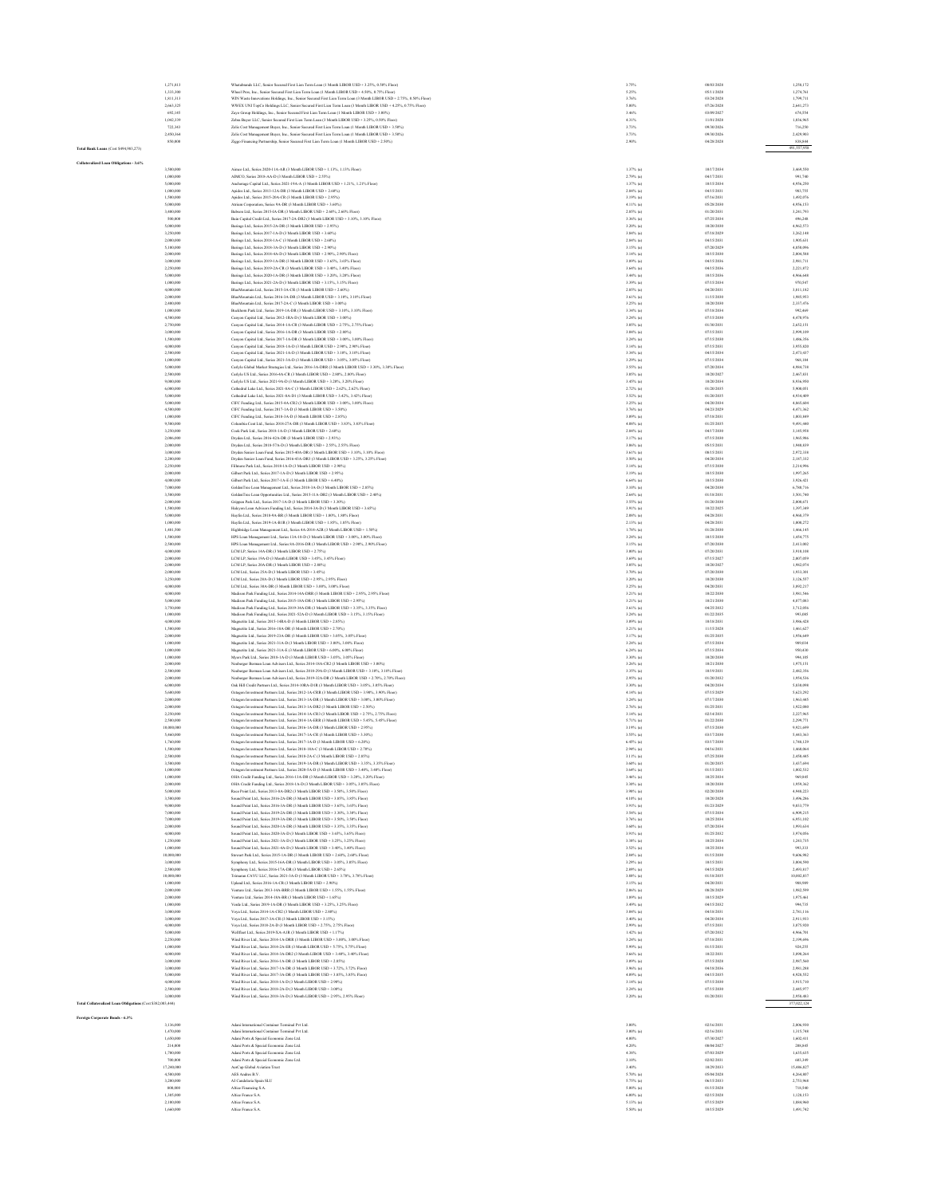| Principal Amount | Description | Rate | Maturity | Value |
|---|---|---|---|---|
| 1,271,813 | Whatabrands LLC, Senior Secured First Lien Term Loan (1 Month LIBOR USD + 3.25%, 0.50% Floor) | 3.75% | 08/03/2028 | 1,258,172 |
| 1,333,300 | Wheel Pros, Inc., Senior Secured First Lien Term Loan (1 Month LIBOR USD + 4.50%, 0.75% Floor) | 5.25% | 05/11/2028 | 1,274,761 |
| 1,811,313 | WIN Waste Innovations Holdings, Inc., Senior Secured First Lien Term Loan (1 Month LIBOR USD + 2.75%, 0.50% Floor) | 3.76% | 03/24/2028 | 1,799,711 |
| 2,663,325 | WWEX UNI TopCo Holdings LLC, Senior Secured First Lien Term Loan (3 Month LIBOR USD + 4.25%, 0.75% Floor) | 5.00% | 07/26/2028 | 2,641,273 |
| 692,105 | Zayo Group Holdings, Inc., Senior Secured First Lien Term Loan (1 Month LIBOR USD + 3.00%) | 3.46% | 03/09/2027 | 674,554 |
| 1,042,339 | Zebra Buyer LLC, Senior Secured First Lien Term Loan (3 Month LIBOR USD + 3.25%, 0.50% Floor) | 4.31% | 11/01/2028 | 1,036,965 |
| 722,343 | Zelis Cost Management Buyer, Inc., Senior Secured First Lien Term Loan (1 Month LIBOR USD + 3.50%) | 3.73% | 09/30/2026 | 716,250 |
| 2,450,364 | Zelis Cost Management Buyer, Inc., Senior Secured First Lien Term Loan (1 Month LIBOR USD + 3.50%) | 3.73% | 09/30/2026 | 2,429,903 |
| 850,000 | Ziggo Financing Partnership, Senior Secured First Lien Term Loan (1 Month LIBOR USD + 2.50%) | 2.90% | 04/28/2028 | 838,844 |
| **Total Bank Loans** (Cost $494,983,271) | | | | 491,557,958 |

**Collateralized Loan Obligations - 3.6%**

| Principal Amount | Description | Rate | Maturity | Value |
|---|---|---|---|---|
| 3,500,000 | Aimco Ltd., Series 2020-11A-AR (3 Month LIBOR USD + 1.13%, 1.13% Floor) | 1.37% (a) | 10/17/2034 | 3,469,550 |
| 1,000,000 | AIMCO, Series 2018-AA-D (3 Month LIBOR USD + 2.55%) | 2.79% (a) | 04/17/2031 | 991,740 |
| 5,000,000 | Anchorage Capital Ltd., Series 2021-19A-A (3 Month LIBOR USD + 1.21%, 1.21% Floor) | 1.37% (a) | 10/15/2034 | 4,956,250 |
| 1,000,000 | Apidos Ltd., Series 2013-12A-DR (3 Month LIBOR USD + 2.60%) | 2.84% (a) | 04/15/2031 | 983,755 |
| 1,500,000 | Apidos Ltd., Series 2015-20A-CR (3 Month LIBOR USD + 2.95%) | 3.19% (a) | 07/16/2031 | 1,492,076 |
| 5,000,000 | Atrium Corporation, Series 9A-DR (3 Month LIBOR USD + 3.60%) | 4.11% (a) | 05/28/2030 | 4,956,153 |
| 3,400,000 | Babson Ltd., Series 2015-IA-DR (3 Month LIBOR USD + 2.60%, 2.60% Floor) | 2.85% (a) | 01/20/2031 | 3,281,793 |
| 500,000 | Bain Capital Credit Ltd., Series 2017-2A-DR2 (3 Month LIBOR USD + 3.10%, 3.10% Floor) | 3.36% (a) | 07/25/2034 | 496,248 |
| 5,000,000 | Bastings Ltd., Series 2015-2A-DR (3 Month LIBOR USD + 2.95%) | 3.20% (a) | 10/20/2030 | 4,962,573 |
| 3,250,000 | Bastings Ltd., Series 2017-1A-D (3 Month LIBOR USD + 3.60%) | 3.84% (a) | 07/18/2029 | 3,262,148 |
| 2,000,000 | Bastings Ltd., Series 2018-1A-C (3 Month LIBOR USD + 2.60%) | 2.84% (a) | 04/15/2031 | 1,905,631 |
| 5,100,000 | Bastings Ltd., Series 2018-3A-D (3 Month LIBOR USD + 2.90%) | 3.15% (a) | 07/20/2029 | 5,050,096 |
| 2,000,000 | Bastings Ltd., Series 2018-4A-D (3 Month LIBOR USD + 2.90%, 2.90% Floor) | 3.14% (a) | 10/15/2030 | 2,004,588 |
| 3,000,000 | Bastings Ltd., Series 2019-1A-DR (3 Month LIBOR USD + 3.65%, 3.65% Floor) | 3.89% (a) | 04/15/2036 | 2,981,711 |
| 2,250,000 | Bastings Ltd., Series 2019-2A-CR (3 Month LIBOR USD + 3.40%, 3.40% Floor) | 3.64% (a) | 04/15/2036 | 2,221,872 |
| 5,000,000 | Bastings Ltd., Series 2020-1A-DR (3 Month LIBOR USD + 3.20%, 3.20% Floor) | 3.44% (a) | 10/15/2036 | 4,966,648 |
| 1,000,000 | Bastings Ltd., Series 2021-2A-D (3 Month LIBOR USD + 3.15%, 3.15% Floor) | 3.39% (a) | 07/15/2034 | 976,547 |
| 4,000,000 | BlueMountain Ltd., Series 2015-3A-CR (3 Month LIBOR USD + 2.60%) | 2.85% (a) | 04/20/2031 | 3,811,162 |
| 2,000,000 | BlueMountain Ltd., Series 2016-3A-DR (3 Month LIBOR USD + 3.10%, 3.10% Floor) | 3.61% (a) | 11/15/2030 | 1,985,953 |
| 2,400,000 | BlueMountain Ltd., Series 2017-2A-C (3 Month LIBOR USD + 3.00%) | 3.25% (a) | 10/20/2030 | 2,317,476 |
| 1,000,000 | Buckhorn Park Ltd., Series 2019-1A-DR (3 Month LIBOR USD + 3.10%, 3.10% Floor) | 3.34% (a) | 07/18/2034 | 992,469 |
| 4,500,000 | Canyon Capital Ltd., Series 2012-1RA-D (3 Month LIBOR USD + 3.00%) | 3.24% (a) | 07/15/2030 | 4,470,976 |
| 2,750,000 | Canyon Capital Ltd., Series 2014-1A-CR (3 Month LIBOR USD + 2.75%, 2.75% Floor) | 3.03% (a) | 01/30/2031 | 2,652,151 |
| 3,000,000 | Canyon Capital Ltd., Series 2016-1A-DR (3 Month LIBOR USD + 2.80%) | 3.04% (a) | 07/15/2031 | 2,999,109 |
| 1,500,000 | Canyon Capital Ltd., Series 2017-1A-DR (3 Month LIBOR USD + 3.00%, 3.00% Floor) | 3.24% (a) | 07/15/2030 | 1,486,356 |
| 4,000,000 | Canyon Capital Ltd., Series 2018-1A-D (3 Month LIBOR USD + 2.90%, 2.90% Floor) | 3.14% (a) | 07/15/2031 | 3,955,820 |
| 2,500,000 | Canyon Capital Ltd., Series 2021-1A-D (3 Month LIBOR USD + 3.10%, 3.10% Floor) | 3.34% (a) | 04/15/2034 | 2,473,437 |
| 1,000,000 | Canyon Capital Ltd., Series 2021-3A-D (3 Month LIBOR USD + 3.05%, 3.05% Floor) | 3.29% (a) | 07/15/2034 | 988,184 |
| 5,000,000 | Carlyle Global Market Strategies Ltd., Series 2016-3A-DRR (3 Month LIBOR USD + 3.30%, 3.30% Floor) | 3.55% (a) | 07/20/2034 | 4,904,738 |
| 2,500,000 | Carlyle US Ltd., Series 2016-4A-CR (3 Month LIBOR USD + 2.80%, 2.80% Floor) | 3.05% (a) | 10/20/2027 | 2,467,831 |
| 9,000,000 | Carlyle US Ltd., Series 2021-9A-D (3 Month LIBOR USD + 3.20%, 3.20% Floor) | 3.45% (a) | 10/20/2034 | 8,936,950 |
| 6,000,000 | Cathedral Lake Ltd., Series 2021-8A-C (3 Month LIBOR USD + 2.62%, 2.62% Floor) | 2.72% (a) | 01/20/2035 | 5,908,051 |
| 5,000,000 | Cathedral Lake Ltd., Series 2021-8A-D1 (3 Month LIBOR USD + 3.42%, 3.42% Floor) | 3.52% (a) | 01/20/2035 | 4,934,409 |
| 5,000,000 | CIFC Funding Ltd., Series 2015-4A-CR2 (3 Month LIBOR USD + 3.00%, 3.00% Floor) | 3.25% (a) | 04/20/2034 | 4,865,604 |
| 4,500,000 | CIFC Funding Ltd., Series 2017-1A-D (3 Month LIBOR USD + 3.50%) | 3.76% (a) | 04/23/2029 | 4,471,362 |
| 1,000,000 | CIFC Funding Ltd., Series 2018-1A-D (3 Month LIBOR USD + 2.65%) | 3.09% (a) | 07/18/2031 | 1,003,049 |
| 9,500,000 | ColumbiaCent Ltd., Series 2018-27A-DR (3 Month LIBOR USD + 3.83%, 3.83% Floor) | 4.08% (a) | 01/25/2035 | 9,491,448 |
| 3,250,000 | Cook Park Ltd., Series 2018-1A-D (3 Month LIBOR USD + 2.60%) | 2.84% (a) | 04/17/2030 | 3,145,958 |
| 2,006,000 | Dryden Ltd., Series 2016-42A-DR (3 Month LIBOR USD + 2.93%) | 3.17% (a) | 07/15/2030 | 1,965,996 |
| 2,000,000 | Dryden Ltd., Series 2018-57A-D (3 Month LIBOR USD + 2.55%, 2.55% Floor) | 3.06% (a) | 05/15/2031 | 1,948,039 |
| 3,000,000 | Dryden Senior Loan Fund, Series 2015-40A-DR (3 Month LIBOR USD + 3.10%, 3.10% Floor) | 3.61% (a) | 08/15/2031 | 2,972,338 |
| 2,200,000 | Dryden Senior Loan Fund, Series 2016-43A-DR3 (3 Month LIBOR USD + 3.25%, 3.25% Floor) | 3.50% (a) | 04/20/2034 | 2,167,332 |
| 2,250,000 | Fillmore Park Ltd., Series 2018-1A-D (3 Month LIBOR USD + 2.90%) | 3.14% (a) | 07/15/2030 | 2,214,996 |
| 2,000,000 | Gilbert Park Ltd., Series 2017-1A-D (3 Month LIBOR USD + 2.95%) | 3.19% (a) | 10/15/2030 | 1,997,265 |
| 4,000,000 | Gilbert Park Ltd., Series 2017-1A-E (3 Month LIBOR USD + 6.40%) | 6.64% (a) | 10/15/2030 | 3,926,421 |
| 7,000,000 | GoldenTree Loan Management Ltd., Series 2018-3A-D (3 Month LIBOR USD + 2.85%) | 3.10% (a) | 04/20/2030 | 6,788,716 |
| 3,500,000 | GoldenTree Loan Opportunities Ltd., Series 2015-11A-DR2 (3 Month LIBOR USD + 2.40%) | 2.64% (a) | 01/18/2031 | 3,501,740 |
| 2,000,000 | Gripen Park Ltd., Series 2017-1A-D (3 Month LIBOR USD + 3.30%) | 3.55% (a) | 01/20/2030 | 2,008,671 |
| 1,500,000 | Halcyon Loan Advisors Funding Ltd., Series 2014-3A-D (3 Month LIBOR USD + 3.65%) | 3.91% (a) | 10/22/2025 | 1,397,349 |
| 5,000,000 | Haylin Ltd., Series 2018-9A-BR (3 Month LIBOR USD + 1.80%, 1.80% Floor) | 2.06% (a) | 04/28/2031 | 4,960,379 |
| 1,000,000 | Haylin Ltd., Series 2019-1A-B1R (3 Month LIBOR USD + 1.85%, 1.85% Floor) | 2.11% (a) | 04/28/2031 | 1,000,272 |
| 1,481,500 | Highbridge Loan Management Ltd., Series 4A-2014-A2R (3 Month LIBOR USD + 1.50%) | 1.76% (a) | 01/28/2030 | 1,466,145 |
| 1,500,000 | HPS Loan Management Ltd., Series 13A-18-D (3 Month LIBOR USD + 3.00%, 3.00% Floor) | 3.24% (a) | 10/15/2030 | 1,454,775 |
| 2,500,000 | HPS Loan Management Ltd., Series 9A-2016-DR (3 Month LIBOR USD + 2.90%, 2.90% Floor) | 3.15% (a) | 07/20/2030 | 2,413,002 |
| 4,000,000 | LCM LP, Series 16A-DR (3 Month LIBOR USD + 2.75%) | 3.00% (a) | 07/20/2031 | 3,918,108 |
| 2,000,000 | LCM LP, Series 19A-D (3 Month LIBOR USD + 3.45%, 3.45% Floor) | 3.69% (a) | 07/15/2027 | 2,007,059 |
| 2,000,000 | LCM LP, Series 20A-DR (3 Month LIBOR USD + 2.80%) | 3.05% (a) | 10/20/2027 | 1,982,974 |
| 2,000,000 | LCM Ltd., Series 25A-D (3 Month LIBOR USD + 3.45%) | 3.70% (a) | 07/20/2030 | 1,913,301 |
| 3,250,000 | LCM Ltd., Series 28A-D (3 Month LIBOR USD + 2.95%, 2.95% Floor) | 3.20% (a) | 10/20/2030 | 3,126,557 |
| 4,000,000 | LCM Ltd., Series 30A-DR (3 Month LIBOR USD + 3.00%, 3.00% Floor) | 3.25% (a) | 04/20/2031 | 3,892,217 |
| 4,000,000 | Madison Park Funding Ltd., Series 2018-16A-DRR (3 Month LIBOR USD + 2.95%, 2.95% Floor) | 3.21% (a) | 10/22/2030 | 3,901,546 |
| 5,000,000 | Madison Park Funding Ltd., Series 2015-18A-DR (3 Month LIBOR USD + 2.95%) | 3.21% (a) | 10/21/2030 | 4,877,083 |
| 3,750,000 | Madison Park Funding Ltd., Series 2019-34A-DR (3 Month LIBOR USD + 3.35%, 3.35% Floor) | 3.61% (a) | 04/25/2032 | 3,712,056 |
| 1,000,000 | Madison Park Funding Ltd., Series 2021-52A-D (3 Month LIBOR USD + 3.15%, 3.15% Floor) | 3.24% (a) | 01/22/2035 | 991,085 |
| 4,000,000 | Magnetite Ltd., Series 2015-14RA-D (3 Month LIBOR USD + 2.85%) | 3.09% (a) | 10/18/2031 | 3,986,828 |
| 1,500,000 | Magnetite Ltd., Series 2016-18A-DR (3 Month LIBOR USD + 2.70%) | 3.21% (a) | 11/15/2028 | 1,461,627 |
| 2,000,000 | Magnetite Ltd., Series 2019-23A-DR (3 Month LIBOR USD + 3.05%, 3.05% Floor) | 3.17% (a) | 01/25/2035 | 1,956,649 |
| 1,000,000 | Magnetite Ltd., Series 2021-31A-D (3 Month LIBOR USD + 3.00%, 3.00% Floor) | 3.24% (a) | 07/15/2034 | 989,034 |
| 1,000,000 | Magnetite Ltd., Series 2021-31A-E (3 Month LIBOR USD + 6.00%, 6.00% Floor) | 6.24% (a) | 07/15/2034 | 950,430 |
| 1,000,000 | Myers Park Ltd., Series 2018-1A-D (3 Month LIBOR USD + 3.05%, 3.05% Floor) | 3.30% (a) | 10/20/2030 | 984,105 |
| 2,000,000 | Neuberger Berman Loan Advisers Ltd., Series 2016-18A-CR2 (3 Month LIBOR USD + 3.00%) | 3.26% (a) | 10/21/2030 | 1,975,151 |
| 2,500,000 | Neuberger Berman Loan Advisers Ltd., Series 2019-29A-D (3 Month LIBOR USD + 3.10%, 3.10% Floor) | 3.35% (a) | 10/19/2031 | 2,482,356 |
| 2,000,000 | Neuberger Berman Loan Advisers Ltd., Series 2019-32A-DR (3 Month LIBOR USD + 2.70%, 2.70% Floor) | 2.93% (a) | 01/20/2032 | 1,934,536 |
| 6,000,000 | Oak Hill Credit Partners Ltd., Series 2014-10RA-D1R (3 Month LIBOR USD + 3.05%, 3.05% Floor) | 3.30% (a) | 04/20/2034 | 5,818,098 |
| 5,600,000 | Octagon Investment Partners Ltd., Series 2012-1A-CRR (3 Month LIBOR USD + 3.90%, 3.90% Floor) | 4.14% (a) | 07/15/2029 | 5,623,292 |
| 2,000,000 | Octagon Investment Partners Ltd., Series 2013-1A-DR (3 Month LIBOR USD + 3.00%, 3.00% Floor) | 3.24% (a) | 07/17/2030 | 1,963,445 |
| 2,000,000 | Octagon Investment Partners Ltd., Series 2013-1A-DR2 (3 Month LIBOR USD + 2.50%) | 2.76% (a) | 01/25/2031 | 1,922,080 |
| 2,250,000 | Octagon Investment Partners Ltd., Series 2014-1A-CR3 (3 Month LIBOR USD + 2.75%, 2.75% Floor) | 3.14% (a) | 02/14/2031 | 2,227,965 |
| 2,500,000 | Octagon Investment Partners Ltd., Series 2014-1A-ERR (3 Month LIBOR USD + 5.45%, 5.45% Floor) | 5.71% (a) | 01/22/2030 | 2,259,771 |
| 10,000,000 | Octagon Investment Partners Ltd., Series 2016-1A-DR (3 Month LIBOR USD + 2.95%) | 3.19% (a) | 07/15/2030 | 9,921,699 |
| 5,460,000 | Octagon Investment Partners Ltd., Series 2017-1A-CR (3 Month LIBOR USD + 3.30%) | 3.55% (a) | 03/17/2030 | 5,461,363 |
| 1,750,000 | Octagon Investment Partners Ltd., Series 2017-1A-D (3 Month LIBOR USD + 6.20%) | 6.45% (a) | 03/17/2030 | 1,748,129 |
| 1,500,000 | Octagon Investment Partners Ltd., Series 2018-18A-C (3 Month LIBOR USD + 2.70%) | 2.94% (a) | 04/16/2031 | 1,468,064 |
| 2,500,000 | Octagon Investment Partners Ltd., Series 2018-2A-C (3 Month LIBOR USD + 2.85%) | 3.11% (a) | 07/25/2030 | 2,458,445 |
| 3,500,000 | Octagon Investment Partners Ltd., Series 2019-1A-DR (3 Month LIBOR USD + 3.35%, 3.35% Floor) | 3.60% (a) | 01/20/2035 | 3,417,694 |
| 1,000,000 | Octagon Investment Partners Ltd., Series 2020-5A-D (3 Month LIBOR USD + 3.40%, 3.40% Floor) | 3.64% (a) | 01/15/2033 | 1,002,532 |
| 1,000,000 | OHA Credit Funding Ltd., Series 2016-13A-DR (3 Month LIBOR USD + 3.20%, 3.20% Floor) | 3.46% (a) | 10/25/2034 | 969,845 |
| 2,000,000 | OHA Credit Funding Ltd., Series 2018-1A-D (3 Month LIBOR USD + 3.05%, 3.05% Floor) | 3.30% (a) | 10/20/2030 | 1,959,362 |
| 5,000,000 | Race Point Ltd., Series 2013-8A-DR2 (3 Month LIBOR USD + 3.50%, 3.50% Floor) | 3.98% (a) | 02/20/2030 | 4,948,223 |
| 3,500,000 | Sound Point Ltd., Series 2016-2A-DR (3 Month LIBOR USD + 3.85%, 3.85% Floor) | 4.10% (a) | 10/20/2028 | 3,496,286 |
| 9,000,000 | Sound Point Ltd., Series 2016-3A-DR (3 Month LIBOR USD + 3.65%, 3.65% Floor) | 3.91% (a) | 01/23/2029 | 9,013,779 |
| 7,000,000 | Sound Point Ltd., Series 2019-2A-DR (3 Month LIBOR USD + 3.30%, 3.30% Floor) | 3.54% (a) | 07/15/2034 | 6,909,215 |
| 7,000,000 | Sound Point Ltd., Series 2019-3A-DR (3 Month LIBOR USD + 3.50%, 3.50% Floor) | 3.76% (a) | 10/25/2034 | 6,951,102 |
| 2,000,000 | Sound Point Ltd., Series 2020-1A-DR (3 Month LIBOR USD + 3.35%, 3.35% Floor) | 3.60% (a) | 07/20/2034 | 1,993,634 |
| 4,000,000 | Sound Point Ltd., Series 2020-3A-D (3 Month LIBOR USD + 3.65%, 3.65% Floor) | 3.91% (a) | 01/25/2032 | 3,874,056 |
| 1,250,000 | Sound Point Ltd., Series 2021-3A-D (3 Month LIBOR USD + 3.25%, 3.25% Floor) | 3.38% (a) | 10/25/2034 | 1,243,735 |
| 1,000,000 | Sound Point Ltd., Series 2021-4A-D (3 Month LIBOR USD + 3.40%, 3.40% Floor) | 3.52% (a) | 10/25/2034 | 993,333 |
| 10,000,000 | Stewart Park Ltd., Series 2015-1A-DR (3 Month LIBOR USD + 2.60%, 2.60% Floor) | 2.84% (a) | 01/15/2030 | 9,606,982 |
| 3,000,000 | Symphony Ltd., Series 2015-16A-DR (3 Month LIBOR USD + 3.05%, 3.05% Floor) | 3.29% (a) | 10/15/2031 | 3,004,590 |
| 2,500,000 | Symphony Ltd., Series 2016-17A-DR (3 Month LIBOR USD + 2.65%) | 2.89% (a) | 04/15/2028 | 2,491,817 |
| 10,000,000 | Trimaran CAVU LLC, Series 2021-3A-D (3 Month LIBOR USD + 3.78%, 3.78% Floor) | 3.88% (a) | 01/18/2035 | 10,002,837 |
| 1,000,000 | Upland Ltd., Series 2016-1A-CR (3 Month LIBOR USD + 2.90%) | 3.15% (a) | 04/20/2031 | 988,989 |
| 2,000,000 | Venture Ltd., Series 2013-14A-BRR (3 Month LIBOR USD + 1.55%, 1.55% Floor) | 2.06% (a) | 08/28/2029 | 1,982,599 |
| 2,000,000 | Venture Ltd., Series 2014-18A-BR (3 Month LIBOR USD + 1.65%) | 1.89% (a) | 10/15/2029 | 1,975,461 |
| 1,000,000 | Verde Ltd., Series 2019-1A-DR (3 Month LIBOR USD + 3.25%, 3.25% Floor) | 3.49% (a) | 04/15/2032 | 994,735 |
| 3,000,000 | Voya Ltd., Series 2013-1A-CR2 (3 Month LIBOR USD + 2.60%) | 3.04% (a) | 04/18/2031 | 2,781,116 |
| 3,000,000 | Voya Ltd., Series 2017-3A-CR (3 Month LIBOR USD + 3.15%) | 3.40% (a) | 04/20/2034 | 2,911,933 |
| 4,000,000 | Voya Ltd., Series 2018-2A-D (3 Month LIBOR USD + 2.75%, 2.75% Floor) | 2.99% (a) | 07/15/2031 | 3,875,920 |
| 5,000,000 | Wellfleet Ltd., Series 2019-XA-A1R (3 Month LIBOR USD + 1.17%) | 1.42% (a) | 07/20/2032 | 4,966,701 |
| 2,250,000 | Wind River Ltd., Series 2014-1A-DRR (3 Month LIBOR USD + 3.00%, 3.00% Floor) | 3.24% (a) | 07/18/2031 | 2,199,696 |
| 1,000,000 | Wind River Ltd., Series 2016-2A-ER (3 Month LIBOR USD + 5.75%, 5.75% Floor) | 5.99% (a) | 01/15/2031 | 926,255 |
| 2,000,000 | Wind River Ltd., Series 2016-3A-DR2 (3 Month LIBOR USD + 3.40%, 3.40% Floor) | 3.66% (a) | 10/22/2031 | 1,890,264 |
| 3,000,000 | Wind River Ltd., Series 2016-1A-DR (3 Month LIBOR USD + 2.85%) | 3.09% (a) | 07/15/2028 | 2,967,560 |
| 3,000,000 | Wind River Ltd., Series 2017-1A-DR (3 Month LIBOR USD + 3.72%, 3.72% Floor) | 3.96% (a) | 04/18/2036 | 2,981,288 |
| 5,000,000 | Wind River Ltd., Series 2017-3A-DR (3 Month LIBOR USD + 3.85%, 3.85% Floor) | 4.09% (a) | 04/15/2035 | 4,928,552 |
| 4,000,000 | Wind River Ltd., Series 2018-1A-D (3 Month LIBOR USD + 2.90%) | 3.14% (a) | 07/15/2030 | 3,915,710 |
| 2,500,000 | Wind River Ltd., Series 2018-2A-D (3 Month LIBOR USD + 3.00%) | 3.24% (a) | 07/15/2030 | 2,445,977 |
| 3,000,000 | Wind River Ltd., Series 2018-3A-D (3 Month LIBOR USD + 2.95%, 2.95% Floor) | 3.20% (a) | 01/20/2031 | 2,958,483 |
| **Total Collateralized Loan Obligations** (Cost $382,003,444) | | | | 377,022,124 |

**Foreign Corporate Bonds - 6.3%**

| Principal Amount | Description | Rate | Maturity | Value |
|---|---|---|---|---|
| 3,136,000 | Adani International Container Terminal Pvt Ltd. | 3.00% | 02/16/2031 | 2,806,930 |
| 1,470,000 | Adani International Container Terminal Pvt Ltd. | 3.00% (a) | 02/16/2031 | 1,315,748 |
| 1,650,000 | Adani Ports & Special Economic Zone Ltd. | 4.00% | 07/30/2027 | 1,602,411 |
| 214,000 | Adani Ports & Special Economic Zone Ltd. | 4.20% | 08/04/2027 | 208,845 |
| 1,700,000 | Adani Ports & Special Economic Zone Ltd. | 4.38% | 07/03/2029 | 1,635,635 |
| 700,000 | Adani Ports & Special Economic Zone Ltd. | 3.10% | 02/02/2031 | 603,349 |
| 17,200,000 | AerCap Global Aviation Trust | 3.00% | 10/29/2033 | 15,486,827 |
| 4,500,000 | AES Andres B.V. | 5.70% (a) | 05/04/2028 | 4,264,807 |
| 3,200,000 | AI Candelaria Spain SLU | 5.75% (a) | 06/15/2033 | 2,733,968 |
| 800,000 | Altice Financing S.A. | 5.00% (a) | 01/15/2028 | 718,540 |
| 1,305,000 | Altice France S.A. | 6.00% (a) | 02/15/2028 | 1,128,153 |
| 2,100,000 | Altice France S.A. | 5.13% (a) | 07/15/2029 | 1,884,960 |
| 1,660,000 | Altice France S.A. | 5.50% (a) | 10/15/2029 | 1,491,762 |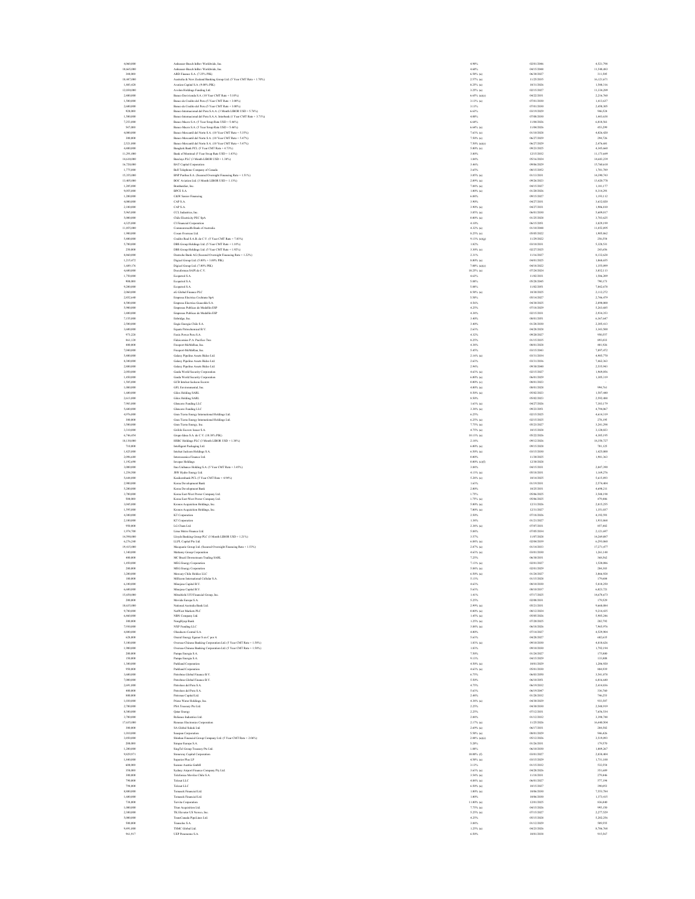| | | | | |
|---|---|---|---|---|
| 4,060,000 | Anheuser-Busch InBev Worldwide, Inc. | 4.90% | 02/01/2046 | 4,521,794 |
| 10,665,000 | Anheuser-Busch InBev Worldwide, Inc. | 4.60% | 04/15/2048 | 11,548,483 |
| 300,000 | ARD Finance S.A. (7.25% PIK) | 6.50% (a) | 06/30/2027 | 311,505 |
| 16,447,000 | Australia & New Zealand Banking Group Ltd. (5 Year CMT Rate + 1.70%) | 2.57% (a) | 11/25/2035 | 16,121,671 |
| 1,803,428 | Avation Capital S.A. (9.00% PIK) | 8.25% (a) | 10/31/2026 | 1,548,316 |
| 12,030,000 | Avolon Holdings Funding Ltd. | 3.25% (a) | 02/15/2027 | 11,314,209 |
| 2,400,000 | Banco Davivienda S.A. (10 Year CMT Rate + 5.10%) | 6.65% (a)(e) | 04/22/2031 | 2,216,760 |
| 1,500,000 | Banco de Credito del Peru (5 Year CMT Rate + 3.00%) | 3.13% (a) | 07/01/2030 | 1,413,637 |
| 2,600,000 | Banco de Credito del Peru (5 Year CMT Rate + 3.00%) | 3.13% | 07/01/2030 | 2,450,305 |
| 920,000 | Banco Internacional del Peru S.A.A. (3 Month LIBOR USD + 5.76%) | 6.63% | 03/19/2029 | 966,524 |
| 1,500,000 | Banco Internacional del Peru S.A.A. Interbank (1 Year CMT Rate + 3.71%) | 4.00% | 07/08/2030 | 1,463,638 |
| 7,251,000 | Banco Macro S.A. (5 Year Swap Rate USD + 5.46%) | 6.64% | 11/04/2026 | 6,018,561 |
| 547,000 | Banco Macro S.A. (5 Year Swap Rate USD + 5.46%) | 6.64% (a) | 11/04/2026 | 453,299 |
| 4,000,000 | Banco Mercantil del Norte S.A. (10 Year CMT Rate + 5.35%) | 7.63% (e) | 01/10/2028 | 4,026,420 |
| 300,000 | Banco Mercantil del Norte S.A. (10 Year CMT Rate + 5.47%) | 7.50% (e) | 06/27/2029 | 294,726 |
| 2,521,000 | Banco Mercantil del Norte S.A. (10 Year CMT Rate + 5.47%) | 7.50% (a)(e) | 06/27/2029 | 2,476,681 |
| 4,400,000 | Bangkok Bank PCL (5 Year CMT Rate + 4.73%) | 5.00% (e) | 09/23/2025 | 4,345,660 |
| 11,291,000 | Bank of Montreal (5 Year Swap Rate USD + 1.43%) | 3.80% | 12/15/2032 | 11,173,649 |
| 14,610,000 | Barclays PLC (3 Month LIBOR USD + 1.38%) | 1.84% | 05/16/2024 | 14,683,239 |
| 16,720,000 | BAT Capital Corporation | 3.46% | 09/06/2029 | 15,760,618 |
| 1,775,000 | Bell Telephone Company of Canada | 3.65% | 08/15/2052 | 1,701,789 |
| 15,355,000 | BNP Paribas S.A. (Secured Overnight Financing Rate + 1.51%) | 3.05% (a) | 01/13/2031 | 14,390,763 |
| 13,405,000 | BOC Aviation Ltd. (3 Month LIBOR USD + 1.13%) | 2.09% (a) | 09/26/2023 | 13,420,778 |
| 1,205,000 | Bombardier, Inc. | 7.88% (a) | 04/15/2027 | 1,181,177 |
| 9,053,000 | BPCE S.A. | 1.00% (a) | 01/20/2026 | 8,314,291 |
| 1,200,000 | C&W Senior Financing | 6.88% | 09/15/2027 | 1,193,112 |
| 4,000,000 | CAP S.A. | 3.90% | 04/27/2031 | 3,632,020 |
| 2,100,000 | CAP S.A. | 3.90% (a) | 04/27/2031 | 1,906,810 |
| 5,965,000 | CCL Industries, Inc. | 3.05% (a) | 06/01/2030 | 5,609,017 |
| 5,000,000 | Chile Electricity PEC SpA | 0.00% (a) | 01/25/2028 | 3,792,625 |
| 4,325,000 | CI Financial Corporation | 4.10% | 06/15/2051 | 3,829,199 |
| 11,855,000 | Commonwealth Bank of Australia | 4.32% (a) | 01/10/2048 | 11,852,895 |
| 1,900,000 | Cosan Overseas Ltd. | 8.25% (e) | 05/05/2022 | 1,905,862 |
| 5,400,000 | Credito Real S.A.B. de C.V. (5 Year CMT Rate + 7.03%) | 9.13% (e)(g) | 11/29/2022 | 256,554 |
| 5,700,000 | DBS Group Holdings Ltd. (5 Year CMT Rate + 1.10%) | 1.82% | 03/10/2031 | 5,328,531 |
| 250,000 | DBS Group Holdings Ltd. (5 Year CMT Rate + 1.92%) | 3.30% (e) | 02/27/2025 | 243,656 |
| 8,060,000 | Deutsche Bank AG (Secured Overnight Financing Rate + 1.22%) | 2.31% | 11/16/2027 | 8,132,628 |
| 1,215,472 | Digicel Group Ltd. (5.00% + 3.00% PIK) | 8.00% (a) | 04/01/2025 | 1,068,655 |
| 1,689,176 | Digicel Group Ltd. (7.00% PIK) | 7.00% (a)(e) | 04/10/2022 | 1,355,099 |
| 4,600,000 | Docuformas SAPI de C.V. | 10.25% (a) | 07/24/2024 | 3,832,113 |
| 1,750,000 | Ecopetrol S.A. | 4.63% | 11/02/2031 | 1,586,209 |
| 900,000 | Ecopetrol S.A. | 5.88% | 05/28/2045 | 790,173 |
| 9,200,000 | Ecopetrol S.A. | 5.88% | 11/02/2051 | 7,862,678 |
| 2,060,000 | eG Global Finance PLC | 8.50% (a) | 10/30/2025 | 2,112,272 |
| 2,852,640 | Empresa Electrica Cochrane SpA | 5.50% | 05/14/2027 | 2,746,479 |
| 4,500,000 | Empresa Electrica Guacolda S.A. | 4.56% | 04/30/2025 | 2,898,000 |
| 5,900,000 | Empresas Publicas de Medellin ESP | 4.25% | 07/18/2029 | 5,263,685 |
| 3,400,000 | Empresas Publicas de Medellin ESP | 4.38% | 02/15/2031 | 2,934,353 |
| 7,155,000 | Enbridge, Inc. | 3.40% | 08/01/2051 | 6,367,647 |
| 2,500,000 | Engie Energia Chile S.A. | 3.40% | 01/28/2030 | 2,305,413 |
| 3,600,000 | Equate Petrochemical B.V. | 2.63% | 04/28/2028 | 3,343,500 |
| 973,228 | Fenix Power Peru S.A. | 4.32% | 09/20/2027 | 950,537 |
| 861,120 | Fideicomiso P.A. Pacifico Tres | 8.25% | 01/15/2035 | 893,033 |
| 400,000 | Freeport-McMoRan, Inc. | 4.38% | 08/01/2028 | 401,026 |
| 7,060,000 | Freeport-McMoRan, Inc. | 5.45% | 03/15/2043 | 7,897,472 |
| 5,400,000 | Galaxy Pipeline Assets Bidco Ltd. | 2.16% (a) | 03/31/2034 | 4,985,770 |
| 8,300,000 | Galaxy Pipeline Assets Bidco Ltd. | 2.63% | 03/31/2036 | 7,462,363 |
| 2,800,000 | Galaxy Pipeline Assets Bidco Ltd. | 2.94% | 09/30/2040 | 2,535,943 |
| 2,050,000 | Garda World Security Corporation | 4.63% (a) | 02/15/2027 | 1,969,056 |
| 1,450,000 | Garda World Security Corporation | 6.00% (a) | 06/01/2029 | 1,305,319 |
| 1,585,000 | GCB Intelsat Jackson Escrow | 0.00% (c) | 08/01/2023 | – |
| 1,000,000 | GFL Environmental, Inc. | 4.00% (a) | 08/01/2028 | 994,761 |
| 1,600,000 | Gilex Holding SARL | 8.50% (a) | 05/02/2023 | 1,587,480 |
| 2,613,000 | Gilex Holding SARL | 8.50% | 05/02/2023 | 2,592,488 |
| 7,985,000 | Glencore Funding LLC | 1.63% (a) | 04/27/2026 | 7,383,179 |
| 5,600,000 | Glencore Funding LLC | 3.38% (a) | 09/23/2051 | 4,794,067 |
| 4,976,000 | Gran Tierra Energy International Holdings Ltd. | 6.25% | 02/15/2025 | 4,614,319 |
| 300,000 | Gran Tierra Energy International Holdings Ltd. | 6.25% (a) | 02/15/2025 | 276,195 |
| 3,500,000 | Gran Tierra Energy, Inc. | 7.75% (a) | 05/23/2027 | 3,241,298 |
| 3,310,000 | Grifols Escrow Issuer S.A. | 4.75% (a) | 10/15/2028 | 3,120,023 |
| 6,746,454 | Grupo Idesa S.A. de C.V. (10.38% PIK) | 10.13% (a) | 05/22/2026 | 4,385,195 |
| 18,150,000 | HSBC Holdings PLC (3 Month LIBOR USD + 1.38%) | 2.18% | 09/12/2026 | 18,358,727 |
| 710,000 | Intelligent Packaging Ltd. | 6.00% (a) | 09/15/2028 | 701,125 |
| 1,425,000 | Intelsat Jackson Holdings S.A. | 6.50% (a) | 03/15/2030 | 1,425,000 |
| 2,096,600 | Interoceanica Finance Ltd. | 0.00% | 11/30/2025 | 1,981,363 |
| 1,192,690 | Invepar Holdings | 0.00% (c)(f) | 12/30/2028 | – |
| 3,000,000 | Itau Unibanco Holding S.A. (5 Year CMT Rate + 3.45%) | 3.88% | 04/15/2031 | 2,847,390 |
| 1,254,500 | JSW Hydro Energy Ltd. | 4.13% (a) | 05/18/2031 | 1,169,276 |
| 5,644,000 | Kasikornbank PCL (5 Year CMT Rate + 4.94%) | 5.28% (e) | 10/14/2025 | 5,615,893 |
| 2,980,000 | Korea Development Bank | 1.63% | 01/19/2031 | 2,574,409 |
| 5,200,000 | Korea Development Bank | 2.00% | 10/25/2031 | 4,698,211 |
| 3,700,000 | Korea East-West Power Company Ltd. | 1.75% | 05/06/2025 | 3,548,198 |
| 500,000 | Korea East-West Power Company Ltd. | 1.75% (a) | 05/06/2025 | 479,486 |
| 3,045,000 | Kronos Acquisition Holdings, Inc. | 5.00% (a) | 12/31/2026 | 2,815,255 |
| 1,595,000 | Kronos Acquisition Holdings, Inc. | 7.00% (a) | 12/31/2027 | 1,351,037 |
| 4,300,000 | KT Corporation | 2.50% | 07/18/2026 | 4,192,591 |
| 2,100,000 | KT Corporation | 1.38% | 01/21/2027 | 1,933,068 |
| 950,000 | LG Chem Ltd. | 2.38% (a) | 07/07/2031 | 857,482 |
| 1,974,700 | Lima Metro Finance Ltd. | 5.88% | 07/05/2034 | 2,121,697 |
| 14,590,000 | Lloyds Banking Group PLC (3 Month LIBOR USD + 1.21%) | 3.57% | 11/07/2028 | 14,269,087 |
| 6,276,240 | LLPL Capital Pte Ltd. | 6.88% (a) | 02/04/2039 | 6,293,060 |
| 19,415,000 | Macquarie Group Ltd. (Secured Overnight Financing Rate + 1.53%) | 2.87% (a) | 01/14/2033 | 17,271,477 |
| 1,340,000 | Mattamy Group Corporation | 4.63% (a) | 03/01/2030 | 1,261,148 |
| 400,000 | MC Brazil Downstream Trading SARL | 7.25% | 06/30/2031 | 368,562 |
| 1,450,000 | MEG Energy Corporation | 7.13% (a) | 02/01/2027 | 1,520,086 |
| 280,000 | MEG Energy Corporation | 5.88% (a) | 02/01/2029 | 284,183 |
| 3,200,000 | Mercury Chile Holdco LLC | 6.50% (a) | 01/24/2027 | 3,066,928 |
| 180,000 | Millicom International Cellular S.A. | 5.13% | 01/15/2028 | 179,604 |
| 6,180,000 | Minejesa Capital B.V. | 4.63% | 08/10/2030 | 5,818,250 |
| 6,600,000 | Minejesa Capital B.V. | 5.63% | 08/10/2037 | 6,023,721 |
| 15,650,000 | Mitsubishi UFJ Financial Group, Inc. | 1.41% | 07/17/2025 | 14,678,673 |
| 200,000 | Movida Europe S.A. | 5.25% | 02/08/2031 | 179,529 |
| 10,635,000 | National Australia Bank Ltd. | 2.99% (a) | 05/21/2031 | 9,660,084 |
| 9,790,000 | NatWest Markets PLC | 0.80% (a) | 08/12/2024 | 9,214,435 |
| 6,460,000 | NBN Company Ltd. | 1.45% (a) | 05/05/2026 | 5,985,246 |
| 300,000 | NongHyup Bank | 1.25% (a) | 07/20/2025 | 282,792 |
| 7,930,000 | NXP Funding LLC | 5.88% (a) | 06/18/2026 | 7,905,976 |
| 4,800,000 | Oleoducto Central S.A. | 4.00% | 07/14/2027 | 4,529,904 |
| 628,000 | Orazul Energy Egenor S en C por A | 5.63% | 04/28/2027 | 582,635 |
| 5,100,000 | Oversea-Chinese Banking Corporation Ltd. (5 Year CMT Rate + 1.58%) | 1.83% (a) | 09/10/2030 | 4,810,626 |
| 1,900,000 | Oversea-Chinese Banking Corporation Ltd. (5 Year CMT Rate + 1.58%) | 1.83% | 09/10/2030 | 1,792,194 |
| 200,000 | Pampa Energia S.A. | 7.50% | 01/24/2027 | 175,800 |
| 150,000 | Pampa Energia S.A. | 9.13% | 04/15/2029 | 133,888 |
| 1,300,000 | Parkland Corporation | 4.50% (a) | 10/01/2029 | 1,206,920 |
| 950,000 | Parkland Corporation | 4.63% (a) | 05/01/2030 | 884,939 |
| 3,600,000 | Petrobras Global Finance B.V. | 6.75% | 06/03/2050 | 3,541,878 |
| 7,000,000 | Petrobras Global Finance B.V. | 5.50% | 06/10/2051 | 6,016,640 |
| 2,691,000 | Petroleos del Peru S.A. | 4.75% | 06/19/2032 | 2,414,036 |
| 400,000 | Petroleos del Peru S.A. | 5.63% | 06/19/2047 | 326,760 |
| 800,000 | Petronas Capital Ltd. | 2.48% | 01/28/2032 | 746,253 |
| 1,030,000 | Primo Water Holdings, Inc. | 4.38% (a) | 04/30/2029 | 933,587 |
| 2,700,000 | PSA Treasury Pte Ltd. | 2.25% | 04/30/2030 | 2,548,919 |
| 8,100,000 | Qatar Energy | 2.25% | 07/12/2031 | 7,654,534 |
| 3,700,000 | Reliance Industries Ltd. | 2.88% | 01/12/2032 | 3,398,748 |
| 17,635,000 | Renesas Electronics Corporation | 2.17% (a) | 11/25/2026 | 16,440,504 |
| 300,000 | SA Global Sukuk Ltd. | 2.69% (a) | 06/17/2031 | 284,582 |
| 1,010,000 | Sunpoen Corporation | 5.50% (a) | 08/01/2029 | 946,426 |
| 3,950,000 | Shinhan Financial Group Company Ltd. (5 Year CMT Rate + 2.06%) | 2.88% (a)(e) | 05/12/2026 | 3,519,093 |
| 200,000 | Simpar Europe S.A. | 5.20% | 01/26/2031 | 179,570 |
| 1,200,000 | SingTel Group Treasury Pte Ltd. | 1.88% | 06/10/2030 | 1,089,267 |
| 9,029,071 | Stoneway Capital Corporation | 10.00% (f) | 03/01/2027 | 2,810,004 |
| 1,840,000 | Superior Plus LP | 4.50% (a) | 03/15/2029 | 1,711,100 |
| 600,000 | Suzano Austria GmbH | 3.13% | 01/15/2032 | 532,554 |
| 350,000 | Sydney Airport Finance Company Pty Ltd. | 3.63% (a) | 04/28/2026 | 351,609 |
| 300,000 | Telefonica Moviles Chile S.A. | 3.54% (a) | 11/18/2031 | 279,446 |
| 790,000 | Telesat LLC | 4.88% (a) | 06/01/2027 | 577,194 |
| 794,000 | Telesat LLC | 6.50% (a) | 10/15/2027 | 390,653 |
| 8,000,000 | Temasek Financial I Ltd. | 1.00% (a) | 10/06/2030 | 7,553,784 |
| 1,600,000 | Temasek Financial I Ltd. | 1.00% | 10/06/2030 | 1,373,415 |
| 720,000 | Tervita Corporation | 11.00% (a) | 12/01/2025 | 826,840 |
| 1,000,000 | Titan Acquisition Ltd. | 7.75% (a) | 04/15/2026 | 993,150 |
| 2,300,000 | TK Elevator US Newco, Inc. | 5.25% (a) | 07/15/2027 | 2,277,529 |
| 5,000,000 | TransCanada PipeLines Ltd. | 4.25% | 05/15/2028 | 5,202,256 |
| 500,000 | Transelec S.A. | 3.88% | 01/12/2029 | 509,555 |
| 9,491,000 | TSMC Global Ltd. | 1.25% (a) | 04/23/2026 | 8,786,768 |
| 961,917 | UEP Penonome S.A. | 6.50% | 10/01/2038 | 915,567 |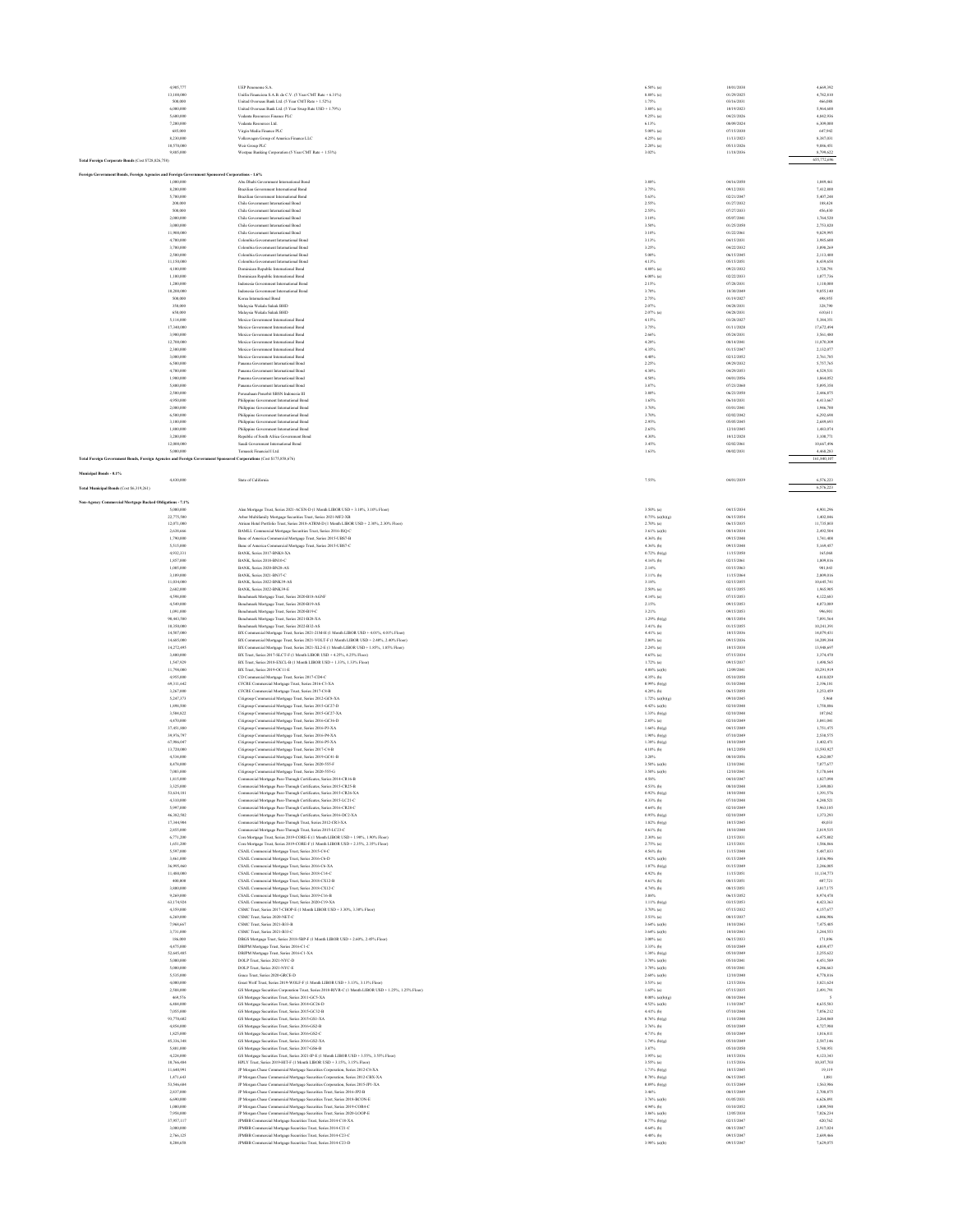| Principal Amount | Description | Rate | Maturity | Value |
|---|---|---|---|---|
| 4,985,777 | UEP Penonome S.A. | 6.50% (a) | 10/01/2038 | 4,669,392 |
| 13,100,000 | Unifin Financiera S.A.B. de C.V. (5 Year CMT Rate + 6.31%) | 8.88% (e) | 01/29/2025 | 4,782,810 |
| 500,000 | United Overseas Bank Ltd. (5 Year CMT Rate + 1.52%) | 1.75% | 03/16/2031 | 466,098 |
| 6,000,000 | United Overseas Bank Ltd. (5 Year Swap Rate USD + 1.79%) | 3.88% (e) | 10/19/2023 | 5,864,600 |
| 5,600,000 | Vedanta Resources Finance PLC | 9.25% (a) | 04/23/2026 | 4,042,936 |
| 7,200,000 | Vedanta Resources Ltd. | 6.13% | 08/09/2024 | 6,309,000 |
| 685,000 | Virgin Media Finance PLC | 5.00% (a) | 07/15/2030 | 647,942 |
| 8,230,000 | Volkswagen Group of America Finance LLC | 4.25% (a) | 11/13/2023 | 8,387,031 |
| 10,570,000 | West Group PLC | 2.20% (a) | 05/13/2026 | 9,856,451 |
| 9,885,000 | Westpac Banking Corporation (5 Year CMT Rate + 1.53%) | 3.02% | 11/18/2036 | 8,799,622 |
| **Total Foreign Corporate Bonds** (Cost $728,826,758) | | | | 653,772,696 |

**Foreign Government Bonds, Foreign Agencies and Foreign Government Sponsored Corporations - 1.6%**

| Principal Amount | Description | Rate | Maturity | Value |
|---|---|---|---|---|
| 1,000,000 | Abu Dhabi Government International Bond | 3.88% | 04/16/2050 | 1,049,461 |
| 8,200,000 | Brazilian Government International Bond | 3.75% | 09/12/2031 | 7,412,800 |
| 5,700,000 | Brazilian Government International Bond | 5.63% | 02/21/2047 | 5,407,200 |
| 200,000 | Chile Government International Bond | 2.55% | 01/27/2032 | 188,424 |
| 500,000 | Chile Government International Bond | 2.55% | 07/27/2033 | 456,438 |
| 2,000,000 | Chile Government International Bond | 3.10% | 05/07/2041 | 1,764,520 |
| 3,000,000 | Chile Government International Bond | 3.50% | 01/25/2050 | 2,753,820 |
| 11,900,000 | Chile Government International Bond | 3.10% | 01/22/2061 | 9,829,995 |
| 4,700,000 | Colombia Government International Bond | 3.13% | 04/15/2031 | 3,905,600 |
| 3,700,000 | Colombia Government International Bond | 3.25% | 04/22/2032 | 3,098,269 |
| 2,500,000 | Colombia Government International Bond | 5.00% | 06/15/2045 | 2,113,400 |
| 11,150,000 | Colombia Government International Bond | 4.13% | 05/15/2051 | 8,439,658 |
| 4,100,000 | Dominican Republic International Bond | 4.88% (a) | 09/23/2032 | 3,728,791 |
| 1,100,000 | Dominican Republic International Bond | 6.00% (a) | 02/22/2033 | 1,077,736 |
| 1,200,000 | Indonesia Government International Bond | 2.15% | 07/28/2031 | 1,110,000 |
| 10,200,000 | Indonesia Government International Bond | 3.70% | 10/30/2049 | 9,055,140 |
| 500,000 | Korea International Bond | 2.75% | 01/19/2027 | 498,955 |
| 350,000 | Malaysia Wakala Sukuk BHD | 2.07% | 04/28/2031 | 328,790 |
| 650,000 | Malaysia Wakala Sukuk BHD | 2.07% (a) | 04/28/2031 | 610,611 |
| 5,114,000 | Mexico Government International Bond | 4.15% | 03/28/2027 | 5,304,351 |
| 17,340,000 | Mexico Government International Bond | 3.75% | 01/11/2028 | 17,672,494 |
| 3,900,000 | Mexico Government International Bond | 2.66% | 05/24/2031 | 3,561,480 |
| 12,700,000 | Mexico Government International Bond | 4.28% | 08/14/2041 | 11,070,309 |
| 2,300,000 | Mexico Government International Bond | 4.35% | 01/15/2047 | 2,132,077 |
| 3,000,000 | Mexico Government International Bond | 4.40% | 02/12/2052 | 2,761,785 |
| 6,300,000 | Panama Government International Bond | 2.25% | 09/29/2032 | 5,757,765 |
| 4,700,000 | Panama Government International Bond | 4.30% | 04/29/2053 | 4,529,511 |
| 1,900,000 | Panama Government International Bond | 4.50% | 04/01/2056 | 1,864,052 |
| 5,800,000 | Panama Government International Bond | 3.87% | 07/23/2060 | 5,095,358 |
| 2,500,000 | Perusahaan Penerbit SBSN Indonesia III | 3.80% | 06/23/2050 | 2,446,875 |
| 4,950,000 | Philippine Government International Bond | 1.65% | 06/10/2031 | 4,413,667 |
| 2,000,000 | Philippine Government International Bond | 3.70% | 03/01/2041 | 1,946,700 |
| 6,500,000 | Philippine Government International Bond | 3.70% | 02/02/2042 | 6,292,698 |
| 3,100,000 | Philippine Government International Bond | 2.95% | 05/05/2045 | 2,659,691 |
| 1,800,000 | Philippine Government International Bond | 2.65% | 12/10/2045 | 1,483,074 |
| 3,200,000 | Republic of South Africa Government Bond | 4.30% | 10/12/2028 | 3,100,771 |
| 12,000,000 | Saudi Government International Bond | 3.45% | 02/02/2061 | 10,667,496 |
| 5,000,000 | Temasek Financial I Ltd. | 1.63% | 08/02/2031 | 4,468,203 |
| **Total Foreign Government Bonds, Foreign Agencies and Foreign Government Sponsored Corporations** (Cost $175,858,876) | | | | 161,880,107 |

**Municipal Bonds - 0.1%**

| Principal Amount | Description | Rate | Maturity | Value |
|---|---|---|---|---|
| 4,430,000 | State of California | 7.55% | 04/01/2039 | 6,576,223 |
| **Total Municipal Bonds** (Cost $6,319,261) | | | | 6,576,223 |

**Non-Agency Commercial Mortgage Backed Obligations - 7.1%**

| Principal Amount | Description | Rate | Maturity | Value |
|---|---|---|---|---|
| 5,000,000 | Alen Mortgage Trust, Series 2021-ACEN-D (1 Month LIBOR USD + 3.10%, 3.10% Floor) | 3.50% (a) | 04/15/2034 | 4,901,296 |
| 22,775,500 | Arbor Multifamily Mortgage Securities Trust, Series 2021-MF2-XB | 0.73% (a)(b)(g) | 06/15/2054 | 1,002,846 |
| 12,071,000 | Atrium Hotel Portfolio Trust, Series 2018-ATRM-D (1 Month LIBOR USD + 2.30%, 2.30% Floor) | 2.70% (a) | 06/15/2035 | 11,735,803 |
| 2,638,666 | BAMLL Commercial Mortgage Securities Trust, Series 2016-ISQ-C | 3.61% (a)(b) | 08/14/2034 | 2,492,504 |
| 1,790,000 | Banc of America Commercial Mortgage Trust, Series 2015-UBS7-B | 4.36% (b) | 09/15/2048 | 1,741,408 |
| 5,515,000 | Banc of America Commercial Mortgage Trust, Series 2015-UBS7-C | 4.36% (b) | 09/15/2048 | 5,169,457 |
| 4,932,331 | BANK, Series 2017-BNK8-XA | 0.72% (b)(g) | 11/15/2050 | 165,068 |
| 1,957,000 | BANK, Series 2018-BN10-C | 4.16% (b) | 02/15/2061 | 1,809,036 |
| 1,085,000 | BANK, Series 2020-BN28-AS | 2.14% | 03/15/2063 | 981,843 |
| 3,109,000 | BANK, Series 2021-BN37-C | 3.11% (b) | 11/15/2064 | 2,809,016 |
| 11,034,000 | BANK, Series 2022-BNK39-AS | 3.18% | 02/15/2055 | 10,645,701 |
| 2,602,000 | BANK, Series 2022-BNK39-E | 2.50% (a) | 02/15/2055 | 1,965,905 |
| 4,598,000 | Benchmark Mortgage Trust, Series 2020-B18-AGNF | 4.14% (a) | 07/15/2053 | 4,122,683 |
| 4,549,000 | Benchmark Mortgage Trust, Series 2020-B19-AS | 2.15% | 09/15/2053 | 4,073,889 |
| 1,091,000 | Benchmark Mortgage Trust, Series 2020-B19-C | 3.21% | 09/15/2053 | 996,901 |
| 98,443,580 | Benchmark Mortgage Trust, Series 2021-B28-XA | 1.29% (b)(g) | 08/15/2054 | 7,891,564 |
| 10,350,000 | Benchmark Mortgage Trust, Series 2022-B32-AS | 3.41% (b) | 01/15/2055 | 10,241,391 |
| 14,507,000 | BX Commercial Mortgage Trust, Series 2021-21M-H (1 Month LIBOR USD + 4.01%, 4.01% Floor) | 4.41% (a) | 10/15/2036 | 14,079,431 |
| 14,685,000 | BX Commercial Mortgage Trust, Series 2021-VOLT-F (1 Month LIBOR USD + 2.40%, 2.40% Floor) | 2.80% (a) | 09/15/2036 | 14,209,384 |
| 14,272,495 | BX Commercial Mortgage Trust, Series 2021-XL2-E (1 Month LIBOR USD + 1.85%, 1.85% Floor) | 2.24% (a) | 10/15/2038 | 13,948,697 |
| 3,400,000 | BX Trust, Series 2017-SLCT-F (1 Month LIBOR USD + 4.25%, 4.25% Floor) | 4.65% (a) | 07/15/2034 | 3,374,470 |
| 1,947,929 | BX Trust, Series 2018-EXCL-B (1 Month LIBOR USD + 1.33%, 1.33% Floor) | 1.72% (a) | 09/15/2037 | 1,898,565 |
| 11,790,000 | BX Trust, Series 2019-OC11-E | 4.08% (a)(b) | 12/09/2041 | 10,291,919 |
| 4,955,000 | CD Commercial Mortgage Trust, Series 2017-CD4-C | 4.35% (b) | 05/10/2050 | 4,818,029 |
| 69,311,642 | CFCRE Commercial Mortgage Trust, Series 2016-C3-XA | 0.99% (b)(g) | 01/10/2048 | 2,196,181 |
| 3,267,000 | CFCRE Commercial Mortgage Trust, Series 2017-C8-B | 4.20% (b) | 06/15/2050 | 3,253,459 |
| 5,247,371 | Citigroup Commercial Mortgage Trust, Series 2012-GC8-XA | 1.72% (a)(b)(g) | 09/10/2045 | 5,968 |
| 1,898,500 | Citigroup Commercial Mortgage Trust, Series 2015-GC27-D | 4.42% (a)(b) | 02/10/2048 | 1,758,486 |
| 3,584,822 | Citigroup Commercial Mortgage Trust, Series 2015-GC27-XA | 1.33% (b)(g) | 02/10/2048 | 107,662 |
| 4,470,000 | Citigroup Commercial Mortgage Trust, Series 2016-GC36-D | 2.85% (a) | 02/10/2049 | 1,841,041 |
| 37,451,500 | Citigroup Commercial Mortgage Trust, Series 2016-P3-XA | 1.66% (b)(g) | 04/15/2049 | 1,751,475 |
| 38,976,797 | Citigroup Commercial Mortgage Trust, Series 2016-P4-XA | 1.90% (b)(g) | 07/10/2049 | 2,518,575 |
| 67,986,047 | Citigroup Commercial Mortgage Trust, Series 2016-P5-XA | 1.38% (b)(g) | 10/10/2049 | 3,402,471 |
| 13,720,000 | Citigroup Commercial Mortgage Trust, Series 2017-C4-B | 4.10% (b) | 10/12/2050 | 13,593,827 |
| 4,534,000 | Citigroup Commercial Mortgage Trust, Series 2019-GC41-B | 3.20% | 08/10/2056 | 4,262,087 |
| 8,478,000 | Citigroup Commercial Mortgage Trust, Series 2020-555-F | 3.50% (a)(b) | 12/10/2041 | 7,077,677 |
| 7,083,000 | Citigroup Commercial Mortgage Trust, Series 2020-555-G | 3.50% (a)(b) | 12/10/2041 | 5,170,644 |
| 1,915,000 | Commercial Mortgage Pass-Through Certificates, Series 2014-CR16-B | 4.58% | 04/10/2047 | 1,827,998 |
| 3,125,000 | Commercial Mortgage Pass-Through Certificates, Series 2015-CR25-B | 4.53% (b) | 08/10/2048 | 3,349,083 |
| 53,634,181 | Commercial Mortgage Pass-Through Certificates, Series 2015-CR26-XA | 0.92% (b)(g) | 10/10/2048 | 1,391,576 |
| 4,310,000 | Commercial Mortgage Pass-Through Certificates, Series 2015-LC21-C | 4.33% (b) | 07/10/2048 | 4,248,521 |
| 5,997,000 | Commercial Mortgage Pass-Through Certificates, Series 2016-CR28-C | 4.64% (b) | 02/10/2049 | 5,961,185 |
| 46,182,582 | Commercial Mortgage Pass-Through Certificates, Series 2016-DC2-XA | 0.93% (b)(g) | 02/10/2049 | 1,373,293 |
| 17,344,984 | Commercial Mortgage Pass-Through Trust, Series 2012-CR3-XA | 1.82% (b)(g) | 10/15/2045 | 48,033 |
| 2,855,000 | Commercial Mortgage Pass-Through Trust, Series 2015-LC23-C | 4.61% (b) | 10/10/2048 | 2,819,525 |
| 6,771,200 | Core Mortgage Trust, Series 2019-CORE-F (1 Month LIBOR USD + 1.90%, 1.90% Floor) | 2.30% (a) | 12/15/2031 | 6,475,802 |
| 1,651,200 | Core Mortgage Trust, Series 2019-CORE-F (1 Month LIBOR USD + 2.35%, 2.35% Floor) | 2.75% (a) | 12/15/2031 | 1,586,866 |
| 5,597,000 | CSAIL Commercial Mortgage Trust, Series 2015-C4-C | 4.56% (b) | 11/15/2048 | 5,487,831 |
| 3,661,000 | CSAIL Commercial Mortgage Trust, Series 2016-C6-D | 4.92% (a)(b) | 01/15/2049 | 3,036,986 |
| 36,995,060 | CSAIL Commercial Mortgage Trust, Series 2016-C6-XA | 1.87% (b)(g) | 01/15/2049 | 2,246,005 |
| 11,484,000 | CSAIL Commercial Mortgage Trust, Series 2018-C14-C | 4.92% (b) | 11/15/2051 | 11,134,773 |
| 400,800 | CSAIL Commercial Mortgage Trust, Series 2018-CX12-B | 4.61% (b) | 08/15/2051 | 407,721 |
| 3,880,000 | CSAIL Commercial Mortgage Trust, Series 2018-CX12-C | 4.74% (b) | 08/15/2051 | 3,817,175 |
| 9,269,000 | CSAIL Commercial Mortgage Trust, Series 2019-C16-B | 3.88% | 06/15/2052 | 8,974,478 |
| 63,174,924 | CSAIL Commercial Mortgage Trust, Series 2020-C19-XA | 1.11% (b)(g) | 03/15/2053 | 4,423,363 |
| 4,359,000 | CSMC Trust, Series 2017-CHOP-E (1 Month LIBOR USD + 3.30%, 3.30% Floor) | 3.70% (a) | 07/15/2032 | 4,157,677 |
| 6,269,000 | CSMC Trust, Series 2020-NET-C | 3.53% (a) | 08/15/2037 | 6,046,906 |
| 7,968,667 | CSMC Trust, Series 2021-B33-B | 3.64% (a)(b) | 10/10/2043 | 7,475,805 |
| 3,731,000 | CSMC Trust, Series 2021-B33-C | 3.64% (a)(b) | 10/10/2043 | 3,294,553 |
| 186,000 | DBGS Mortgage Trust, Series 2018-5BP-F (1 Month LIBOR USD + 2.60%, 2.45% Floor) | 3.00% (a) | 06/15/2033 | 171,096 |
| 4,675,000 | DBJPM Mortgage Trust, Series 2016-C1-C | 3.33% (b) | 05/10/2049 | 4,039,477 |
| 32,645,405 | DBJPM Mortgage Trust, Series 2016-C1-XA | 1.38% (b)(g) | 05/10/2049 | 1,255,622 |
| 5,000,000 | DOLP Trust, Series 2021-NYC-D | 3.70% (a)(b) | 05/10/2041 | 4,451,589 |
| 5,000,000 | DOLP Trust, Series 2021-NYC-E | 3.70% (a)(b) | 05/10/2041 | 4,246,663 |
| 5,535,000 | Great Wolf Trust, Series 2020-GRCE-D | 2.68% (a)(b) | 12/10/2040 | 4,778,816 |
| 4,000,000 | Great Wolf Trust, Series 2019-WOLF-F (1 Month LIBOR USD + 3.13%, 3.13% Floor) | 3.53% (a) | 12/15/2036 | 3,821,624 |
| 2,508,000 | GS Mortgage Securities Corporation Trust, Series 2018-RIVR-C (1 Month LIBOR USD + 1.25%, 1.25% Floor) | 1.65% (a) | 07/15/2035 | 2,491,791 |
| 469,574 | GS Mortgage Securities Trust, Series 2011-GC5-XA | 0.00% (a)(b)(g) | 08/10/2044 | 5 |
| 6,484,000 | GS Mortgage Securities Trust, Series 2014-GC26-D | 4.52% (a)(b) | 11/10/2047 | 4,615,583 |
| 7,055,000 | GS Mortgage Securities Trust, Series 2015-GC32-D | 4.41% (b) | 07/10/2048 | 7,056,212 |
| 93,770,482 | GS Mortgage Securities Trust, Series 2015-GS1-XA | 0.76% (b)(g) | 11/10/2048 | 2,264,860 |
| 4,854,000 | GS Mortgage Securities Trust, Series 2016-GS2-B | 3.76% (b) | 05/10/2049 | 4,727,968 |
| 1,825,000 | GS Mortgage Securities Trust, Series 2016-GS2-C | 4.71% (b) | 05/10/2049 | 1,816,811 |
| 45,336,348 | GS Mortgage Securities Trust, Series 2016-GS2-XA | 1.74% (b)(g) | 05/10/2049 | 2,587,146 |
| 5,981,000 | GS Mortgage Securities Trust, Series 2017-GS6-B | 3.87% | 05/10/2050 | 5,748,951 |
| 4,224,000 | GS Mortgage Securities Trust, Series 2021-IP-E (1 Month LIBOR USD + 3.55%, 3.55% Floor) | 3.95% (a) | 10/15/2036 | 4,123,343 |
| 10,766,484 | HPLY Trust, Series 2019-HIT-F (1 Month LIBOR USD + 3.15%, 3.15% Floor) | 3.55% (a) | 11/15/2036 | 10,307,703 |
| 11,640,991 | JP Morgan Chase Commercial Mortgage Securities Corporation, Series 2012-C8-XA | 1.71% (b)(g) | 10/15/2045 | 19,119 |
| 1,471,643 | JP Morgan Chase Commercial Mortgage Securities Corporation, Series 2012-CBX-XA | 0.78% (b)(g) | 06/15/2045 | 1,881 |
| 53,546,684 | JP Morgan Chase Commercial Mortgage Securities Corporation, Series 2015-JP1-XA | 0.89% (b)(g) | 01/15/2049 | 1,563,986 |
| 2,837,000 | JP Morgan Chase Commercial Mortgage Securities Trust, Series 2016-JP2-B | 3.46% | 08/15/2049 | 2,708,075 |
| 6,690,000 | JP Morgan Chase Commercial Mortgage Securities Trust, Series 2018-BCON-E | 3.76% (a)(b) | 01/05/2031 | 6,626,891 |
| 1,080,000 | JP Morgan Chase Commercial Mortgage Securities Trust, Series 2019-COR4-C | 4.94% (b) | 03/10/2052 | 1,809,590 |
| 7,958,000 | JP Morgan Chase Commercial Mortgage Securities Trust, Series 2020-LOOP-E | 3.86% (a)(b) | 12/05/2038 | 7,826,234 |
| 17,987,117 | JPMBB Commercial Mortgage Securities Trust, Series 2014-C16-XA | 0.77% (b)(g) | 02/15/2047 | 420,762 |
| 3,000,000 | JPMBB Commercial Mortgage Securities Trust, Series 2014-C21-C | 4.64% (b) | 08/15/2047 | 2,917,024 |
| 2,766,125 | JPMBB Commercial Mortgage Securities Trust, Series 2014-C23-C | 4.48% (b) | 09/15/2047 | 2,609,466 |
| 8,284,658 | JPMBB Commercial Mortgage Securities Trust, Series 2014-C23-D | 3.98% (a)(b) | 09/15/2047 | 7,629,075 |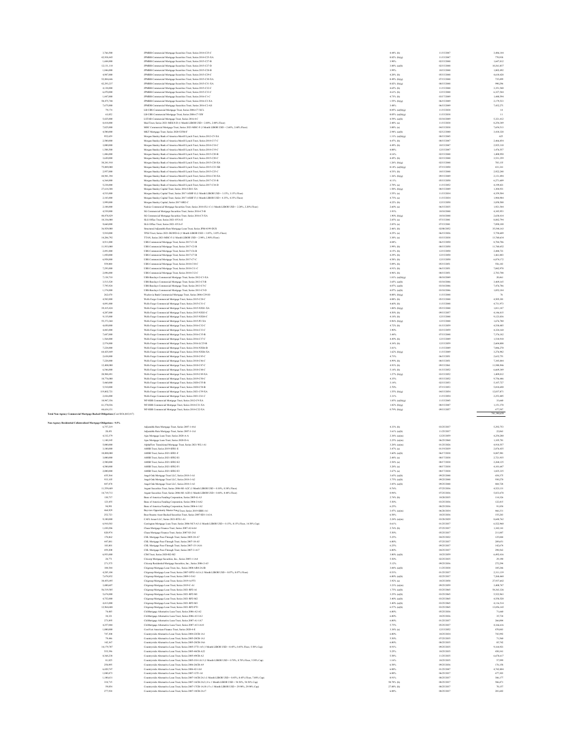| | | | | |
|---|---|---|---|---|
| 3,766,500 | JPMBB Commercial Mortgage Securities Trust, Series 2014-C25-C | 4.44% (b) | 11/15/2047 | 3,496,144 |
| 42,938,645 | JPMBB Commercial Mortgage Securities Trust, Series 2014-C25-XA | 0.82% (b)(g) | 11/15/2047 | 770,938 |
| 1,684,000 | JPMBB Commercial Mortgage Securities Trust, Series 2015-C27-B | 3.90% | 02/15/2048 | 1,647,812 |
| 12,131,110 | JPMBB Commercial Mortgage Securities Trust, Series 2015-C27-D | 3.80% (a)(b) | 02/15/2048 | 10,361,837 |
| 1,846,000 | JPMBB Commercial Mortgage Securities Trust, Series 2015-C28-B | 3.99% | 10/15/2048 | 1,802,492 |
| 4,987,000 | JPMBB Commercial Mortgage Securities Trust, Series 2015-C29-C | 4.20% (b) | 05/15/2048 | 4,610,428 |
| 52,884,646 | JPMBB Commercial Mortgage Securities Trust, Series 2015-C30-XA | 0.49% (b)(g) | 07/15/2048 | 735,499 |
| 42,293,237 | JPMBB Commercial Mortgage Securities Trust, Series 2015-C31-XA | 0.82% (b)(g) | 08/15/2048 | 990,296 |
| 4,138,000 | JPMBB Commercial Mortgage Securities Trust, Series 2015-C32-C | 4.65% (b) | 11/15/2048 | 3,351,540 |
| 6,870,000 | JPMBB Commercial Mortgage Securities Trust, Series 2015-C33-C | 4.61% (b) | 12/15/2048 | 6,327,544 |
| 1,447,000 | JPMBB Commercial Mortgage Securities Trust, Series 2016-C1-C | 4.73% (b) | 03/17/2049 | 1,448,594 |
| 58,475,748 | JPMBB Commercial Mortgage Securities Trust, Series 2016-C2-XA | 1.53% (b)(g) | 06/15/2049 | 2,179,533 |
| 7,675,000 | JPMDB Commercial Mortgage Securities Trust, Series 2016-C2-AS | 3.48% | 06/15/2049 | 7,412,271 |
| 79,174 | LB-UBS Commercial Mortgage Trust, Series 2006-C7-XCL | 0.05% (a)(b)(g) | 11/15/2038 | 14 |
| 63,852 | LB-UBS Commercial Mortgage Trust, Series 2006-C7-XW | 0.05% (a)(b)(g) | 11/15/2038 | 11 |
| 5,425,000 | LSTAR Commercial Mortgage Trust, Series 2016-4-C | 4.59% (a)(b) | 03/10/2049 | 5,321,412 |
| 8,418,000 | Med Trust, Series 2021-MDLN-D (1 Month LIBOR USD + 2.00%, 2.00% Floor) | 2.40% (a) | 11/15/2038 | 8,254,349 |
| 7,825,000 | MHC Commercial Mortgage Trust, Series 2021-MHC-F (1 Month LIBOR USD + 2.60%, 2.60% Floor) | 3.00% (a) | 04/15/2038 | 7,654,513 |
| 4,500,000 | MKT Mortgage Trust, Series 2020-525M-F | 2.94% (a)(b) | 02/12/2040 | 3,418,328 |
| 952,659 | Morgan Stanley Bank of America Merrill Lynch Trust, Series 2012-C5-XA | 1.31% (a)(b)(g) | 08/15/2045 | 625 |
| 2,580,000 | Morgan Stanley Bank of America Merrill Lynch Trust, Series 2014-C17-C | 4.47% (b) | 08/15/2047 | 2,466,854 |
| 3,080,000 | Morgan Stanley Bank of America Merrill Lynch Trust, Series 2014-C18-C | 4.49% (b) | 10/15/2047 | 2,925,310 |
| 1,588,500 | Morgan Stanley Bank of America Merrill Lynch Trust, Series 2014-C19-C | 4.00% | 12/15/2047 | 1,476,557 |
| 1,486,000 | Morgan Stanley Bank of America Merrill Lynch Trust, Series 2015-C20-B | 4.16% | 02/15/2048 | 1,400,950 |
| 3,620,000 | Morgan Stanley Bank of America Merrill Lynch Trust, Series 2015-C20-C | 4.45% (b) | 02/15/2048 | 3,531,359 |
| 38,241,933 | Morgan Stanley Bank of America Merrill Lynch Trust, Series 2015-C20-XA | 1.26% (b)(g) | 02/15/2048 | 783,135 |
| 75,089,000 | Morgan Stanley Bank of America Merrill Lynch Trust, Series 2015-C23-XD | 0.14% (a)(b)(g) | 07/15/2050 | 431,341 |
| 2,957,000 | Morgan Stanley Bank of America Merrill Lynch Trust, Series 2015-C25-C | 4.53% (b) | 10/15/2048 | 2,822,246 |
| 44,941,394 | Morgan Stanley Bank of America Merrill Lynch Trust, Series 2016-C30-XA | 1.36% (b)(g) | 09/15/2049 | 2,131,494 |
| 6,364,000 | Morgan Stanley Bank of America Merrill Lynch Trust, Series 2017-C33-B | 4.11% | 05/15/2050 | 6,271,609 |
| 5,238,000 | Morgan Stanley Bank of America Merrill Lynch Trust, Series 2017-C34-D | 2.70% (a) | 11/15/2052 | 4,199,821 |
| 27,614,388 | Morgan Stanley Capital Trust, Series 2016-UB11-XA | 1.50% (b)(g) | 08/15/2049 | 1,304,931 |
| 4,533,000 | Morgan Stanley Capital Trust, Series 2017-ASHF-E (1 Month LIBOR USD + 3.15%, 3.15% Floor) | 3.55% (a) | 11/15/2034 | 4,358,504 |
| 2,103,000 | Morgan Stanley Capital Trust, Series 2017-ASHF-F (1 Month LIBOR USD + 4.35%, 4.35% Floor) | 4.75% (a) | 11/15/2034 | 1,994,984 |
| 3,999,000 | Morgan Stanley Capital, Series 2017-HR2-C | 4.22% (b) | 12/15/2050 | 3,850,500 |
| 2,186,000 | Natixis Commercial Mortgage Securities Trust, Series 2018-FL1-C (1 Month LIBOR USD + 2.20%, 2.20% Floor) | 2.60% (a) | 06/15/2035 | 1,921,584 |
| 4,539,000 | SG Commercial Mortgage Securities Trust, Series 2016-C5-B | 3.93% | 10/10/2048 | 4,345,953 |
| 48,878,929 | SG Commercial Mortgage Securities Trust, Series 2016-C5-XA | 1.90% (b)(g) | 10/10/2048 | 2,638,414 |
| 10,316,000 | SLG Office Trust, Series 2021-OVA-E | 2.85% (a) | 07/15/2041 | 8,882,794 |
| 9,660,000 | SLG Office Trust, Series 2021-OVA-F | 2.85% (a) | 07/15/2041 | 7,898,100 |
| 36,929,000 | Structured Adjustable Rate Mortgage Loan Trust, Series JPM-4199-DCS | 2.46% (b) | 02/08/2052 | 35,544,163 |
| 5,933,000 | TPGI Trust, Series 2021-DGWD-G (1 Month LIBOR USD + 3.85%, 3.85% Floor) | 4.25% (a) | 06/15/2026 | 5,738,609 |
| 14,286,782 | TTAN, Series 2021-MHC-F (1 Month LIBOR USD + 2.90%, 2.90% Floor) | 3.30% (a) | 03/15/2038 | 13,766,634 |
| 8,911,000 | UBS Commercial Mortgage Trust, Series 2017-C1-B | 4.04% | 06/15/2050 | 8,784,706 |
| 11,933,000 | UBS Commercial Mortgage Trust, Series 2017-C2-B | 3.99% (b) | 08/15/2050 | 11,760,452 |
| 2,491,000 | UBS Commercial Mortgage Trust, Series 2017-C6-B | 4.15% (b) | 12/15/2050 | 2,408,721 |
| 1,450,000 | UBS Commercial Mortgage Trust, Series 2017-C7-B | 4.29% (b) | 12/15/2050 | 1,461,003 |
| 6,958,000 | UBS Commercial Mortgage Trust, Series 2017-C7-C | 4.58% (b) | 12/15/2050 | 6,874,172 |
| 559,000 | UBS Commercial Mortgage Trust, Series 2018-C10-C | 5.09% (b) | 05/15/2051 | 556,103 |
| 7,283,000 | UBS Commercial Mortgage Trust, Series 2018-C11-C | 4.91% (b) | 06/15/2051 | 7,042,978 |
| 2,896,000 | UBS Commercial Mortgage Trust, Series 2018-C12-C | 4.96% (b) | 08/15/2051 | 2,783,708 |
| 7,138,710 | UBS-Barclays Commercial Mortgage Trust, Series 2012-C3-XA | 1.01% (a)(b)(g) | 08/10/2049 | 20,461 |
| 3,513,520 | UBS-Barclays Commercial Mortgage Trust, Series 2013-C5-B | 3.65% (a)(b) | 03/10/2046 | 3,469,165 |
| 7,795,924 | UBS-Barclays Commercial Mortgage Trust, Series 2013-C5-C | 4.07% (a)(b) | 03/10/2046 | 7,476,786 |
| 1,374,000 | UBS-Barclays Commercial Mortgage Trust, Series 2013-C5-D | 4.07% (a)(b) | 03/10/2046 | 1,052,184 |
| 262,670 | Wachovia Bank Commercial Mortgage Trust, Series 2006-C29-IO | 0.00% (b)(g) | 11/15/2048 | 76 |
| 4,582,000 | Wells Fargo Commercial Mortgage Trust, Series 2015-C28-C | 4.08% (b) | 05/15/2048 | 4,505,301 |
| 4,891,000 | Wells Fargo Commercial Mortgage Trust, Series 2015-C31-C | 4.60% (b) | 11/15/2048 | 4,731,971 |
| 39,415,424 | Wells Fargo Commercial Mortgage Trust, Series 2015-NXS1-XA | 1.00% (b)(g) | 05/15/2048 | 1,011,187 |
| 4,287,000 | Wells Fargo Commercial Mortgage Trust, Series 2015-NXS3-C | 4.50% (b) | 09/15/2057 | 4,146,415 |
| 9,135,000 | Wells Fargo Commercial Mortgage Trust, Series 2015-NXS4-C | 4.58% (b) | 12/15/2048 | 9,123,836 |
| 55,373,268 | Wells Fargo Commercial Mortgage Trust, Series 2015-P2-XA | 0.96% (b)(g) | 12/15/2048 | 1,676,780 |
| 4,650,000 | Wells Fargo Commercial Mortgage Trust, Series 2016-C32-C | 4.72% (b) | 01/15/2059 | 4,538,485 |
| 4,483,000 | Wells Fargo Commercial Mortgage Trust, Series 2016-C33-C | 3.90% | 03/15/2059 | 4,324,160 |
| 7,687,000 | Wells Fargo Commercial Mortgage Trust, Series 2016-C35-B | 3.44% | 07/15/2048 | 7,376,182 |
| 1,564,000 | Wells Fargo Commercial Mortgage Trust, Series 2016-C37-C | 4.49% (b) | 12/15/2049 | 1,518,910 |
| 2,574,000 | Wells Fargo Commercial Mortgage Trust, Series 2016-LC25-B | 4.34% (b) | 12/15/2059 | 2,609,008 |
| 7,224,000 | Wells Fargo Commercial Mortgage Trust, Series 2016-NXS6-B | 3.81% | 11/15/2049 | 7,046,270 |
| 64,425,849 | Wells Fargo Commercial Mortgage Trust, Series 2016-NXS6-XA | 1.62% (b)(g) | 11/15/2049 | 3,276,982 |
| 2,638,000 | Wells Fargo Commercial Mortgage Trust, Series 2018-C45-C | 4.73% | 06/15/2051 | 2,612,751 |
| 7,228,000 | Wells Fargo Commercial Mortgage Trust, Series 2018-C46-C | 4.99% (b) | 08/15/2051 | 7,105,044 |
| 12,400,000 | Wells Fargo Commercial Mortgage Trust, Series 2018-C47-C | 4.93% (b) | 09/15/2061 | 11,988,986 |
| 6,546,000 | Wells Fargo Commercial Mortgage Trust, Series 2018-C48-C | 5.14% (b) | 01/15/2052 | 6,669,349 |
| 28,986,691 | Wells Fargo Commercial Mortgage Trust, Series 2019-C49-XA | 1.27% (b)(g) | 03/15/2052 | 1,809,012 |
| 10,774,000 | Wells Fargo Commercial Mortgage Trust, Series 2019-C50-C | 4.35% | 05/15/2052 | 9,756,446 |
| 5,460,000 | Wells Fargo Commercial Mortgage Trust, Series 2020-C55-B | 3.14% | 02/15/2053 | 5,107,727 |
| 5,510,000 | Wells Fargo Commercial Mortgage Trust, Series 2020-C58-B | 2.70% | 07/15/2053 | 5,010,690 |
| 119,802,721 | Wells Fargo Commercial Mortgage Trust, Series 2021-C59-XA | 1.53% (b)(g) | 04/15/2054 | 12,037,871 |
| 2,436,000 | Wells Fargo Commercial Mortgage Trust, Series 2021-C61-C | 3.31% | 11/15/2054 | 2,233,405 |
| 10,947,356 | WF-RBS Commercial Mortgage Trust, Series 2012-C9-XA | 1.03% (a)(b)(g) | 11/15/2045 | 33,660 |
| 61,378,036 | WF-RBS Commercial Mortgage Trust, Series 2014-C21-XA | 1.02% (b)(g) | 08/15/2047 | 1,151,378 |
| 44,634,151 | WF-RBS Commercial Mortgage Trust, Series 2014-C22-XA | 0.79% (b)(g) | 09/15/2057 | 677,387 |
| **Total Non-Agency Commercial Mortgage Backed Obligations** (Cost $836,865,417) | | | | 741,300,659 |

**Non-Agency Residential Collateralized Mortgage Obligations - 9.5%**

| | | | | |
|---|---|---|---|---|
| 6,757,219 | Adjustable Rate Mortgage Trust, Series 2007-1-4A1 | 4.31% (b) | 03/25/2037 | 5,292,753 |
| 28,451 | Adjustable Rate Mortgage Trust, Series 2007-3-1A1 | 3.61% (a)(b) | 11/25/2037 | 22,063 |
| 4,532,379 | Ajax Mortgage Loan Trust, Series 2020-A-A | 2.38% (a)(m) | 12/25/2059 | 4,354,280 |
| 1,180,345 | Ajax Mortgage Loan Trust, Series 2020-D-A | 2.25% (a)(m) | 06/25/2060 | 1,105,781 |
| 5,000,000 | AlphaFlow Transitional Mortgage Trust, Series 2021-WL1-A1 | 3.28% (a)(m) | 01/25/2026 | 4,810,557 |
| 3,100,000 | AMSR Trust, Series 2019-SFR1-E | 3.47% (a) | 01/19/2039 | 2,876,435 |
| 10,000,000 | AMSR Trust, Series 2021-SFR1-F | 3.60% (a)(b) | 06/17/2038 | 8,887,981 |
| 3,000,000 | AMSR Trust, Series 2021-SFR2-E1 | 2.48% (a) | 08/17/2038 | 2,721,935 |
| 2,500,000 | AMSR Trust, Series 2021-SFR2-E2 | 2.58% (a) | 08/17/2038 | 2,268,125 |
| 4,500,000 | AMSR Trust, Series 2021-SFR2-F1 | 3.28% (a) | 08/17/2038 | 4,101,647 |
| 2,000,000 | AMSR Trust, Series 2021-SFR2-F2 | 3.67% (a) | 08/17/2038 | 1,825,335 |
| 655,564 | Angel Oak Mortgage Trust LLC, Series 2018-3-A1 | 3.65% (a)(b) | 09/25/2048 | 654,175 |
| 931,165 | Angel Oak Mortgage Trust LLC, Series 2018-3-A2 | 3.75% (a)(b) | 09/25/2048 | 930,270 |
| 807,878 | Angel Oak Mortgage Trust LLC, Series 2018-3-A3 | 3.85% (a)(b) | 09/25/2048 | 804,728 |
| 11,559,689 | Argent Securities Trust, Series 2006-M1-A2C (1 Month LIBOR USD + 0.30%, 0.30% Floor) | 0.76% | 07/25/2036 | 4,523,131 |
| 14,719,713 | Argent Securities Trust, Series 2006-M1-A2D (1 Month LIBOR USD + 0.48%, 0.48% Floor) | 0.94% | 07/25/2036 | 5,833,678 |
| 130,737 | Banc of America Funding Corporation, Series 2005-G-A3 | 2.74% (b) | 10/20/2035 | 114,326 |
| 123,435 | Banc of America Funding Corporation, Series 2006-2-6A2 | 5.50% | 03/25/2036 | 122,415 |
| 94,991 | Banc of America Funding Corporation, Series 2006-6-1A2 | 6.25% | 08/25/2036 | 91,854 |
| 464,929 | Bayview Opportunity Master Fund Trust, Series 2019-SBR1-A1 | 3.47% (a)(m) | 06/28/2034 | 466,331 |
| 252,721 | Bear Stearns Asset Backed Securities Trust, Series 2007-SD1-1A3A | 6.50% | 10/25/2036 | 155,283 |
| 9,100,000 | CAFL Issuer LLC, Series 2021-RTL1-A1 | 2.24% (a)(m) | 03/28/2029 | 8,648,762 |
| 6,905,583 | Carrington Mortgage Loan Trust, Series 2006-NC5-A3 (1 Month LIBOR USD + 0.15%, 0.15% Floor, 14.50% Cap) | 0.61% | 01/25/2037 | 6,522,960 |
| 1,910,806 | Chase Mortgage Finance Trust, Series 2007-A2-6A4 | 2.76% (b) | 07/25/2037 | 1,362,141 |
| 520,974 | Chase Mortgage Finance Trust, Series 2007-S3-2A1 | 5.50% | 05/25/2037 | 211,887 |
| 170,862 | CHL Mortgage Pass-Through Trust, Series 2005-28-A7 | 5.25% | 04/25/2022 | 125,884 |
| 447,801 | CHL Mortgage Pass-Through Trust, Series 2007-10-A5 | 6.00% | 07/25/2037 | 289,651 |
| 183,801 | CHL Mortgage Pass-Through Trust, Series 2007-15-1A16 | 6.25% | 09/25/2037 | 142,674 |
| 459,208 | CHL Mortgage Pass-Through Trust, Series 2007-3-A17 | 6.00% | 04/25/2037 | 298,562 |
| 6,993,000 | CIM Trust, Series 2020-R2-M2 | 3.00% (a)(b) | 10/25/2059 | 6,092,416 |
| 28,771 | Citicorp Mortgage Securities, Inc., Series 2005-1-1A4 | 5.50% | 02/25/2035 | 29,190 |
| 271,575 | Citicorp Residential Mortgage Securities, Inc., Series 2006-2-A5 | 5.12% | 09/25/2036 | 272,294 |
| 108,544 | Citigroup Mortgage Loan Trust, Inc., Series 2008-AR4-2A1B | 3.04% (a)(b) | 11/25/2038 | 105,246 |
| 4,285,104 | Citigroup Mortgage Loan Trust, Series 2007-OPX1-A1A (1 Month LIBOR USD + 0.07%, 0.07% Floor) | 0.53% | 01/25/2037 | 2,311,139 |
| 7,676,852 | Citigroup Mortgage Loan Trust, Series 2009-3-5A3 | 6.00% (a)(b) | 02/25/2037 | 7,268,460 |
| 30,455,695 | Citigroup Mortgage Loan Trust, Series 2019-A-PT1 | 3.92% (a) | 10/25/2058 | 27,937,642 |
| 3,480,607 | Citigroup Mortgage Loan Trust, Series 2019-C-A1 | 3.23% (a)(m) | 09/25/2059 | 3,400,787 |
| 36,518,385 | Citigroup Mortgage Loan Trust, Series 2021-RP2-A1 | 1.75% (a)(b) | 03/25/2065 | 34,361,326 |
| 5,674,000 | Citigroup Mortgage Loan Trust, Series 2021-RP2-M1 | 3.25% (a)(b) | 03/25/2065 | 5,322,963 |
| 4,752,000 | Citigroup Mortgage Loan Trust, Series 2021-RP2-M2 | 3.40% (a)(b) | 03/25/2065 | 4,550,520 |
| 4,413,000 | Citigroup Mortgage Loan Trust, Series 2021-RP2-M3 | 3.40% (a)(b) | 03/25/2065 | 4,116,514 |
| 12,968,688 | Citigroup Mortgage Loan Trust, Series 2021-RP2-PT1 | 6.57% (a)(b) | 03/25/2065 | 13,856,165 |
| 74,485 | CitiMortgage Alternative Loan Trust, Series 2006-A2-A2 | 6.00% | 05/25/2036 | 71,669 |
| 38,321 | CitiMortgage Alternative Loan Trust, Series 2006-A5-1A3 | 6.00% | 10/25/2036 | 35,734 |
| 273,895 | CitiMortgage Alternative Loan Trust, Series 2007-A1-1A7 | 6.00% | 01/25/2037 | 266,004 |
| 4,257,884 | CitiMortgage Alternative Loan Trust, Series 2007-A5-1A10 | 5.75% | 05/25/2037 | 4,166,616 |
| 1,000,000 | ComVest American Finance Trust, Series 2020-4-E | 3.38% (a) | 12/15/2052 | 870,881 |
| 747,308 | Countrywide Alternative Loan Trust, Series 2004-22CB-1A1 | 6.00% | 10/25/2034 | 743,992 |
| 79,446 | Countrywide Alternative Loan Trust, Series 2005-20CB-1A1 | 5.50% | 07/25/2035 | 71,560 |
| 142,267 | Countrywide Alternative Loan Trust, Series 2005-28CB-1A6 | 6.00% | 08/25/2035 | 85,742 |
| 14,179,787 | Countrywide Alternative Loan Trust, Series 2005-37T1-A5 (1 Month LIBOR USD + 0.45%, 0.45% Floor, 5.50% Cap) | 0.91% | 09/25/2035 | 9,164,921 |
| 535,396 | Countrywide Alternative Loan Trust, Series 2005-46CB-A22 | 5.25% | 10/25/2035 | 450,141 |
| 8,368,238 | Countrywide Alternative Loan Trust, Series 2005-49CB-A2 | 5.50% | 11/25/2035 | 6,678,617 |
| 81,825 | Countrywide Alternative Loan Trust, Series 2005-J10-1A13 (1 Month LIBOR USD + 0.70%, 0.70% Floor, 5.50% Cap) | 1.16% | 10/25/2035 | 57,899 |
| 258,095 | Countrywide Alternative Loan Trust, Series 2006-26CB-A9 | 6.50% | 09/25/2036 | 176,158 |
| 6,620,747 | Countrywide Alternative Loan Trust, Series 2006-42-1A4 | 6.00% | 01/25/2047 | 4,742,804 |
| 1,080,473 | Countrywide Alternative Loan Trust, Series 2007-12T1-A1 | 6.00% | 06/25/2037 | 677,303 |
| 1,180,611 | Countrywide Alternative Loan Trust, Series 2007-16CB-2A1 (1 Month LIBOR USD + 0.45%, 0.45% Floor, 7.00% Cap) | 0.91% | 08/25/2037 | 586,177 |
| 310,715 | Countrywide Alternative Loan Trust, Series 2007-16CB-2A2 (-8 x 1 Month LIBOR USD + 54.58%, 54.58% Cap) | 50.78% (h) | 08/25/2037 | 586,471 |
| 39,054 | Countrywide Alternative Loan Trust, Series 2007-17CB-1A10 (-5 x 1 Month LIBOR USD + 29.90%, 29.90% Cap) | 27.60% (h) | 08/25/2037 | 70,157 |
| 277,938 | Countrywide Alternative Loan Trust, Series 2007-18CB-2A17 | 6.00% | 08/25/2037 | 201,602 |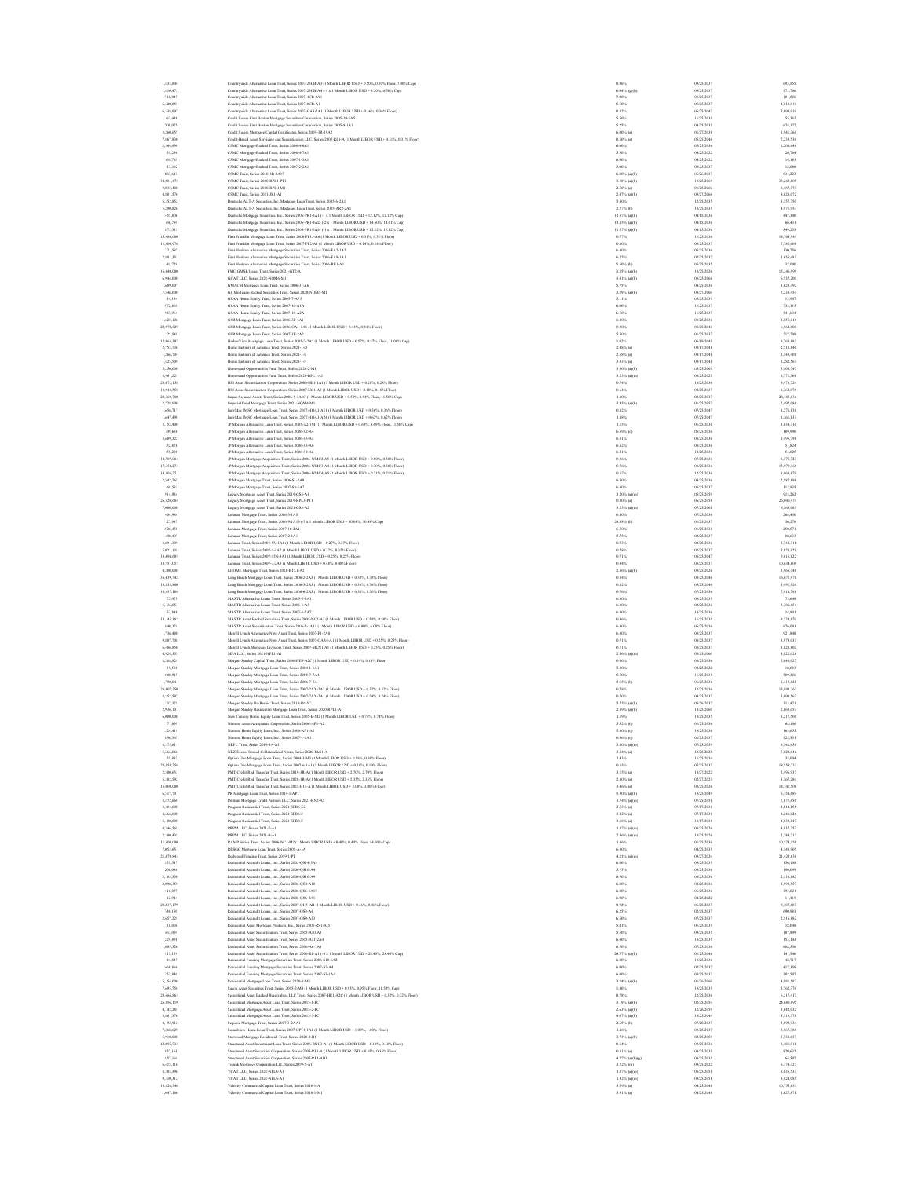| | | | | |
|---|---|---|---|---|
| 1,435,844 | Countrywide Alternative Loan Trust, Series 2007-23CB-A3 (1 Month LIBOR USD + 0.50%, 0.50% Floor, 7.00% Cap) | 0.96% | 09/25/2037 | 693,555 |
| 1,410,473 | Countrywide Alternative Loan Trust, Series 2007-23CB-A4 (-1 x 1 Month LIBOR USD + 6.50%, 6.50% Cap) | 6.04% (a)(b) | 09/25/2037 | 371,766 |
| 718,947 | Countrywide Alternative Loan Trust, Series 2007-4CB-2A1 | 7.00% | 03/25/2037 | 181,586 |
| 6,320,055 | Countrywide Alternative Loan Trust, Series 2007-8CB-A1 | 5.50% | 05/25/2037 | 4,518,919 |
| 6,138,897 | Countrywide Alternative Loan Trust, Series 2007-OA8-2A1 (1 Month LIBOR USD + 0.36%, 0.36% Floor) | 0.82% | 06/25/2047 | 5,009,919 |
| 62,448 | Credit Suisse First Boston Mortgage Securities Corporation, Series 2005-10-5A5 | 5.50% | 11/25/2035 | 55,162 |
| 709,075 | Credit Suisse First Boston Mortgage Securities Corporation, Series 2005-8-1A3 | 5.25% | 09/25/2035 | 676,177 |
| 3,260,655 | Credit Suisse Mortgage Capital Certificates, Series 2009-3R-19A2 | 6.00% (a) | 01/27/2038 | 1,941,366 |
| 7,967,830 | Credit-Based Asset Servicing and Securitization LLC, Series 2007-RP1-A (1 Month LIBOR USD + 0.31%, 0.31% Floor) | 0.50% (a) | 05/25/2046 | 7,239,536 |
| 2,364,498 | CSMC Mortgage-Backed Trust, Series 2006-4-6A1 | 6.00% | 05/25/2036 | 1,208,648 |
| 31,236 | CSMC Mortgage-Backed Trust, Series 2006-9-7A1 | 5.50% | 04/25/2022 | 26,764 |
| 61,761 | CSMC Mortgage-Backed Trust, Series 2007-1-3A1 | 6.00% | 04/25/2022 | 14,181 |
| 13,382 | CSMC Mortgage-Backed Trust, Series 2007-2-2A1 | 5.00% | 03/25/2037 | 12,086 |
| 883,643 | CSMC Trust, Series 2010-4R-3A17 | 6.00% (a)(b) | 06/26/2037 | 921,223 |
| 34,081,475 | CSMC Trust, Series 2020-RPL1-PT1 | 3.38% (a)(b) | 10/25/2069 | 33,263,809 |
| 9,035,400 | CSMC Trust, Series 2020-RPL4-M1 | 2.50% (a) | 01/25/2060 | 8,487,773 |
| 4,801,576 | CSMC Trust, Series 2021-JR1-A1 | 2.47% (a)(b) | 09/27/2066 | 4,628,072 |
| 5,152,852 | Deutsche ALT-A Securities, Inc. Mortgage Loan Trust, Series 2005-6-2A1 | 5.50% | 12/25/2035 | 5,157,750 |
| 5,290,026 | Deutsche ALT-A Securities, Inc. Mortgage Loan Trust, Series 2005-AR2-2A1 | 2.77% (b) | 10/25/2035 | 4,871,953 |
| 455,806 | Deutsche Mortgage Securities, Inc., Series 2006-PR1-3A1 (-1 x 1 Month LIBOR USD + 12.12%, 12.12% Cap) | 11.57% (a)(f) | 04/15/2036 | 447,300 |
| 66,750 | Deutsche Mortgage Securities, Inc., Series 2006-PR1-4AI2 (-2 x 1 Month LIBOR USD + 14.60%, 14.61% Cap) | 13.85% (a)(f) | 04/15/2036 | 66,431 |
| 875,313 | Deutsche Mortgage Securities, Inc., Series 2006-PR1-5AI4 (-1 x 1 Month LIBOR USD + 12.12%, 12.12% Cap) | 11.57% (a)(f) | 04/15/2036 | 849,233 |
| 15,984,000 | First Franklin Mortgage Loan Trust, Series 2006-FF15-A6 (1 Month LIBOR USD + 0.31%, 0.31% Floor) | 0.77% | 11/25/2036 | 14,761,941 |
| 11,800,976 | First Franklin Mortgage Loan Trust, Series 2007-FF2-A1 (1 Month LIBOR USD + 0.14%, 0.14% Floor) | 0.60% | 03/25/2037 | 7,782,608 |
| 221,567 | First Horizon Alternative Mortgage Securities Trust, Series 2006-FA2-1A5 | 6.00% | 05/25/2036 | 130,756 |
| 2,981,351 | First Horizon Alternative Mortgage Securities Trust, Series 2006-FA8-1A1 | 6.25% | 02/25/2037 | 1,655,483 |
| 41,729 | First Horizon Alternative Mortgage Securities Trust, Series 2006-RE1-A1 | 5.50% (b) | 05/25/2035 | 32,000 |
| 16,440,000 | FMC GMSR Issuer Trust, Series 2021-GT2-A | 3.85% (a)(b) | 10/25/2026 | 15,246,994 |
| 6,944,000 | GCAT LLC, Series 2021-NQM6-M1 | 3.41% (a)(b) | 08/25/2066 | 6,517,200 |
| 1,689,807 | GMACM Mortgage Loan Trust, Series 2006-J1-A6 | 5.75% | 04/25/2036 | 1,623,392 |
| 7,546,000 | GS Mortgage-Backed Securities Trust, Series 2020-NQM1-M1 | 3.29% (a)(b) | 09/27/2060 | 7,230,454 |
| 14,114 | GSAA Home Equity Trust, Series 2005-7-AF5 | 5.11% | 05/25/2035 | 13,907 |
| 872,803 | GSAA Home Equity Trust, Series 2007-10-A1A | 6.00% | 11/25/2037 | 731,115 |
| 947,964 | GSAA Home Equity Trust, Series 2007-10-A2A | 6.50% | 11/25/2037 | 541,634 |
| 1,625,106 | GSR Mortgage Loan Trust, Series 2006-3F-4A1 | 6.00% | 03/25/2036 | 1,555,016 |
| 22,970,629 | GSR Mortgage Loan Trust, Series 2006-OA1-1A1 (1 Month LIBOR USD + 0.44%, 0.44% Floor) | 0.90% | 08/25/2046 | 6,962,600 |
| 125,545 | GSR Mortgage Loan Trust, Series 2007-1F-2A2 | 5.50% | 01/25/2037 | 217,709 |
| 12,063,387 | HarborView Mortgage Loan Trust, Series 2005-7-2A1 (1 Month LIBOR USD + 0.57%, 0.57% Floor, 11.00% Cap) | 1.02% | 06/19/2045 | 9,768,003 |
| 2,755,736 | Home Partners of America Trust, Series 2021-1-D | 2.48% (a) | 09/17/2041 | 2,518,046 |
| 1,266,704 | Home Partners of America Trust, Series 2021-1-E | 2.58% (a) | 09/17/2041 | 1,143,408 |
| 1,425,509 | Home Partners of America Trust, Series 2021-1-F | 3.33% (a) | 09/17/2041 | 1,252,563 |
| 5,250,000 | Homeward Opportunities Fund Trust, Series 2020-2-M1 | 3.90% (a)(b) | 05/25/2065 | 5,108,745 |
| 8,961,223 | Homeward Opportunities Fund Trust, Series 2020-BPL1-A1 | 3.23% (a)(m) | 08/25/2025 | 8,771,569 |
| 23,472,158 | HSI Asset Securitization Corporation, Series 2006-HE1-1A1 (1 Month LIBOR USD + 0.28%, 0.28% Floor) | 0.74% | 10/25/2036 | 9,478,724 |
| 10,983,558 | HSI Asset Securitization Corporation, Series 2007-NC1-A1 (1 Month LIBOR USD + 0.18%, 0.18% Floor) | 0.64% | 04/25/2037 | 8,362,070 |
| 29,569,700 | Impac Secured Assets Trust, Series 2006-5-1A1C (1 Month LIBOR USD + 0.54%, 0.54% Floor, 11.50% Cap) | 1.00% | 02/25/2037 | 29,483,016 |
| 2,728,000 | Imperial Fund Mortgage Trust, Series 2021-NQM4-M1 | 3.45% (a)(b) | 01/25/2057 | 2,492,086 |
| 1,656,717 | IndyMac IMSC Mortgage Loan Trust, Series 2007-HOA1-A11 (1 Month LIBOR USD + 0.36%, 0.36% Floor) | 0.82% | 07/25/2047 | 1,276,138 |
| 1,647,498 | IndyMac IMSC Mortgage Loan Trust, Series 2007-HOA1-A24 (1 Month LIBOR USD + 0.62%, 0.62% Floor) | 1.08% | 07/25/2047 | 1,361,113 |
| 3,152,400 | JP Morgan Alternative Loan Trust, Series 2005-A2-1M1 (1 Month LIBOR USD + 0.69%, 0.69% Floor, 11.50% Cap) | 1.15% | 01/25/2036 | 3,034,116 |
| 109,638 | JP Morgan Alternative Loan Trust, Series 2006-S2-A4 | 6.69% (e) | 05/25/2036 | 109,990 |
| 3,489,322 | JP Morgan Alternative Loan Trust, Series 2006-S3-A4 | 6.81% | 08/25/2036 | 3,499,798 |
| 52,078 | JP Morgan Alternative Loan Trust, Series 2006-S3-A6 | 6.62% | 08/25/2036 | 51,824 |
| 55,298 | JP Morgan Alternative Loan Trust, Series 2006-S4-A6 | 6.21% | 12/25/2036 | 54,825 |
| 14,707,084 | JP Morgan Mortgage Acquisition Trust, Series 2006-WMC2-A5 (1 Month LIBOR USD + 0.50%, 0.50% Floor) | 0.96% | 07/25/2036 | 8,375,727 |
| 17,654,273 | JP Morgan Mortgage Acquisition Trust, Series 2006-WMC3-A4 (1 Month LIBOR USD + 0.30%, 0.30% Floor) | 0.76% | 08/25/2036 | 13,979,168 |
| 14,305,271 | JP Morgan Mortgage Acquisition Trust, Series 2006-WMC4-A5 (1 Month LIBOR USD + 0.21%, 0.21% Floor) | 0.67% | 12/25/2036 | 8,069,079 |
| 2,542,265 | JP Morgan Mortgage Trust, Series 2006-S1-2A9 | 6.50% | 04/25/2036 | 2,587,498 |
| 168,513 | JP Morgan Mortgage Trust, Series 2007-S3-1A7 | 6.00% | 08/25/2037 | 112,835 |
| 914,814 | Legacy Mortgage Asset Trust, Series 2019-GS5-A1 | 3.20% (a)(m) | 05/25/2059 | 915,262 |
| 26,320,684 | Legacy Mortgage Asset Trust, Series 2019-RPL3-PT1 | 0.00% (a) | 06/25/2058 | 26,040,474 |
| 7,000,000 | Legacy Mortgage Asset Trust, Series 2021-GS3-A2 | 3.25% (a)(m) | 07/25/2061 | 6,569,883 |
| 404,994 | Lehman Mortgage Trust, Series 2006-3-1A5 | 6.00% | 07/25/2036 | 268,430 |
| 27,067 | Lehman Mortgage Trust, Series 2006-9-1A19 (-5 x 1 Month LIBOR USD + 30.60%, 30.60% Cap) | 28.58% (b) | 01/25/2037 | 36,276 |
| 526,458 | Lehman Mortgage Trust, Series 2007-10-2A1 | 6.50% | 01/25/2038 | 250,571 |
| 100,407 | Lehman Mortgage Trust, Series 2007-2-1A1 | 5.75% | 02/25/2037 | 89,633 |
| 3,891,309 | Lehman Trust, Series 2005-9N-1A1 (1 Month LIBOR USD + 0.27%, 0.27% Floor) | 0.73% | 02/25/2036 | 3,744,311 |
| 5,021,135 | Lehman Trust, Series 2007-1-1A2 (1 Month LIBOR USD + 0.32%, 0.32% Floor) | 0.76% | 02/25/2037 | 5,020,929 |
| 10,496,685 | Lehman Trust, Series 2007-15N-1A1 (1 Month LIBOR USD + 0.25%, 0.25% Floor) | 0.71% | 08/25/2047 | 9,615,422 |
| 10,751,057 | Lehman Trust, Series 2007-3-2A1 (1 Month LIBOR USD + 0.48%, 0.48% Floor) | 0.94% | 03/25/2037 | 10,634,809 |
| 4,280,000 | LHOME Mortgage Trust, Series 2021-RTL1-A2 | 2.86% (a)(b) | 09/25/2026 | 3,968,348 |
| 36,459,742 | Long Beach Mortgage Loan Trust, Series 2006-2-2A3 (1 Month LIBOR USD + 0.38%, 0.38% Floor) | 0.84% | 03/25/2046 | 16,677,978 |
| 13,833,080 | Long Beach Mortgage Loan Trust, Series 2006-3-2A3 (1 Month LIBOR USD + 0.36%, 0.36% Floor) | 0.82% | 05/25/2046 | 5,491,926 |
| 16,137,188 | Long Beach Mortgage Loan Trust, Series 2006-6-2A3 (1 Month LIBOR USD + 0.30%, 0.30% Floor) | 0.76% | 07/25/2036 | 7,916,781 |
| 75,475 | MASTR Alternative Loans Trust, Series 2005-2-3A1 | 6.00% | 03/25/2035 | 73,648 |
| 5,136,851 | MASTR Alternative Loans Trust, Series 2006-1-A5 | 6.00% | 02/25/2036 | 3,306,654 |
| 33,840 | MASTR Alternative Loans Trust, Series 2007-1-2A7 | 6.00% | 10/25/2036 | 14,801 |
| 13,145,182 | MASTR Asset Backed Securities Trust, Series 2005-NC2-A3 (1 Month LIBOR USD + 0.50%, 0.50% Floor) | 0.96% | 11/25/2035 | 9,229,070 |
| 840,321 | MASTR Asset Securitization Trust, Series 2006-2-1A11 (1 Month LIBOR USD + 6.00%, 6.00% Floor) | 6.00% | 06/25/2036 | 676,091 |
| 1,736,480 | Merrill Lynch Alternative Note Asset Trust, Series 2007-F1-2A8 | 6.00% | 03/25/2037 | 921,048 |
| 9,807,708 | Merrill Lynch Alternative Note Asset Trust, Series 2007-OAR5-A1 (1 Month LIBOR USD + 0.25%, 0.25% Floor) | 0.71% | 08/25/2037 | 8,979,033 |
| 6,486,850 | Merrill Lynch Mortgage Investors Trust, Series 2007-MLN1-A1 (1 Month LIBOR USD + 0.25%, 0.25% Floor) | 0.71% | 03/25/2037 | 5,828,802 |
| 4,924,355 | MFA LLC, Series 2021-NPL1-A1 | 2.36% (a)(m) | 03/25/2060 | 4,822,028 |
| 6,288,825 | Morgan Stanley Capital Trust, Series 2006-HE5-A2C (1 Month LIBOR USD + 0.14%, 0.14% Floor) | 0.60% | 08/25/2036 | 5,046,027 |
| 19,518 | Morgan Stanley Mortgage Loan Trust, Series 2004-1-1A1 | 5.00% | 04/25/2022 | 18,083 |
| 500,915 | Morgan Stanley Mortgage Loan Trust, Series 2005-7-7A4 | 5.50% | 11/25/2035 | 509,186 |
| 1,790,041 | Morgan Stanley Mortgage Loan Trust, Series 2006-7-3A | 5.13% (b) | 06/25/2036 | 1,619,021 |
| 28,407,250 | Morgan Stanley Mortgage Loan Trust, Series 2007-2AX-2A2 (1 Month LIBOR USD + 0.32%, 0.32% Floor) | 0.78% | 12/25/2036 | 13,801,262 |
| 8,552,597 | Morgan Stanley Mortgage Loan Trust, Series 2007-7AX-2A1 (1 Month LIBOR USD + 0.24%, 0.24% Floor) | 0.70% | 04/25/2037 | 3,898,562 |
| 337,325 | Morgan Stanley Re-Remic Trust, Series 2010-R6-5C | 5.75% (a)(b) | 05/26/2037 | 313,471 |
| 2,936,191 | Morgan Stanley Residential Mortgage Loan Trust, Series 2020-RPL1-A1 | 2.69% (a)(b) | 10/25/2060 | 2,860,053 |
| 6,080,000 | New Century Home Equity Loan Trust, Series 2005-B-M2 (1 Month LIBOR USD + 0.74%, 0.74% Floor) | 1.19% | 10/25/2035 | 5,217,506 |
| 171,095 | Nomura Asset Acceptance Corporation, Series 2006-AP1-A2 | 5.52% (b) | 01/25/2036 | 68,180 |
| 524,411 | Nomura Home Equity Loan, Inc., Series 2006-AF1-A2 | 5.80% (e) | 10/25/2036 | 163,655 |
| 896,363 | Nomura Home Equity Loan, Inc., Series 2007-1-1A1 | 6.06% (e) | 02/25/2037 | 325,131 |
| 8,375,611 | NRPL Trust, Series 2019-3A-A1 | 3.00% (a)(m) | 07/25/2059 | 8,162,658 |
| 5,666,866 | NRZ Excess Spread Collateralized Notes, Series 2020-PLS1-A | 3.84% (a) | 12/25/2025 | 5,522,646 |
| 35,867 | Option One Mortgage Loan Trust, Series 2004-3-M3 (1 Month LIBOR USD + 0.98%, 0.98% Floor) | 1.43% | 11/25/2034 | 35,694 |
| 20,354,256 | Option One Mortgage Loan Trust, Series 2007-6-1A1 (1 Month LIBOR USD + 0.19%, 0.19% Floor) | 0.65% | 07/25/2037 | 18,858,733 |
| 2,580,653 | PMT Credit Risk Transfer Trust, Series 2019-1R-A (1 Month LIBOR USD + 2.70%, 2.70% Floor) | 3.15% (a) | 10/27/2022 | 2,496,937 |
| 5,382,592 | PMT Credit Risk Transfer Trust, Series 2020-1R-A (1 Month LIBOR USD + 2.35%, 2.35% Floor) | 2.80% (a) | 02/27/2023 | 5,367,284 |
| 15,000,000 | PMT Credit Risk Transfer Trust, Series 2021-FT1-A (1 Month LIBOR USD + 3.00%, 3.00% Floor) | 3.46% (a) | 03/25/2026 | 14,747,500 |
| 6,517,781 | PR Mortgage Loan Trust, Series 2014-1-APT | 5.90% (a)(b) | 10/25/2049 | 6,354,689 |
| 8,272,668 | Pretium Mortgage Credit Partners LLC, Series 2021-RN2-A1 | 1.74% (a)(m) | 07/25/2051 | 7,877,656 |
| 3,484,000 | Progress Residential Trust, Series 2021-SFR6-E2 | 2.53% (a) | 07/17/2038 | 3,014,155 |
| 4,666,000 | Progress Residential Trust, Series 2021-SFR6-F | 3.42% (a) | 07/17/2038 | 4,241,026 |
| 5,180,000 | Progress Residential Trust, Series 2021-SFR8-F | 3.18% (a) | 10/17/2038 | 4,539,047 |
| 4,266,565 | PRPM LLC, Series 2021-7-A1 | 1.87% (a)(m) | 08/25/2026 | 4,037,257 |
| 2,380,435 | PRPM LLC, Series 2021-9-A1 | 2.36% (a)(m) | 10/25/2026 | 2,268,712 |
| 11,500,000 | RAMP Series Trust, Series 2006-NC1-M2 (1 Month LIBOR USD + 0.40%, 0.40% Floor, 14.00% Cap) | 1.06% | 01/25/2036 | 10,574,158 |
| 7,053,651 | RBSGC Mortgage Loan Trust, Series 2005-A-3A | 6.00% | 04/25/2035 | 6,143,905 |
| 21,479,843 | Redwood Funding Trust, Series 2019-1-PT | 4.21% (a)(m) | 09/27/2024 | 21,423,638 |
| 155,517 | Residential Accredit Loans, Inc., Series 2005-QS14-3A3 | 6.00% | 09/25/2035 | 150,108 |
| 208,086 | Residential Accredit Loans, Inc., Series 2006-QS10-A4 | 5.75% | 08/25/2036 | 190,099 |
| 2,183,330 | Residential Accredit Loans, Inc., Series 2006-QS10-A9 | 6.50% | 08/25/2036 | 2,116,182 |
| 2,098,359 | Residential Accredit Loans, Inc., Series 2006-QS4-A10 | 6.00% | 04/25/2036 | 1,993,557 |
| 416,077 | Residential Accredit Loans, Inc., Series 2006-QS6-1A15 | 6.00% | 06/25/2036 | 393,021 |
| 12,964 | Residential Accredit Loans, Inc., Series 2006-QS6-2A1 | 6.00% | 06/25/2022 | 11,419 |
| 28,237,179 | Residential Accredit Loans, Inc., Series 2007-QH5-AII (1 Month LIBOR USD + 0.46%, 0.46% Floor) | 0.92% | 06/25/2037 | 9,387,807 |
| 748,190 | Residential Accredit Loans, Inc., Series 2007-QS3-A4 | 6.25% | 02/25/2037 | 690,883 |
| 2,657,225 | Residential Accredit Loans, Inc., Series 2007-QS9-A33 | 6.50% | 07/25/2037 | 2,516,882 |
| 18,086 | Residential Asset Mortgage Products, Inc., Series 2005-RS1-AI5 | 5.41% | 01/25/2035 | 18,048 |
| 167,094 | Residential Asset Securitization Trust, Series 2005-A10-A3 | 5.50% | 09/25/2035 | 107,699 |
| 229,091 | Residential Asset Securitization Trust, Series 2005-A11-2A4 | 6.00% | 10/25/2035 | 153,143 |
| 1,605,326 | Residential Asset Securitization Trust, Series 2006-A6-1A1 | 6.50% | 07/25/2036 | 609,536 |
| 115,139 | Residential Asset Securitization Trust, Series 2006-R1-A1 (-4 x 1 Month LIBOR USD + 29.40%, 29.40% Cap) | 26.57% (c)(b) | 01/25/2046 | 141,546 |
| 44,847 | Residential Funding Mortgage Securities Trust, Series 2006-S10-1A2 | 6.00% | 10/25/2036 | 42,717 |
| 468,066 | Residential Funding Mortgage Securities Trust, Series 2007-S2-A4 | 6.00% | 02/25/2037 | 417,359 |
| 353,040 | Residential Funding Mortgage Securities Trust, Series 2007-S3-1A4 | 6.00% | 03/25/2037 | 302,507 |
| 5,154,000 | Residential Mortgage Loan Trust, Series 2020-1-M1 | 3.24% (a)(b) | 01/26/2060 | 4,981,582 |
| 7,695,758 | Saxon Asset Securities Trust, Series 2005-2-M4 (1 Month LIBOR USD + 0.95%, 0.95% Floor, 11.50% Cap) | 1.40% | 10/25/2035 | 7,562,376 |
| 20,666,863 | Securitized Asset Backed Receivables LLC Trust, Series 2007-HE1-A2C (1 Month LIBOR USD + 0.32%, 0.32% Floor) | 0.78% | 12/25/2036 | 6,217,417 |
| 26,896,119 | Securitized Mortgage Asset Loan Trust, Series 2015-1-PC | 3.19% (a)(b) | 02/25/2054 | 24,689,895 |
| 4,142,285 | Securitized Mortgage Asset Loan Trust, Series 2015-2-PC | 2.63% (a)(b) | 12/26/2059 | 3,642,032 |
| 3,861,376 | Securitized Mortgage Asset Loan Trust, Series 2015-3-PC | 4.67% (a)(b) | 10/25/2044 | 3,519,578 |
| 4,192,912 | Sequoia Mortgage Trust, Series 2007-3-2AA1 | 2.63% (b) | 07/20/2037 | 3,692,934 |
| 7,260,629 | Soundview Home Loan Trust, Series 2007-OPT4-1A1 (1 Month LIBOR USD + 1.00%, 1.00% Floor) | 1.46% | 09/25/2037 | 5,967,388 |
| 5,933,000 | Starwood Mortgage Residential Trust, Series 2020-1-B1 | 3.73% (a)(b) | 02/25/2050 | 5,738,037 |
| 12,095,734 | Structured Asset Investment Loan Trust, Series 2006-BNC3-A1 (1 Month LIBOR USD + 0.18%, 0.18% Floor) | 0.64% | 09/25/2036 | 8,483,911 |
| 857,161 | Structured Asset Securities Corporation, Series 2005-RF1-A (1 Month LIBOR USD + 0.35%, 0.35% Floor) | 0.81% (a) | 03/25/2035 | 820,632 |
| 857,161 | Structured Asset Securities Corporation, Series 2005-RF1-AIO | 4.27% (a)(b)(g) | 03/25/2035 | 64,597 |
| 6,615,116 | Toorak Mortgage Corporation Ltd., Series 2019-2-A1 | 3.72% (m) | 09/25/2022 | 6,574,127 |
| 8,385,396 | VCAT LLC, Series 2021-NPL6-A1 | 1.92% (a)(m) | 09/25/2051 | 8,015,533 |
| 9,510,312 | VCAT LLC, Series 2021-NPL6-A1 | 1.92% (a)(m) | 09/25/2051 | 8,924,085 |
| 10,826,546 | Velocity Commercial Capital Loan Trust, Series 2018-1-A | 3.59% (a) | 04/25/2048 | 10,755,813 |
| 1,647,166 | Velocity Commercial Capital Loan Trust, Series 2018-1-M1 | 3.91% (a) | 04/25/2048 | 1,627,071 |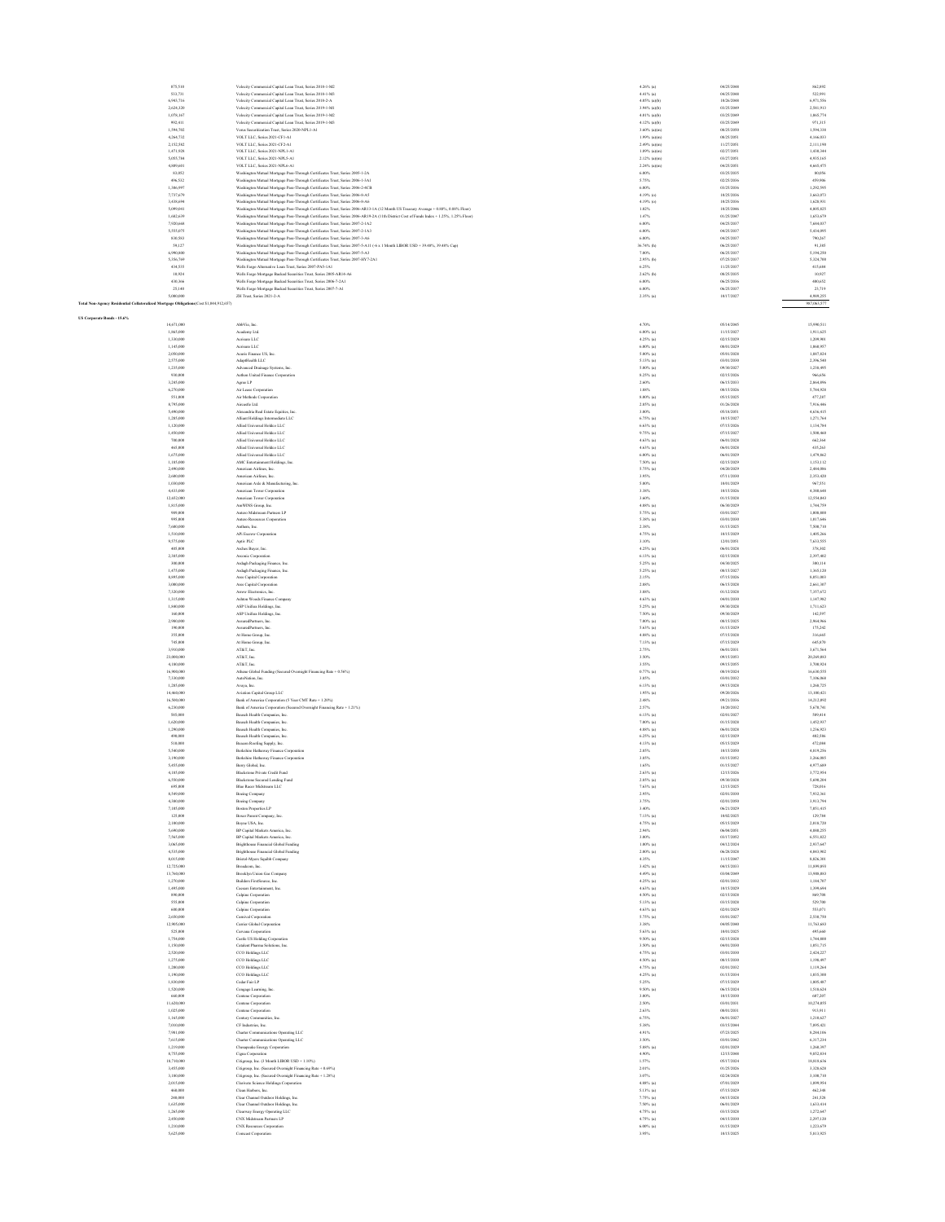| Principal Amount | Description | Rate | Maturity | Value |
|---|---|---|---|---|
| 875,510 | Velocity Commercial Capital Loan Trust, Series 2018-1-M2 | 4.26% (a) | 04/25/2048 | 862,892 |
| 533,731 | Velocity Commercial Capital Loan Trust, Series 2018-1-M3 | 4.41% (a) | 04/25/2048 | 522,891 |
| 6,941,716 | Velocity Commercial Capital Loan Trust, Series 2018-2-A | 4.05% (a)(b) | 10/26/2048 | 6,971,556 |
| 2,624,320 | Velocity Commercial Capital Loan Trust, Series 2019-1-M1 | 3.94% (a)(b) | 03/25/2049 | 2,581,913 |
| 1,076,167 | Velocity Commercial Capital Loan Trust, Series 2019-1-M2 | 4.01% (a)(b) | 03/25/2049 | 1,065,774 |
| 992,411 | Velocity Commercial Capital Loan Trust, Series 2019-1-M3 | 4.12% (a)(b) | 03/25/2049 | 971,115 |
| 1,594,702 | Vericrest Securitization Trust, Series 2020-NPL1-A1 | 3.60% (a)(m) | 08/25/2050 | 1,594,338 |
| 4,264,732 | VOLT LLC, Series 2021-CF1-A1 | 1.99% (a)(m) | 08/25/2051 | 4,166,033 |
| 2,152,582 | VOLT LLC, Series 2021-CF2-A1 | 2.49% (a)(m) | 11/27/2051 | 2,111,190 |
| 1,471,928 | VOLT LLC, Series 2021-NPL1-A1 | 1.89% (a)(m) | 02/27/2051 | 1,438,344 |
| 5,053,744 | VOLT LLC, Series 2021-NPL5-A1 | 2.12% (a)(m) | 03/27/2051 | 4,935,165 |
| 4,809,651 | VOLT LLC, Series 2021-NPL6-A1 | 2.24% (a)(m) | 04/25/2051 | 4,665,475 |
| 83,052 | Washington Mutual Mortgage Pass-Through Certificates Trust, Series 2005-1-2A | 6.00% | 03/25/2035 | 80,056 |
| 496,512 | Washington Mutual Mortgage Pass-Through Certificates Trust, Series 2006-1-3A1 | 5.75% | 02/25/2036 | 459,006 |
| 1,386,997 | Washington Mutual Mortgage Pass-Through Certificates Trust, Series 2006-2-4CB | 6.00% | 03/25/2036 | 1,292,595 |
| 7,737,679 | Washington Mutual Mortgage Pass-Through Certificates Trust, Series 2006-5-A5 | 4.19% (o) | 10/25/2036 | 3,661,073 |
| 3,438,694 | Washington Mutual Mortgage Pass-Through Certificates Trust, Series 2006-9-A6 | 4.19% (o) | 10/25/2036 | 1,628,931 |
| 5,099,041 | Washington Mutual Mortgage Pass-Through Certificates Trust, Series 2006-AR13-1A (12 Month US Treasury Average + 0.88%, 0.88% Floor) | 1.02% | 10/25/2046 | 4,805,825 |
| 1,682,639 | Washington Mutual Mortgage Pass-Through Certificates Trust, Series 2006-AR19-2A (11th District Cost of Funds Index + 1.25%, 1.25% Floor) | 1.67% | 01/25/2047 | 1,653,679 |
| 7,920,668 | Washington Mutual Mortgage Pass-Through Certificates Trust, Series 2007-2-1A2 | 6.00% | 04/25/2037 | 7,654,037 |
| 5,555,075 | Washington Mutual Mortgage Pass-Through Certificates Trust, Series 2007-2-1A3 | 6.00% | 04/25/2037 | 5,434,095 |
| 838,583 | Washington Mutual Mortgage Pass-Through Certificates Trust, Series 2007-3-A6 | 6.00% | 04/25/2037 | 790,267 |
| 59,127 | Washington Mutual Mortgage Pass-Through Certificates Trust, Series 2007-5-A11 (-6 x 1 Month LIBOR USD + 39.48%, 39.48% Cap) | 38.74% (h) | 06/25/2037 | 91,385 |
| 6,990,000 | Washington Mutual Mortgage Pass-Through Certificates Trust, Series 2007-5-A3 | 7.00% | 06/25/2037 | 5,194,250 |
| 5,356,769 | Washington Mutual Mortgage Pass-Through Certificates Trust, Series 2007-HY7-2A1 | 2.93% (b) | 07/25/2037 | 5,324,700 |
| 434,535 | Wells Fargo Alternative Loan Trust, Series 2007-PA5-1A1 | 6.25% | 11/25/2037 | 415,604 |
| 10,924 | Wells Fargo Mortgage Backed Securities Trust, Series 2005-AR16-6A | 2.62% (b) | 08/25/2035 | 10,927 |
| 430,366 | Wells Fargo Mortgage Backed Securities Trust, Series 2006-7-2A1 | 6.00% | 06/25/2036 | 400,652 |
| 25,140 | Wells Fargo Mortgage Backed Securities Trust, Series 2007-7-A1 | 6.00% | 06/25/2037 | 23,719 |
| 5,000,000 | ZH Trust, Series 2021-2-A | 2.35% (a) | 10/17/2027 | 4,909,255 |
| **Total Non-Agency Residential Collateralized Mortgage Obligations** (Cost $1,044,912,657) | | | | 967,063,577 |

**US Corporate Bonds - 15.6%**

| Principal Amount | Description | Rate | Maturity | Value |
|---|---|---|---|---|
| 14,671,000 | AbbVie, Inc. | 4.70% | 05/14/2045 | 15,990,511 |
| 1,865,000 | Academy Ltd. | 6.00% (a) | 11/15/2027 | 1,911,625 |
| 1,330,000 | Acrisure LLC | 4.25% (a) | 02/15/2029 | 1,209,901 |
| 1,145,000 | Acrisure LLC | 6.00% (a) | 08/01/2029 | 1,060,957 |
| 2,050,000 | Acuris Finance US, Inc. | 5.00% (a) | 05/01/2028 | 1,887,824 |
| 2,575,000 | AdaptHealth LLC | 5.13% (a) | 03/01/2030 | 2,396,540 |
| 1,235,000 | Advanced Drainage Systems, Inc. | 5.00% (a) | 09/30/2027 | 1,238,495 |
| 930,000 | AeRoom United Finance Corporation | 8.25% (a) | 02/15/2026 | 966,656 |
| 3,245,000 | Agree LP | 2.60% | 06/15/2033 | 2,864,896 |
| 6,270,000 | Air Lease Corporation | 1.88% | 08/15/2026 | 5,784,928 |
| 551,000 | Air Methods Corporation | 8.00% (a) | 05/15/2025 | 477,287 |
| 8,795,000 | Aircastle Ltd. | 2.85% (a) | 01/26/2028 | 7,916,446 |
| 5,490,000 | Alexandria Real Estate Equities, Inc. | 3.00% | 05/18/2051 | 4,636,415 |
| 1,285,000 | Alliant Holdings Intermediate LLC | 6.75% (a) | 10/15/2027 | 1,271,764 |
| 1,120,000 | Allied Universal Holdco LLC | 6.63% (a) | 07/15/2026 | 1,134,784 |
| 1,450,000 | Allied Universal Holdco LLC | 9.75% (a) | 07/15/2027 | 1,508,060 |
| 700,000 | Allied Universal Holdco LLC | 4.63% (a) | 06/01/2028 | 662,164 |
| 665,000 | Allied Universal Holdco LLC | 4.63% (a) | 06/01/2028 | 625,263 |
| 1,675,000 | Allied Universal Holdco LLC | 6.00% (a) | 06/01/2029 | 1,479,862 |
| 1,185,000 | AMC Entertainment Holdings, Inc. | 7.50% (a) | 02/15/2029 | 1,153,112 |
| 2,490,000 | American Airlines, Inc. | 5.75% (a) | 04/20/2029 | 2,484,086 |
| 2,600,000 | American Airlines, Inc. | 3.85% | 07/11/2030 | 2,333,420 |
| 1,030,000 | American Axle & Manufacturing, Inc. | 5.00% | 10/01/2029 | 967,551 |
| 4,633,000 | American Tower Corporation | 3.38% | 10/15/2026 | 4,588,640 |
| 12,652,000 | American Tower Corporation | 3.60% | 01/15/2028 | 12,554,043 |
| 1,815,000 | AmWINS Group, Inc. | 4.88% (a) | 06/30/2029 | 1,764,759 |
| 989,000 | Antero Midstream Partners LP | 5.75% (a) | 03/01/2027 | 1,008,080 |
| 995,000 | Antero Resources Corporation | 5.38% (a) | 03/01/2030 | 1,017,646 |
| 7,680,000 | Anthem, Inc. | 2.38% | 01/15/2025 | 7,508,710 |
| 1,510,000 | APi Escrow Corporation | 4.75% (a) | 10/15/2029 | 1,405,266 |
| 9,575,000 | Aptiv PLC | 3.10% | 12/01/2051 | 7,613,555 |
| 405,000 | Archer Buyer, Inc. | 4.25% (a) | 06/01/2028 | 376,102 |
| 2,385,000 | Arconic Corporation | 6.13% (a) | 02/15/2028 | 2,397,402 |
| 300,000 | Ardagh Packaging Finance, Inc. | 5.25% (a) | 04/30/2025 | 300,114 |
| 1,475,000 | Ardagh Packaging Finance, Inc. | 5.25% (a) | 08/15/2027 | 1,365,120 |
| 8,095,000 | Ares Capital Corporation | 2.15% | 07/15/2026 | 6,851,003 |
| 3,080,000 | Ares Capital Corporation | 2.88% | 06/15/2028 | 2,661,307 |
| 7,320,000 | Arrow Electronics, Inc. | 3.88% | 01/12/2028 | 7,357,672 |
| 1,315,000 | Ashton Woods Finance Company | 4.63% (a) | 04/01/2030 | 1,147,982 |
| 1,840,000 | ASP Unifrax Holdings, Inc. | 5.25% (a) | 09/30/2028 | 1,711,623 |
| 160,000 | ASP Unifrax Holdings, Inc. | 7.50% (a) | 09/30/2029 | 142,597 |
| 2,980,000 | AssuredPartners, Inc. | 7.00% (a) | 08/15/2025 | 2,964,966 |
| 190,000 | AssuredPartners, Inc. | 5.63% (a) | 01/15/2029 | 175,242 |
| 355,000 | At Home Group, Inc. | 4.88% (a) | 07/15/2028 | 316,665 |
| 745,000 | At Home Group, Inc. | 7.13% (a) | 07/15/2029 | 645,870 |
| 3,950,000 | AT&T, Inc. | 2.75% | 06/01/2031 | 3,671,564 |
| 23,000,000 | AT&T, Inc. | 3.50% | 09/15/2053 | 20,249,883 |
| 4,180,000 | AT&T, Inc. | 3.55% | 09/15/2055 | 3,708,924 |
| 16,900,000 | Athene Global Funding (Secured Overnight Financing Rate + 0.56%) | 0.77% (a) | 08/19/2024 | 16,610,555 |
| 7,330,000 | AutoNation, Inc. | 1.95% | 08/01/2028 | 7,106,068 |
| 1,285,000 | Avaya, Inc. | 6.13% (a) | 09/15/2028 | 1,268,725 |
| 14,460,000 | Aviation Capital Group LLC | 1.95% (a) | 09/20/2026 | 13,100,421 |
| 16,500,000 | Bank of America Corporation (5 Year CMT Rate + 1.20%) | 2.48% | 09/21/2036 | 14,212,092 |
| 6,230,000 | Bank of America Corporation (Secured Overnight Financing Rate + 1.21%) | 2.57% | 10/20/2032 | 5,678,741 |
| 585,000 | Bausch Health Companies, Inc. | 6.13% (a) | 02/01/2027 | 589,414 |
| 1,620,000 | Bausch Health Companies, Inc. | 7.00% (a) | 01/15/2028 | 1,452,937 |
| 1,290,000 | Bausch Health Companies, Inc. | 4.88% (a) | 06/01/2028 | 1,236,923 |
| 490,000 | Bausch Health Companies, Inc. | 6.25% (a) | 02/15/2029 | 402,586 |
| 510,000 | Beacon Roofing Supply, Inc. | 4.13% (a) | 05/15/2029 | 472,094 |
| 5,540,000 | Berkshire Hathaway Finance Corporation | 2.85% | 10/15/2050 | 4,819,256 |
| 3,190,000 | Berkshire Hathaway Finance Corporation | 3.85% | 03/15/2052 | 3,266,085 |
| 5,955,000 | Berry Global, Inc. | 1.65% | 01/15/2027 | 4,977,689 |
| 4,185,000 | Blackstone Private Credit Fund | 2.63% (a) | 12/15/2026 | 3,772,954 |
| 6,550,000 | Blackstone Secured Lending Fund | 2.85% (a) | 09/30/2028 | 5,608,204 |
| 695,000 | Blue Racer Midstream LLC | 7.63% (a) | 12/15/2025 | 728,016 |
| 8,549,000 | Boeing Company | 2.95% | 02/01/2030 | 7,932,361 |
| 4,300,000 | Boeing Company | 3.75% | 02/01/2050 | 3,911,794 |
| 7,185,000 | Boston Properties LP | 3.40% | 06/21/2029 | 7,051,415 |
| 125,000 | Boxer Parent Company, Inc. | 7.13% (a) | 10/02/2025 | 129,784 |
| 2,100,000 | Boyne USA, Inc. | 4.75% (a) | 05/15/2029 | 2,018,720 |
| 5,690,000 | BP Capital Markets America, Inc. | 2.94% | 06/04/2051 | 4,800,255 |
| 7,565,000 | BP Capital Markets America, Inc. | 3.00% | 03/17/2052 | 6,551,822 |
| 3,065,000 | Brighthouse Financial Global Funding | 1.00% (a) | 04/12/2024 | 2,937,647 |
| 4,535,000 | Brighthouse Financial Global Funding | 2.00% (a) | 06/28/2028 | 4,063,902 |
| 8,015,000 | Bristol-Myers Squibb Company | 4.35% | 11/15/2047 | 8,826,301 |
| 12,725,000 | Broadcom, Inc. | 3.42% (a) | 04/15/2033 | 11,899,893 |
| 13,760,000 | Brooklyn Union Gas Company | 4.49% (a) | 03/04/2049 | 13,908,083 |
| 1,270,000 | Builders FirstSource, Inc. | 4.25% (a) | 02/01/2032 | 1,184,797 |
| 1,495,000 | Caesars Entertainment, Inc. | 4.63% (a) | 10/15/2029 | 1,399,694 |
| 890,000 | Calpine Corporation | 4.50% (a) | 02/15/2028 | 869,708 |
| 555,000 | Calpine Corporation | 5.13% (a) | 03/15/2028 | 529,700 |
| 600,000 | Calpine Corporation | 4.63% (a) | 02/01/2029 | 551,071 |
| 2,650,000 | Carnival Corporation | 5.75% (a) | 03/01/2027 | 2,518,750 |
| 12,905,000 | Carrier Global Corporation | 3.38% | 04/05/2040 | 11,763,663 |
| 525,000 | Carvana Corporation | 5.63% (a) | 10/01/2025 | 495,660 |
| 1,754,000 | Castle US Holding Corporation | 9.50% (a) | 02/15/2028 | 1,744,800 |
| 1,150,000 | Catalent Pharma Solutions, Inc. | 3.50% (a) | 04/01/2030 | 1,051,715 |
| 2,520,000 | CCO Holdings LLC | 4.75% (a) | 03/01/2030 | 2,424,227 |
| 1,275,000 | CCO Holdings LLC | 4.50% (a) | 08/15/2030 | 1,196,497 |
| 1,200,000 | CCO Holdings LLC | 4.75% (a) | 02/01/2032 | 1,119,264 |
| 1,190,000 | CCO Holdings LLC | 4.25% (a) | 01/15/2034 | 1,035,300 |
| 1,830,000 | Cedar Fair LP | 5.25% | 07/15/2029 | 1,805,987 |
| 1,520,000 | Cengage Learning, Inc. | 9.50% (a) | 06/15/2024 | 1,518,624 |
| 660,000 | Centene Corporation | 3.00% | 10/15/2030 | 607,207 |
| 11,620,000 | Centene Corporation | 2.50% | 03/01/2031 | 10,274,055 |
| 1,025,000 | Centene Corporation | 2.63% | 08/01/2031 | 913,911 |
| 1,165,000 | Century Communities, Inc. | 6.75% | 06/01/2027 | 1,218,627 |
| 7,010,000 | CF Industries, Inc. | 5.38% | 03/15/2044 | 7,899,421 |
| 7,981,000 | Charter Communications Operating LLC | 4.91% | 07/23/2025 | 8,284,106 |
| 7,615,000 | Charter Communications Operating LLC | 3.50% | 03/01/2042 | 6,317,234 |
| 1,210,000 | Chesapeake Energy Corporation | 5.88% (a) | 02/01/2029 | 1,268,397 |
| 8,755,000 | Cigna Corporation | 4.90% | 12/15/2048 | 9,852,834 |
| 10,710,000 | Citigroup, Inc. (3 Month LIBOR USD + 1.10%) | 1.57% | 05/17/2024 | 10,818,616 |
| 3,455,000 | Citigroup, Inc. (Secured Overnight Financing Rate + 0.69%) | 2.01% | 01/25/2026 | 3,328,628 |
| 3,180,000 | Citigroup, Inc. (Secured Overnight Financing Rate + 1.28%) | 3.07% | 02/24/2028 | 3,108,710 |
| 2,015,000 | Clarivate Science Holdings Corporation | 4.88% (a) | 07/01/2029 | 1,899,954 |
| 460,000 | Clean Harbors, Inc. | 5.13% (a) | 07/15/2029 | 462,348 |
| 240,000 | Clear Channel Outdoor Holdings, Inc. | 7.75% (a) | 04/15/2028 | 241,528 |
| 1,635,000 | Clear Channel Outdoor Holdings, Inc. | 7.50% (a) | 06/01/2029 | 1,613,414 |
| 1,265,000 | Clearway Energy Operating LLC | 4.75% (a) | 03/15/2028 | 1,272,647 |
| 2,450,000 | CNX Midstream Partners LP | 4.75% (a) | 04/15/2030 | 2,297,120 |
| 1,210,000 | CNX Resources Corporation | 6.00% (a) | 01/15/2029 | 1,223,679 |
| 5,625,000 | Comcast Corporation | 3.95% | 10/15/2025 | 5,813,925 |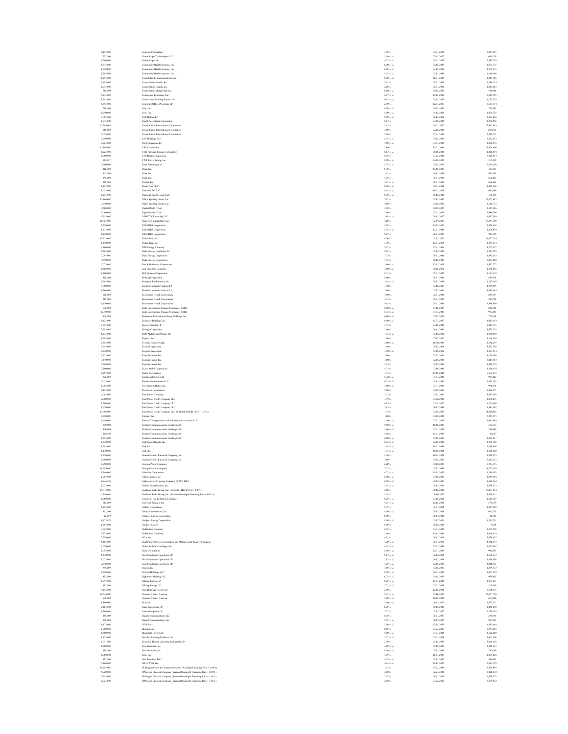| | | | | |
|---|---|---|---|---|
| 8,113,000 | Comcast Corporation | 3.40% | 04/01/2030 | 8,231,615 |
| 725,000 | CommScope Technologies LLC | 5.00% (a) | 03/15/2027 | 631,229 |
| 1,780,000 | CommScope, Inc. | 4.75% (a) | 09/01/2029 | 1,563,570 |
| 1,375,000 | Community Health Systems, Inc. | 6.00% (a) | 01/15/2029 | 1,391,775 |
| 1,730,000 | Community Health Systems, Inc. | 6.88% (a) | 04/15/2029 | 1,702,112 |
| 1,205,000 | Community Health Systems, Inc. | 4.75% (a) | 02/15/2031 | 1,148,408 |
| 1,215,000 | Consolidated Communications, Inc. | 5.00% (a) | 10/01/2028 | 1,047,986 |
| 6,495,000 | Constellation Brands, Inc. | 3.15% | 08/01/2029 | 6,298,215 |
| 1,935,000 | Constellation Brands, Inc. | 2.88% | 05/01/2030 | 1,817,882 |
| 515,000 | Constellation Merger Sub, Inc. | 8.50% (a) | 09/15/2025 | 484,986 |
| 6,235,000 | Continental Resources, Inc. | 2.27% (a) | 11/15/2026 | 5,829,725 |
| 1,243,000 | Cornerstone Building Brands, Inc. | 6.13% (a) | 01/15/2029 | 1,155,729 |
| 6,395,000 | Corporate Office Properties LP | 2.90% | 12/01/2033 | 5,653,744 |
| 788,000 | Coty, Inc. | 6.50% (a) | 04/15/2026 | 736,892 |
| 1,240,000 | Coty, Inc. | 5.00% (a) | 04/15/2026 | 1,209,725 |
| 3,085,000 | CQP Holdco LP | 5.50% (a) | 06/15/2031 | 3,034,869 |
| 1,945,000 | Credit Acceptance Corporation | 6.63% | 03/15/2026 | 1,996,526 |
| 12,965,000 | Crown Castle International Corporation | 3.65% | 09/01/2027 | 12,892,983 |
| 815,000 | Crown Castle International Corporation | 3.80% | 02/15/2028 | 815,686 |
| 3,059,000 | Crown Castle International Corporation | 3.30% | 07/01/2030 | 2,929,711 |
| 2,940,000 | CSC Holdings LLC | 5.75% (a) | 01/15/2030 | 2,621,672 |
| 2,325,000 | CSI Compressco LP | 7.50% (a) | 04/01/2025 | 2,290,518 |
| 15,865,000 | CSX Corporation | 3.80% | 11/01/2046 | 15,854,406 |
| 1,225,000 | CVR Nitrogen Finance Corporation | 6.13% (a) | 06/15/2028 | 1,226,654 |
| 6,980,000 | CVS Health Corporation | 5.05% | 03/25/2048 | 7,925,534 |
| 522,827 | CWT Travel Group, Inc. | 8.50% (a) | 11/19/2026 | 517,599 |
| 2,280,000 | Dana Financing Ltd. | 5.75% (a) | 04/15/2025 | 2,224,200 |
| 410,000 | Dana, Inc. | 5.38% | 11/15/2027 | 407,981 |
| 965,000 | Dana, Inc. | 5.63% | 06/15/2028 | 976,324 |
| 295,000 | Dana, Inc. | 4.25% | 09/01/2030 | 261,203 |
| 950,000 | DaVita, Inc. | 4.63% (a) | 06/01/2030 | 888,440 |
| 1,427,000 | Dealer Tire LLC | 8.00% (a) | 02/01/2028 | 1,412,266 |
| 1,035,000 | Diamond BC B.V. | 4.63% (a) | 10/01/2029 | 930,889 |
| 1,215,000 | Diamond Sports Group LLC | 5.38% (a) | 08/15/2026 | 472,319 |
| 13,006,000 | Dick's Sporting Goods, Inc. | 3.15% | 01/15/2032 | 12,673,802 |
| 3,640,000 | Dick's Sporting Goods, Inc. | 4.10% | 01/15/2052 | 3,115,733 |
| 3,580,000 | Digital Realty Trust | 3.70% | 08/15/2027 | 3,527,486 |
| 3,080,000 | Digital Realty Trust | 3.60% | 07/01/2029 | 2,969,796 |
| 1,515,000 | DIRECTV Financing LLC | 5.88% (a) | 08/15/2027 | 1,492,389 |
| 18,465,000 | Discover Financial Services | 4.10% | 02/09/2027 | 18,857,309 |
| 1,330,000 | DISH DBS Corporation | 5.88% | 11/15/2024 | 1,328,098 |
| 1,275,000 | DISH DBS Corporation | 5.75% (a) | 12/01/2028 | 1,208,059 |
| 1,110,000 | DISH DBS Corporation | 5.13% | 06/01/2029 | 946,719 |
| 14,333,000 | Dollar Tree, Inc. | 4.00% | 05/15/2025 | 14,677,734 |
| 1,570,000 | Dollar Tree, Inc. | 3.38% | 12/01/2051 | 1,353,944 |
| 4,480,000 | DTE Energy Company | 2.95% | 03/01/2030 | 4,202,637 |
| 1,265,000 | Duke Energy Carolinas LLC | 2.85% | 03/15/2032 | 1,224,155 |
| 2,095,000 | Duke Energy Corporation | 3.75% | 09/01/2046 | 1,983,653 |
| 9,390,000 | Duke Energy Corporation | 3.95% | 08/15/2047 | 9,204,080 |
| 2,075,000 | Dun & Bradstreet Corporation | 5.00% (a) | 12/15/2029 | 1,952,772 |
| 1,580,000 | East Ohio Gas Company | 3.00% (a) | 06/15/2050 | 1,378,150 |
| 1,180,000 | EES Finance Corporation | 8.13% | 05/01/2025 | 1,191,210 |
| 926,000 | Embecq Corporation | 8.80% | 06/01/2036 | 893,738 |
| 1,265,000 | Emergent BioSolutions, Inc. | 3.88% (a) | 08/15/2028 | 1,137,146 |
| 4,850,000 | Enable Midstream Partners LP | 4.40% | 03/15/2027 | 4,918,895 |
| 8,200,000 | Enable Midstream Partners LP | 5.00% | 05/15/2044 | 8,054,484 |
| 620,000 | Encompass Health Corporation | 4.50% | 02/01/2028 | 608,747 |
| 215,000 | Encompass Health Corporation | 4.75% | 02/01/2030 | 206,758 |
| 1,430,000 | Encompass Health Corporation | 4.63% | 04/01/2031 | 1,348,990 |
| 500,000 | Endo Luxembourg Finance Company I SARL | 6.00% (a) | 07/15/2023 | 282,500 |
| 1,000,000 | Endo Luxembourg Finance Company I SARL | 6.13% (a) | 04/01/2029 | 950,251 |
| 800,000 | Endurance International Group Holdings, Inc. | 6.00% (a) | 02/15/2029 | 778,118 |
| 1,425,000 | Energizer Holdings, Inc. | 6.50% (a) | 12/31/2027 | 1,413,614 |
| 7,895,000 | Energy Transfer LP | 4.75% | 01/15/2026 | 8,211,715 |
| 3,785,000 | Entergy Corporation | 2.80% | 06/15/2030 | 3,553,028 |
| 1,235,000 | EQM Midstream Partners LP | 4.75% (a) | 01/15/2031 | 1,156,590 |
| 8,965,000 | Equinix, Inc. | 1.80% | 07/15/2027 | 8,166,030 |
| 2,355,000 | Everarc Escrow SARL | 5.00% (a) | 10/30/2029 | 2,156,297 |
| 3,954,000 | Exelon Corporation | 3.40% | 04/15/2026 | 3,972,705 |
| 2,330,000 | Exelon Corporation | 4.10% (a) | 03/15/2052 | 2,373,514 |
| 3,935,000 | Expedia Group, Inc. | 5.00% | 02/15/2026 | 4,124,199 |
| 7,400,000 | Expedia Group, Inc. | 3.80% | 02/15/2028 | 7,414,080 |
| 3,590,000 | Expedia Group, Inc. | 2.95% | 03/15/2031 | 3,329,725 |
| 7,580,000 | Exxon Mobil Corporation | 4.23% | 03/19/2040 | 8,188,434 |
| 6,257,000 | FedEx Corporation | 4.75% | 11/15/2045 | 6,693,079 |
| 998,000 | Ferrellgas Escrow LLC | 5.38% (a) | 04/01/2026 | 936,421 |
| 2,055,000 | Fertitta Entertainment LLC | 6.75% (a) | 01/15/2030 | 1,893,138 |
| 1,065,000 | First Student Bidco, Inc. | 4.00% (a) | 07/31/2029 | 994,694 |
| 9,125,000 | Flowserve Corporation | 2.80% | 01/15/2032 | 8,066,971 |
| 4,065,000 | Ford Motor Company | 3.25% | 02/12/2032 | 3,637,403 |
| 2,980,000 | Ford Motor Credit Company LLC | 4.39% | 01/08/2026 | 2,896,245 |
| 1,200,000 | Ford Motor Credit Company LLC | 4.95% | 05/28/2027 | 1,221,660 |
| 1,670,000 | Ford Motor Credit Company LLC | 3.63% | 06/17/2031 | 1,511,367 |
| 11,703,000 | Ford Motor Credit Company LLC (3 Month LIBOR USD + 1.24%) | 1.74% | 02/15/2023 | 11,616,881 |
| 8,710,000 | Fortinet, Inc. | 1.00% | 03/15/2026 | 7,937,073 |
| 1,610,000 | Fortress Transportation and Infrastructure Investors LLC | 5.50% (a) | 05/01/2028 | 1,465,889 |
| 190,000 | Frontier Communications Holdings LLC | 5.88% (a) | 10/15/2027 | 187,871 |
| 800,000 | Frontier Communications Holdings LLC | 5.00% (a) | 05/01/2028 | 768,980 |
| 100,392 | Frontier Communications Holdings LLC | 5.88% | 11/01/2029 | 92,047 |
| 1,395,000 | Frontier Communications Holdings LLC | 6.00% (a) | 01/15/2030 | 1,292,237 |
| 2,540,000 | Full House Resorts, Inc. | 8.25% (a) | 02/15/2028 | 2,395,388 |
| 1,295,000 | Gap, Inc. | 3.88% (a) | 10/01/2031 | 1,138,600 |
| 1,140,000 | GCI LLC | 4.75% (a) | 10/15/2028 | 1,115,102 |
| 8,950,000 | General Motors Financial Company, Inc. | 2.40% | 10/15/2028 | 8,028,055 |
| 8,600,000 | General Motors Financial Company, Inc. | 3.10% | 01/12/2032 | 7,812,332 |
| 8,950,000 | Georgia Power Company | 2.20% | 09/15/2024 | 8,764,376 |
| 16,345,000 | Georgia Power Company | 3.25% | 03/15/2051 | 14,227,439 |
| 1,340,000 | GlaxSilor Corporation | 4.75% (a) | 11/15/2029 | 1,138,183 |
| 1,955,000 | Global Access, Inc. | 5.00% (a) | 07/15/2029 | 1,854,464 |
| 1,666,960 | Global Aircraft Leasing Company (7.25% PIK) | 6.50% (a) | 09/15/2024 | 1,608,364 |
| 1,035,000 | Golden Entertainment, Inc. | 7.63% (a) | 04/15/2026 | 1,079,013 |
| 19,310,000 | Goldman Sachs Group, Inc. (3 Month LIBOR USD + 1.17%) | 1.68% | 05/15/2026 | 19,431,854 |
| 5,510,000 | Goldman Sachs Group, Inc. (Secured Overnight Financing Rate + 0.82%) | 1.00% | 09/10/2027 | 5,374,012 |
| 1,760,000 | Goodyear Tire & Rubber Company | 5.25% (a) | 07/15/2031 | 1,629,707 |
| 615,000 | GrafTech Finance, Inc. | 4.63% (a) | 12/15/2028 | 573,079 |
| 1,295,000 | Griffon Corporation | 5.75% | 03/01/2028 | 1,247,292 |
| 665,000 | Group 1 Automotive, Inc. | 4.00% (a) | 08/15/2028 | 620,033 |
| 22,059 | Gulfport Energy Corporation | 8.00% | 05/17/2026 | 22,726 |
| 1,175,971 | Gulfport Energy Corporation | 8.00% (a) | 05/17/2026 | 1,211,521 |
| 1,695,000 | Gulfport Escrow | 8.00% | 05/15/2025 | 8,568 |
| 3,622,000 | Halliburton Company | 2.92% | 03/01/2030 | 3,505,765 |
| 3,738,000 | Halliburton Company | 5.00% | 11/15/2045 | 4,060,114 |
| 7,220,000 | HCA, Inc. | 4.13% | 06/15/2029 | 7,379,637 |
| 5,485,000 | Health Care Service Corporation and Mutual Legal Reserve Company | 3.20% (a) | 06/01/2050 | 4,798,173 |
| 2,030,000 | Helios Software Holdings, Inc. | 4.63% (a) | 05/01/2028 | 1,871,467 |
| 1,095,000 | Hertz Corporation | 5.00% (a) | 12/01/2029 | 992,393 |
| 1,540,000 | Hess Midstream Operations LP | 5.63% (a) | 02/15/2026 | 1,582,319 |
| 1,075,000 | Hess Midstream Operations LP | 5.13% (a) | 06/15/2028 | 1,076,398 |
| 2,370,000 | Hess Midstream Operations LP | 4.25% (a) | 02/15/2030 | 2,248,361 |
| 985,000 | Hexion, Inc. | 7.88% (a) | 07/15/2027 | 1,039,372 |
| 1,520,000 | H-Food Holdings LLC | 8.50% (a) | 06/01/2026 | 1,463,129 |
| 975,000 | Hightower Holding LLC | 6.75% (a) | 04/15/2029 | 955,403 |
| 1,797,000 | Hilcorp Energy LP | 6.25% (a) | 11/01/2028 | 1,809,031 |
| 315,000 | Hilcorp Energy LP | 5.75% (a) | 02/01/2029 | 315,819 |
| 9,115,000 | Host Hotels & Resorts LP | 2.90% | 12/15/2031 | 8,156,915 |
| 16,340,000 | Hyundai Capital America | 2.65% (a) | 02/10/2025 | 15,847,788 |
| 600,000 | Hyundai Capital America | 1.80% (a) | 10/15/2025 | 617,220 |
| 1,090,000 | IAA, Inc. | 5.50% (a) | 06/15/2027 | 1,097,021 |
| 2,485,000 | Icahn Enterprises LP | 6.25% | 05/15/2026 | 2,456,199 |
| 1,300,000 | Icahn Enterprises LP | 5.25% | 05/15/2027 | 1,278,030 |
| 230,000 | iHeartCommunications, Inc. | 8.38% | 05/01/2027 | 238,096 |
| 960,000 | iHeartCommunications, Inc. | 5.25% (a) | 08/15/2027 | 950,899 |
| 1,875,000 | II-VI, Inc. | 5.00% (a) | 12/15/2029 | 1,835,484 |
| 6,080,000 | Illumina, Inc. | 0.55% | 03/23/2023 | 5,967,158 |
| 1,600,000 | Illuminate Buyer LLC | 9.00% (a) | 07/01/2028 | 1,622,000 |
| 1,435,000 | Installed Building Products, Inc. | 5.75% (a) | 02/01/2028 | 1,401,788 |
| 6,011,000 | Invitation Homes Operating Partnership LP | 2.70% | 01/15/2034 | 5,269,428 |
| 1,380,000 | Iron Mountain, Inc. | 4.88% (a) | 09/15/2029 | 1,315,947 |
| 850,000 | Iron Mountain, Inc. | 4.50% (a) | 02/15/2031 | 786,080 |
| 1,000,000 | iStar, Inc. | 4.75% | 10/01/2024 | 1,009,065 |
| 875,000 | Jazz Securities DAC | 4.38% (a) | 01/15/2029 | 840,833 |
| 2,160,000 | JELD-WEN, Inc. | 4.63% (a) | 12/15/2025 | 2,081,570 |
| 10,585,000 | JP Morgan Chase & Company (Secured Overnight Financing Rate + 2.04%) | 2.52% | 04/22/2031 | 9,824,093 |
| 5,920,000 | JPMorgan Chase & Company (Secured Overnight Financing Rate + 0.92%) | 2.60% | 02/24/2026 | 5,818,030 |
| 7,185,000 | JPMorgan Chase & Company (Secured Overnight Financing Rate + 1.02%) | 2.07% | 06/01/2029 | 6,628,073 |
| 8,925,000 | JPMorgan Chase & Company (Secured Overnight Financing Rate + 1.25%) | 2.58% | 04/22/2032 | 8,169,032 |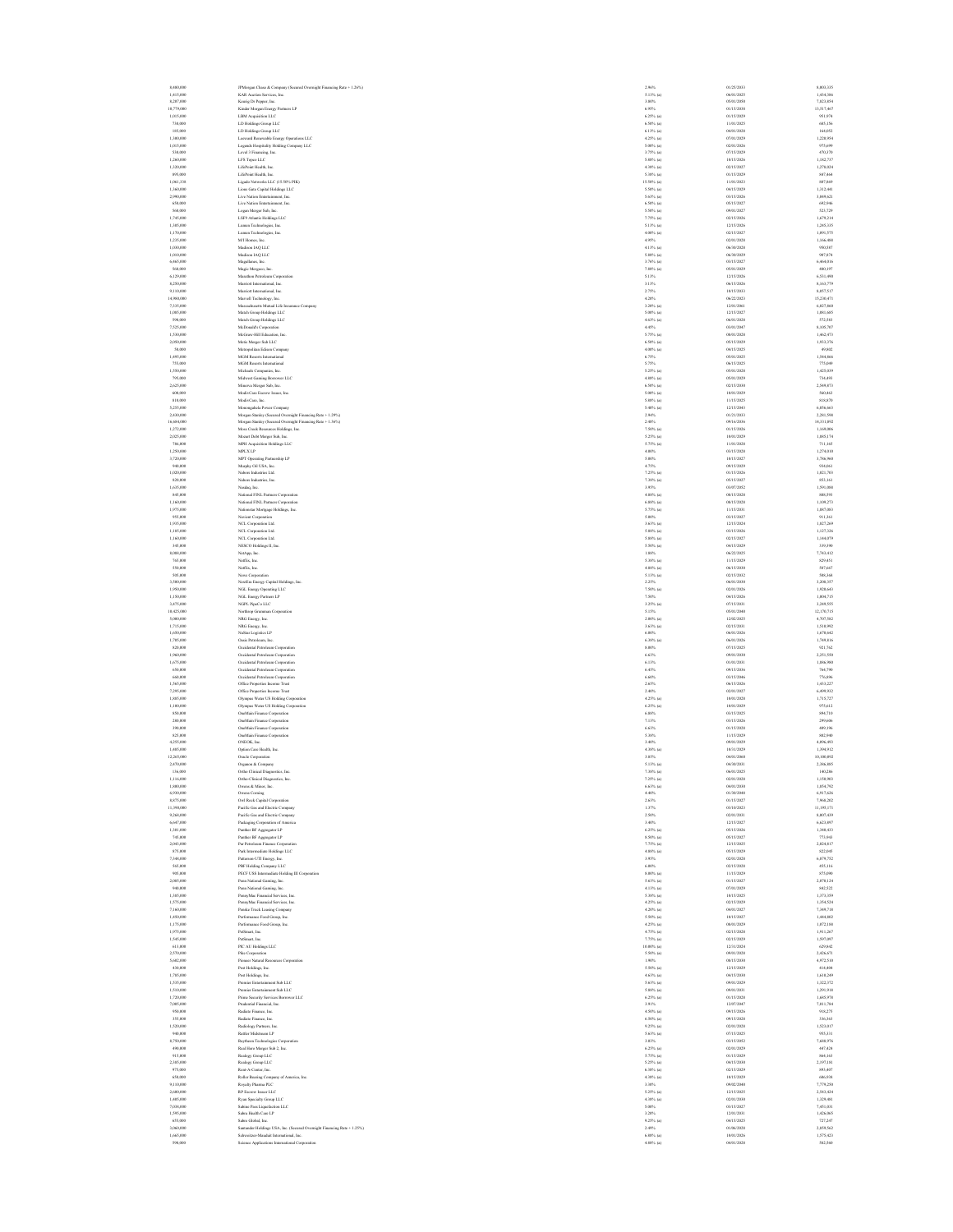| | | | | |
|---|---|---|---|---|
| 8,400,000 | JPMorgan Chase & Company (Secured Overnight Financing Rate + 1.26%) | 2.96% | 01/25/2033 | 8,003,315 |
| 1,415,000 | KAR Auction Services, Inc. | 5.13% (a) | 06/01/2025 | 1,434,186 |
| 8,207,000 | Keurig Dr Pepper, Inc. | 3.80% | 05/01/2050 | 7,823,854 |
| 10,779,000 | Kinder Morgan Energy Partners LP | 6.95% | 01/15/2038 | 13,517,467 |
| 1,015,000 | LBM Acquisition LLC | 6.25% (a) | 01/15/2029 | 951,074 |
| 710,000 | LD Holdings Group LLC | 6.50% (a) | 11/01/2025 | 685,156 |
| 185,000 | LD Holdings Group LLC | 6.13% (a) | 04/01/2028 | 164,052 |
| 1,300,000 | Leeward Renewable Energy Operations LLC | 4.25% (a) | 07/01/2029 | 1,228,934 |
| 1,015,000 | Legends Hospitality Holding Company LLC | 5.00% (a) | 02/01/2026 | 975,699 |
| 530,000 | Level 3 Financing, Inc. | 3.75% (a) | 07/15/2029 | 470,170 |
| 1,260,000 | LFS Topco LLC | 5.88% (a) | 10/15/2026 | 1,182,737 |
| 1,320,000 | LifePoint Health, Inc. | 4.38% (a) | 02/15/2027 | 1,270,024 |
| 895,000 | LifePoint Health, Inc. | 5.38% (a) | 01/15/2029 | 847,464 |
| 1,061,138 | Ligado Networks LLC (15.50% PIK) | 15.50% (a) | 11/01/2023 | 887,869 |
| 1,360,000 | Lions Gate Capital Holdings LLC | 5.50% (a) | 04/15/2029 | 1,312,441 |
| 2,990,000 | Live Nation Entertainment, Inc. | 5.63% (a) | 03/15/2026 | 3,049,621 |
| 650,000 | Live Nation Entertainment, Inc. | 6.50% (a) | 05/15/2027 | 692,946 |
| 560,000 | Logan Merger Sub, Inc. | 5.50% (a) | 09/01/2027 | 523,726 |
| 1,745,000 | LSF9 Atlantis Holdings LLC | 7.75% (a) | 02/15/2026 | 1,679,214 |
| 1,385,000 | Lumen Technologies, Inc. | 5.13% (a) | 12/15/2026 | 1,245,335 |
| 1,170,000 | Lumen Technologies, Inc. | 4.00% (a) | 02/15/2027 | 1,091,575 |
| 1,235,000 | M/I Homes, Inc. | 4.95% | 02/01/2028 | 1,166,488 |
| 1,030,000 | Madison IAQ LLC | 4.13% (a) | 06/30/2028 | 950,507 |
| 1,035,000 | Madison IAQ LLC | 5.88% (a) | 06/30/2029 | 907,874 |
| 6,465,000 | Magallanes, Inc. | 3.76% (a) | 03/15/2027 | 6,464,016 |
| 560,000 | Magic Mergeco, Inc. | 7.88% (a) | 05/01/2029 | 480,197 |
| 6,129,000 | Marathon Petroleum Corporation | 5.13% | 12/15/2026 | 6,531,490 |
| 8,250,000 | Marriott International, Inc. | 3.13% | 06/15/2026 | 8,163,779 |
| 9,110,000 | Marriott International, Inc. | 2.75% | 10/15/2033 | 8,037,517 |
| 14,980,000 | Marvell Technology, Inc. | 4.20% | 06/22/2023 | 15,230,471 |
| 7,335,000 | Massachusetts Mutual Life Insurance Company | 3.20% (a) | 12/01/2061 | 6,027,060 |
| 1,085,000 | Match Group Holdings LLC | 5.00% (a) | 12/15/2027 | 1,081,685 |
| 590,000 | Match Group Holdings LLC | 4.63% (a) | 06/01/2028 | 572,581 |
| 7,525,000 | McDonald's Corporation | 4.45% | 03/01/2047 | 8,105,707 |
| 1,530,000 | McGraw-Hill Education, Inc. | 5.75% (a) | 08/01/2028 | 1,462,473 |
| 2,050,000 | Medo Merger Sub LLC | 6.50% (a) | 05/15/2029 | 1,933,376 |
| 50,000 | Metropolitan Edison Company | 4.00% (a) | 04/15/2025 | 49,802 |
| 1,495,000 | MGM Resorts International | 6.75% | 05/01/2025 | 1,544,866 |
| 755,000 | MGM Resorts International | 5.75% | 06/15/2025 | 775,049 |
| 1,550,000 | Michaels Companies, Inc. | 5.25% (a) | 05/01/2028 | 1,425,039 |
| 795,000 | Midwest Gaming Borrower LLC | 4.88% (a) | 05/01/2029 | 734,493 |
| 2,625,000 | Minerva Merger Sub, Inc. | 6.50% (a) | 02/15/2030 | 2,549,073 |
| 600,000 | ModivCare Escrow Issuer, Inc. | 5.00% (a) | 10/01/2029 | 560,663 |
| 810,000 | ModivCare, Inc. | 5.88% (a) | 11/15/2025 | 818,870 |
| 5,255,000 | Monongahela Power Company | 5.40% (a) | 12/15/2043 | 6,056,663 |
| 2,430,000 | Morgan Stanley (Secured Overnight Financing Rate + 1.29%) | 2.94% | 01/21/2033 | 2,281,598 |
| 16,684,000 | Morgan Stanley (Secured Overnight Financing Rate + 1.36%) | 2.48% | 09/16/2036 | 14,311,892 |
| 1,272,000 | Moss Creek Resources Holdings, Inc. | 7.50% (a) | 01/15/2026 | 1,169,006 |
| 2,025,000 | Mozart Debt Merger Sub, Inc. | 5.25% (a) | 10/01/2029 | 1,885,174 |
| 786,000 | MPH Acquisition Holdings LLC | 5.75% (a) | 11/01/2028 | 711,165 |
| 1,250,000 | MPLX LP | 4.80% | 02/15/2029 | 1,274,010 |
| 3,720,000 | MPT Operating Partnership LP | 5.00% | 10/15/2027 | 3,786,960 |
| 940,000 | Murphy Oil USA, Inc. | 4.75% | 09/15/2029 | 934,061 |
| 1,020,000 | Nabors Industries Ltd. | 7.25% (a) | 01/15/2026 | 1,021,703 |
| 820,000 | Nabors Industries, Inc. | 7.38% (a) | 05/15/2027 | 853,161 |
| 1,635,000 | Nasdaq, Inc. | 3.95% | 03/07/2052 | 1,591,088 |
| 545,000 | National CINE Partners Corporation | 4.88% (a) | 08/15/2028 | 508,591 |
| 1,160,000 | National CINE Partners Corporation | 6.00% (a) | 08/15/2028 | 1,109,273 |
| 1,975,000 | Nationstar Mortgage Holdings, Inc. | 5.75% (a) | 11/15/2031 | 1,867,083 |
| 955,000 | Navient Corporation | 5.00% | 03/15/2027 | 911,361 |
| 1,935,000 | NCL Corporation Ltd. | 3.63% (a) | 12/15/2024 | 1,827,269 |
| 1,185,000 | NCL Corporation Ltd. | 5.88% (a) | 03/15/2026 | 1,127,326 |
| 1,160,000 | NCL Corporation Ltd. | 5.88% (a) | 02/15/2027 | 1,144,079 |
| 345,000 | NESCO Holdings II, Inc. | 5.50% (a) | 04/15/2029 | 339,390 |
| 8,004,000 | NetApp, Inc. | 1.88% | 06/22/2025 | 7,743,412 |
| 765,000 | Netflix, Inc. | 5.38% (a) | 11/15/2029 | 829,451 |
| 550,000 | Netflix, Inc. | 4.88% (a) | 06/15/2030 | 587,667 |
| 595,000 | Newe Corporation | 5.13% (a) | 02/15/2032 | 586,160 |
| 3,500,000 | NextEra Energy Capital Holdings, Inc. | 2.25% | 06/01/2030 | 3,208,357 |
| 1,950,000 | NGL Energy Operating LLC | 7.50% (a) | 02/01/2026 | 1,928,643 |
| 1,150,000 | NGL Energy Partners LP | 7.50% | 04/15/2026 | 1,004,715 |
| 3,475,000 | NGPL PipeCo LLC | 3.25% (a) | 07/15/2031 | 3,249,555 |
| 10,425,000 | Northrop Grumman Corporation | 5.15% | 05/01/2040 | 12,170,715 |
| 5,080,000 | NRG Energy, Inc. | 2.00% (a) | 12/02/2025 | 4,707,582 |
| 1,715,000 | NRG Energy, Inc. | 3.63% (a) | 02/15/2031 | 1,510,992 |
| 1,650,000 | NuStar Logistics LP | 6.00% | 06/01/2026 | 1,678,642 |
| 1,785,000 | Oasis Petroleum, Inc. | 6.38% (a) | 06/01/2026 | 1,749,016 |
| 820,000 | Occidental Petroleum Corporation | 8.00% | 07/15/2025 | 921,762 |
| 1,960,000 | Occidental Petroleum Corporation | 6.63% | 09/01/2030 | 2,251,550 |
| 1,675,000 | Occidental Petroleum Corporation | 6.13% | 01/01/2031 | 1,886,980 |
| 650,000 | Occidental Petroleum Corporation | 6.45% | 09/15/2036 | 764,790 |
| 660,000 | Occidental Petroleum Corporation | 6.60% | 03/15/2046 | 776,896 |
| 1,565,000 | Office Properties Income Trust | 2.65% | 06/15/2026 | 1,433,227 |
| 7,295,000 | Office Properties Income Trust | 2.40% | 02/01/2027 | 6,499,932 |
| 1,885,000 | Olympus Water US Holding Corporation | 4.25% (a) | 10/01/2028 | 1,715,727 |
| 1,100,000 | Olympus Water US Holding Corporation | 6.25% (a) | 10/01/2029 | 975,612 |
| 850,000 | OneMain Finance Corporation | 6.88% | 03/15/2025 | 894,710 |
| 280,000 | OneMain Finance Corporation | 7.13% | 03/15/2026 | 299,606 |
| 390,000 | OneMain Finance Corporation | 6.63% | 01/15/2028 | 409,196 |
| 825,000 | OneMain Finance Corporation | 5.38% | 11/15/2029 | 802,940 |
| 4,255,000 | ONEOK, Inc. | 3.40% | 09/01/2029 | 4,096,493 |
| 1,485,000 | Option Care Health, Inc. | 4.38% (a) | 10/31/2029 | 1,394,912 |
| 12,265,000 | Oracle Corporation | 3.85% | 04/01/2060 | 10,100,092 |
| 2,470,000 | Organon & Company | 5.13% (a) | 04/30/2031 | 2,386,885 |
| 136,000 | Ortho-Clinical Diagnostics, Inc. | 7.38% (a) | 06/01/2025 | 140,286 |
| 1,116,000 | Ortho-Clinical Diagnostics, Inc. | 7.25% (a) | 02/01/2028 | 1,158,903 |
| 1,880,000 | Owens & Minor, Inc. | 4.63% (a) | 04/01/2030 | 1,854,792 |
| 6,930,000 | Owens Corning | 4.40% | 01/30/2048 | 6,917,626 |
| 8,875,000 | Owl Rock Capital Corporation | 2.63% | 01/15/2027 | 7,968,202 |
| 11,390,000 | Pacific Gas and Electric Company | 1.37% | 03/10/2023 | 11,195,171 |
| 9,260,000 | Pacific Gas and Electric Company | 2.50% | 02/01/2031 | 8,007,439 |
| 6,647,000 | Packaging Corporation of America | 3.40% | 12/15/2027 | 6,623,897 |
| 1,381,000 | Panther BF Aggregator LP | 6.25% (a) | 05/15/2026 | 1,348,433 |
| 745,000 | Panther BF Aggregator LP | 8.50% (a) | 05/15/2027 | 771,043 |
| 2,943,000 | Par Petroleum Finance Corporation | 7.75% (a) | 12/15/2025 | 2,824,817 |
| 875,000 | Park Intermediate Holdings LLC | 4.88% (a) | 05/15/2029 | 822,045 |
| 7,340,000 | Patterson-UTI Energy, Inc. | 3.95% | 02/01/2028 | 6,879,752 |
| 565,000 | PBF Holding Company LLC | 6.00% | 02/15/2028 | 455,116 |
| 905,000 | PECF USS Intermediate Holding III Corporation | 8.00% (a) | 11/15/2029 | 875,090 |
| 2,085,000 | Penn National Gaming, Inc. | 5.63% (a) | 01/15/2027 | 2,078,124 |
| 940,000 | Penn National Gaming, Inc. | 4.13% (a) | 07/01/2029 | 842,522 |
| 1,385,000 | PennyMac Financial Services, Inc. | 5.38% (a) | 10/15/2025 | 1,373,359 |
| 1,575,000 | PennyMac Financial Services, Inc. | 4.25% (a) | 02/15/2029 | 1,354,524 |
| 7,160,000 | Penske Truck Leasing Company | 4.20% (a) | 04/01/2027 | 7,349,710 |
| 1,450,000 | Performance Food Group, Inc. | 5.50% (a) | 10/15/2027 | 1,444,002 |
| 1,175,000 | Performance Food Group, Inc. | 4.25% (a) | 08/01/2029 | 1,072,188 |
| 1,975,000 | PetSmart, Inc. | 4.75% (a) | 02/15/2028 | 1,911,267 |
| 1,545,000 | PetSmart, Inc. | 7.75% (a) | 02/15/2029 | 1,597,097 |
| 613,000 | PIC AU Holdings LLC | 10.00% (a) | 12/31/2024 | 629,042 |
| 2,570,000 | Pike Corporation | 5.50% (a) | 09/01/2028 | 2,426,671 |
| 5,682,000 | Pioneer Natural Resources Corporation | 1.90% | 08/15/2030 | 4,972,510 |
| 430,000 | Post Holdings, Inc. | 5.50% (a) | 12/15/2029 | 414,404 |
| 1,785,000 | Post Holdings, Inc. | 4.63% (a) | 04/15/2030 | 1,610,249 |
| 1,535,000 | Premier Entertainment Sub LLC | 5.63% (a) | 09/01/2029 | 1,322,372 |
| 1,510,000 | Premier Entertainment Sub LLC | 5.88% (a) | 09/01/2031 | 1,291,918 |
| 1,720,000 | Prime Security Services Borrower LLC | 6.25% (a) | 01/15/2028 | 1,685,978 |
| 7,085,000 | Prudential Financial, Inc. | 3.91% | 12/07/2047 | 7,011,704 |
| 950,000 | Radiate Finance, Inc. | 4.50% (a) | 09/15/2026 | 918,275 |
| 335,000 | Radiate Finance, Inc. | 6.50% (a) | 09/15/2028 | 316,163 |
| 1,520,000 | Radiology Partners, Inc. | 9.25% (a) | 02/01/2028 | 1,523,017 |
| 940,000 | Rattler Midstream LP | 5.63% (a) | 07/15/2025 | 955,111 |
| 8,750,000 | Raytheon Technologies Corporation | 3.03% | 03/15/2052 | 7,688,976 |
| 490,000 | Real Hero Merger Sub 2, Inc. | 6.25% (a) | 02/01/2029 | 447,424 |
| 915,000 | Realogy Group LLC | 5.75% (a) | 01/15/2029 | 864,163 |
| 2,385,000 | Realogy Group LLC | 5.25% (a) | 04/15/2030 | 2,197,181 |
| 975,000 | Rent-A-Center, Inc. | 6.38% (a) | 02/15/2029 | 893,407 |
| 650,000 | Roller Bearing Company of America, Inc. | 4.38% (a) | 10/15/2029 | 606,938 |
| 9,110,000 | Royalty Pharma PLC | 3.30% | 09/02/2040 | 7,779,250 |
| 2,600,000 | RP Escrow Issuer LLC | 5.25% (a) | 12/15/2025 | 2,543,424 |
| 1,485,000 | Ryan Specialty Group LLC | 4.38% (a) | 02/01/2030 | 1,329,481 |
| 7,830,000 | Sabine Pass Liquefaction LLC | 5.00% | 03/15/2027 | 7,451,031 |
| 1,595,000 | Sabra Health Care LP | 3.20% | 12/01/2031 | 1,426,065 |
| 655,000 | Sabre Global, Inc. | 9.25% (a) | 04/15/2025 | 727,247 |
| 3,060,000 | Santander Holdings USA, Inc. (Secured Overnight Financing Rate + 1.25%) | 2.49% | 01/06/2028 | 2,859,562 |
| 1,665,000 | Schweitzer-Mauduit International, Inc. | 6.88% (a) | 10/01/2026 | 1,575,423 |
| 590,000 | Science Applications International Corporation | 4.88% (a) | 04/01/2028 | 582,560 |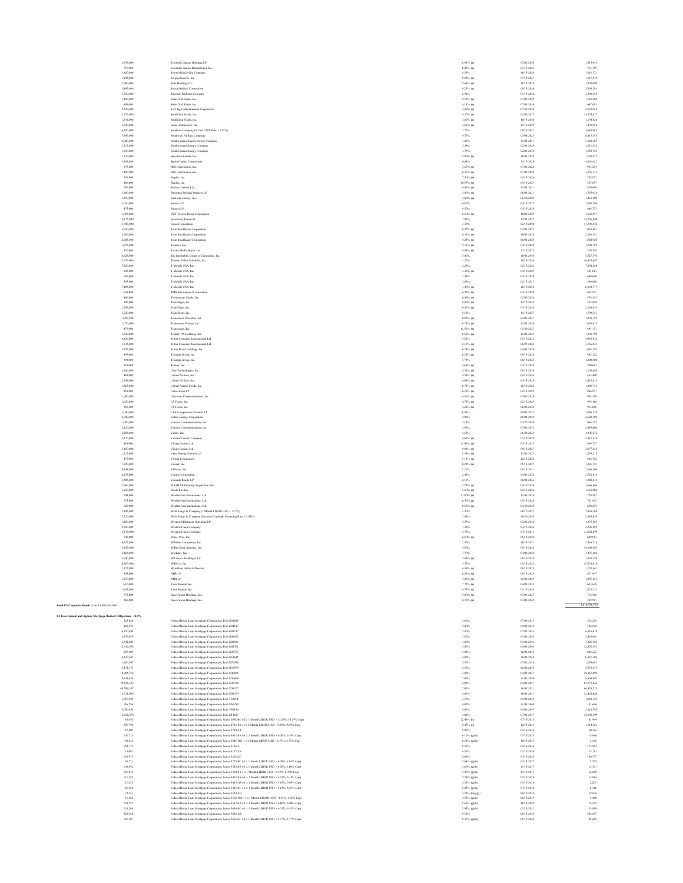| Principal Amount | Description | Rate | Maturity | Value |
|---|---|---|---|---|
| 1,535,000 | Scientific Games Holdings LP | 6.63% (a) | 03/01/2030 | 1,515,045 |
| 735,000 | Scientific Games International, Inc. | 8.25% (a) | 03/15/2026 | 765,319 |
| 1,450,000 | Scotts Miracle-Gro Company | 4.50% | 10/15/2029 | 1,361,731 |
| 1,145,000 | Scripps Escrow, Inc. | 5.88% (a) | 07/15/2027 | 1,147,519 |
| 1,900,000 | SEG Holding LLC | 5.63% (a) | 10/15/2028 | 1,902,090 |
| 2,095,000 | Select Medical Corporation | 6.25% (a) | 08/15/2026 | 2,008,291 |
| 3,760,000 | Sherwin-Williams Company | 2.90% | 03/15/2052 | 3,098,644 |
| 1,180,000 | Sirius XM Radio, Inc. | 5.50% (a) | 07/01/2029 | 1,118,480 |
| 690,000 | Sirius XM Radio, Inc. | 4.13% (a) | 07/01/2030 | 647,013 |
| 2,520,000 | Six Flags Entertainment Corporation | 4.88% (a) | 07/31/2024 | 2,523,024 |
| 12,973,000 | Smithfield Foods, Inc. | 4.25% (a) | 02/01/2027 | 13,115,427 |
| 1,314,000 | Smithfield Foods, Inc. | 3.00% (a) | 10/15/2030 | 1,194,424 |
| 1,640,000 | Sonic Automotive, Inc. | 4.63% (a) | 11/15/2029 | 1,478,050 |
| 6,150,000 | Southern Company (5 Year CMT Rate + 2.92%) | 3.75% | 09/15/2051 | 5,685,983 |
| 7,887,000 | Southwest Airlines Company | 4.75% | 05/04/2023 | 8,015,143 |
| 4,080,000 | Southwestern Electric Power Company | 3.25% | 11/01/2051 | 3,522,385 |
| 1,215,000 | Southwestern Energy Company | 5.38% | 02/01/2029 | 1,231,852 |
| 1,350,000 | Southwestern Energy Company | 4.75% | 02/01/2032 | 1,358,196 |
| 1,230,000 | Spectrum Brands, Inc. | 5.00% (a) | 10/01/2029 | 1,159,472 |
| 3,965,000 | Sprint Capital Corporation | 6.88% | 11/15/2028 | 4,651,422 |
| 975,000 | SRS Distribution, Inc. | 4.63% (a) | 07/01/2028 | 933,294 |
| 1,490,000 | SRS Distribution, Inc. | 6.13% (a) | 07/01/2029 | 1,376,335 |
| 760,000 | Staples, Inc. | 7.50% (a) | 04/15/2026 | 738,872 |
| 880,000 | Staples, Inc. | 10.75% (a) | 04/15/2027 | 827,697 |
| 950,000 | Station Casinos LLC | 4.63% (a) | 12/01/2031 | 870,699 |
| 1,800,000 | Suburban Propane Partners LP | 5.00% (a) | 06/01/2031 | 1,765,038 |
| 1,550,000 | SunCoke Energy, Inc. | 4.88% (a) | 06/30/2029 | 1,461,200 |
| 1,010,000 | Sunoco LP | 6.00% | 04/15/2027 | 1,030,740 |
| 475,000 | Sunoco LP | 4.50% | 05/15/2029 | 448,733 |
| 1,655,000 | SWF Escrow Issuer Corporation | 6.50% (a) | 10/01/2029 | 1,606,657 |
| 15,175,000 | Synchrony Financial | 3.95% | 12/01/2027 | 15,056,690 |
| 13,450,000 | Sysco Corporation | 3.30% | 02/15/2050 | 11,790,458 |
| 1,930,000 | Tenet Healthcare Corporation | 6.25% (a) | 02/01/2027 | 1,983,461 |
| 2,280,000 | Tenet Healthcare Corporation | 6.13% (a) | 10/01/2028 | 2,238,181 |
| 2,005,000 | Tenet Healthcare Corporation | 4.25% (a) | 06/01/2029 | 1,924,920 |
| 1,215,000 | Terex, Inc. | 5.13% (a) | 04/15/2029 | 1,209,192 |
| 520,000 | Terrier Media Buyer, Inc. | 8.88% (a) | 12/15/2027 | 529,734 |
| 4,625,000 | The Interpublic Group of Companies, Inc. | 5.40% | 10/01/2048 | 5,527,570 |
| 17,070,000 | Thermo Fisher Scientific, Inc. | 1.22% | 10/18/2024 | 16,629,465 |
| 7,520,000 | T-Mobile USA, Inc. | 2.25% | 02/15/2026 | 7,094,368 |
| 505,000 | T-Mobile USA, Inc. | 3.38% (a) | 04/15/2029 | 481,013 |
| 640,000 | T-Mobile USA, Inc. | 3.38% | 04/15/2029 | 609,600 |
| 555,000 | T-Mobile USA, Inc. | 2.88% | 02/15/2031 | 500,888 |
| 7,485,000 | T-Mobile USA, Inc. | 3.40% (a) | 10/15/2052 | 6,392,717 |
| 655,000 | TMS International Corporation | 6.25% (a) | 04/15/2029 | 623,501 |
| 460,000 | Townsquare Media, Inc. | 6.88% (a) | 02/01/2026 | 474,545 |
| 340,000 | TransDigm, Inc. | 8.00% (a) | 12/15/2025 | 355,049 |
| 2,205,000 | TransDigm, Inc. | 6.25% (a) | 03/15/2026 | 2,266,453 |
| 1,720,000 | TransDigm, Inc. | 5.50% | 11/15/2027 | 1,709,241 |
| 1,987,500 | Transocean Poseidon Ltd. | 6.88% (a) | 02/01/2027 | 1,978,795 |
| 1,070,000 | Transocean Proteus Ltd. | 6.25% (a) | 12/01/2024 | 1,063,425 |
| 475,000 | Transocean, Inc. | 11.50% (a) | 01/30/2027 | 491,171 |
| 1,320,000 | Trident TPI Holdings, Inc. | 6.63% (a) | 11/01/2025 | 1,303,790 |
| 4,426,000 | Triton Container International Ltd. | 3.25% | 03/15/2032 | 4,085,928 |
| 3,335,000 | Triton Container International Ltd. | 1.15% (a) | 06/07/2024 | 3,166,983 |
| 2,155,000 | Triton Water Holdings, Inc. | 6.25% (a) | 04/01/2029 | 1,841,702 |
| 495,000 | Triumph Group, Inc. | 6.25% (a) | 09/15/2024 | 493,322 |
| 992,000 | Triumph Group, Inc. | 7.75% | 08/15/2025 | 1,008,402 |
| 310,000 | Tronox, Inc. | 4.63% (a) | 03/15/2029 | 290,611 |
| 1,180,000 | Uber Technologies, Inc. | 4.50% (a) | 08/15/2029 | 1,108,463 |
| 440,000 | United Airlines, Inc. | 4.38% (a) | 04/15/2026 | 433,400 |
| 2,545,000 | United Airlines, Inc. | 4.63% (a) | 04/15/2029 | 2,423,413 |
| 1,365,000 | United Natural Foods, Inc. | 6.75% (a) | 10/15/2028 | 1,408,736 |
| 950,000 | Uniti Group LP | 6.50% (a) | 02/15/2029 | 886,977 |
| 1,000,000 | Univision Communications, Inc. | 4.50% (a) | 05/01/2029 | 953,200 |
| 1,020,000 | US Foods, Inc. | 4.75% (a) | 02/15/2029 | 976,166 |
| 985,000 | US Foods, Inc. | 4.63% (a) | 06/01/2030 | 913,056 |
| 3,000,000 | USA Compression Partners LP | 6.88% | 09/01/2027 | 3,036,570 |
| 2,700,000 | Valero Energy Corporation | 4.00% | 06/01/2052 | 2,628,102 |
| 1,000,000 | Verizon Communications, Inc. | 3.15% | 03/22/2030 | 984,753 |
| 2,820,000 | Verizon Communications, Inc. | 3.88% | 03/01/2052 | 2,839,006 |
| 5,265,000 | Viatris, Inc. | 1.65% | 06/22/2025 | 4,905,276 |
| 2,570,000 | Victoria's Secret Company | 4.63% (a) | 07/15/2029 | 2,317,819 |
| 440,000 | Viking Cruises Ltd. | 13.00% (a) | 05/15/2025 | 489,727 |
| 3,150,000 | Viking Cruises Ltd. | 5.88% (a) | 09/15/2027 | 2,877,242 |
| 1,215,000 | Viper Energy Partners LP | 5.38% (a) | 11/01/2027 | 1,239,215 |
| 475,000 | Virtusa Corporation | 7.13% (a) | 12/15/2028 | 442,702 |
| 1,320,000 | Vistra Corp. (hidden) | 6.25% (a) | 05/15/2027 | 1,361,151 |
| 8,148,000 | VMware, Inc. | 2.20% | 08/15/2031 | 7,346,504 |
| 4,235,000 | Vontier Corporation | 2.40% | 04/01/2028 | 3,732,014 |
| 3,585,000 | Vornado Realty LP | 2.15% | 06/01/2026 | 3,298,812 |
| 1,660,000 | WASH Multifamily Acquisition, Inc. | 5.75% (a) | 04/15/2026 | 1,666,864 |
| 1,230,000 | Waste Pro, Inc. | 5.50% (a) | 02/15/2026 | 1,163,808 |
| 704,000 | Weatherford International Ltd. | 11.00% (a) | 12/01/2024 | 729,562 |
| 755,000 | Weatherford International Ltd. | 6.50% (a) | 09/15/2028 | 781,425 |
| 620,000 | Weatherford International Ltd. | 8.63% (a) | 04/30/2030 | 630,239 |
| 7,695,000 | Wells Fargo & Company (3 Month LIBOR USD + 1.17%) | 3.20% | 06/17/2027 | 7,603,184 |
| 7,720,000 | Wells Fargo & Company (Secured Overnight Financing Rate + 1.43%) | 2.88% | 10/30/2030 | 7,345,839 |
| 1,480,000 | Western Midstream Operating LP | 4.55% | 02/01/2030 | 1,395,583 |
| 2,390,000 | Western Union Company | 1.35% | 03/15/2026 | 2,205,099 |
| 15,170,000 | Western Union Company | 2.75% | 03/15/2031 | 13,822,495 |
| 740,000 | Wheel Pros, Inc. | 6.50% (a) | 05/15/2029 | 649,853 |
| 4,525,000 | Williams Companies, Inc. | 3.50% | 10/15/2051 | 3,976,718 |
| 13,647,000 | Willis North America, Inc. | 4.50% | 09/15/2028 | 14,049,987 |
| 3,465,000 | Workday, Inc. | 3.70% | 04/01/2029 | 3,475,860 |
| 1,950,000 | WR Grace Holdings LLC | 5.63% (a) | 08/15/2029 | 1,828,320 |
| 14,567,000 | WRKCo, Inc. | 3.75% | 03/15/2025 | 14,711,814 |
| 1,215,000 | Wyndham Hotels & Resorts | 4.38% (a) | 08/15/2028 | 1,178,841 |
| 845,000 | XHR LP | 6.38% (a) | 08/15/2025 | 871,947 |
| 1,270,000 | XHR LP | 4.88% (a) | 06/01/2029 | 1,235,253 |
| 610,000 | Yum! Brands, Inc. | 7.75% (a) | 04/01/2025 | 633,638 |
| 1,245,000 | Yum! Brands, Inc. | 4.75% (a) | 01/15/2030 | 1,223,213 |
| 775,000 | Ziggo Group Holdings, Inc. | 8.00% (a) | 03/01/2027 | 714,566 |
| 360,000 | Ziggo Group Holdings, Inc. | 6.13% (a) | 03/01/2028 | 322,011 |
| **Total US Corporate Bonds** (Cost $1,693,082,067) | | | | 1,614,796,760 |

**US Government and Agency Mortgage Backed Obligations - 14.4%**

| Principal Amount | Description | Rate | Maturity | Value |
|---|---|---|---|---|
| 325,828 | Federal Home Loan Mortgage Corporation, Pool G01840 | 5.00% | 07/01/2035 | 352,224 |
| 168,493 | Federal Home Loan Mortgage Corporation, Pool G04817 | 5.00% | 09/01/2038 | 182,522 |
| 6,120,898 | Federal Home Loan Mortgage Corporation, Pool G08537 | 3.00% | 07/01/2043 | 6,315,419 |
| 3,679,939 | Federal Home Loan Mortgage Corporation, Pool G08622 | 3.00% | 01/01/2045 | 3,463,061 |
| 3,342,801 | Federal Home Loan Mortgage Corporation, Pool G08686 | 3.00% | 01/01/2046 | 3,326,568 |
| 12,410,566 | Federal Home Loan Mortgage Corporation, Pool G08701 | 3.00% | 04/01/2046 | 12,350,381 |
| 807,409 | Federal Home Loan Mortgage Corporation, Pool G08737 | 3.00% | 12/01/2046 | 802,323 |
| 8,127,687 | Federal Home Loan Mortgage Corporation, Pool G61645 | 4.00% | 10/01/2048 | 8,321,308 |
| 1,280,707 | Federal Home Loan Mortgage Corporation, Pool N70081 | 5.50% | 07/01/2038 | 1,255,082 |
| 5,471,173 | Federal Home Loan Mortgage Corporation, Pool Q33789 | 3.50% | 06/01/2045 | 5,578,345 |
| 18,205,714 | Federal Home Loan Mortgage Corporation, Pool SD0015 | 3.00% | 04/01/2047 | 18,167,892 |
| 9,631,474 | Federal Home Loan Mortgage Corporation, Pool SD0699 | 2.00% | 11/01/2050 | 8,808,992 |
| 70,516,323 | Federal Home Loan Mortgage Corporation, Pool SD7538 | 2.00% | 04/01/2051 | 65,777,263 |
| 49,589,357 | Federal Home Loan Mortgage Corporation, Pool SD8172 | 2.00% | 10/01/2051 | 46,114,223 |
| 12,711,036 | Federal Home Loan Mortgage Corporation, Pool SD8174 | 3.00% | 10/01/2051 | 12,452,866 |
| 1,057,694 | Federal Home Loan Mortgage Corporation, Pool T60854 | 3.50% | 09/01/2042 | 1,052,322 |
| 146,786 | Federal Home Loan Mortgage Corporation, Pool U60299 | 4.00% | 11/01/2040 | 151,646 |
| 5,030,453 | Federal Home Loan Mortgage Corporation, Pool V83144 | 4.00% | 04/01/2047 | 5,218,795 |
| 13,032,278 | Federal Home Loan Mortgage Corporation, Pool ZT1827 | 3.00% | 07/01/2047 | 12,945,590 |
| 36,670 | Federal Home Loan Mortgage Corporation, Series 2692-SC (-2 x 1 Month LIBOR USD + 13.29%, 13.29% Cap) | 12.49% (b) | 07/15/2033 | 41,949 |
| 996,790 | Federal Home Loan Mortgage Corporation, Series 2722-PS (-1 x 1 Month LIBOR USD + 9.69%, 9.69% Cap) | 9.45% (b) | 12/15/2033 | 1,114,966 |
| 47,402 | Federal Home Loan Mortgage Corporation, Series 2750-ZT | 5.00% | 02/15/2034 | 50,364 |
| 102,713 | Federal Home Loan Mortgage Corporation, Series 3002-SN (-1 x 1 Month LIBOR USD + 6.50%, 6.50% Cap) | 6.10% (g)(b) | 07/15/2035 | 13,986 |
| 49,816 | Federal Home Loan Mortgage Corporation, Series 3045-DI (-1 x 1 Month LIBOR USD + 6.73%, 6.73% Cap) | 6.33% (g)(b) | 10/15/2035 | 5,166 |
| 162,775 | Federal Home Loan Mortgage Corporation, Series 3116-Z | 5.50% | 02/15/2036 | 173,054 |
| 13,001 | Federal Home Loan Mortgage Corporation, Series 3117-ZN | 4.50% | 02/15/2036 | 13,213 |
| 178,977 | Federal Home Loan Mortgage Corporation, Series 3203-ZC | 5.00% | 07/15/2036 | 190,777 |
| 53,731 | Federal Home Loan Mortgage Corporation, Series 3275-SC (-1 x 1 Month LIBOR USD + 6.08%, 6.08% Cap) | 5.68% (g)(b) | 02/15/2037 | 5,575 |
| 103,592 | Federal Home Loan Mortgage Corporation, Series 3382-SB (-1 x 1 Month LIBOR USD + 6.00%, 6.00% Cap) | 5.60% (g)(b) | 11/15/2037 | 13,141 |
| 176,845 | Federal Home Loan Mortgage Corporation, Series 3384-S (-1 x 1 Month LIBOR USD + 6.39%, 6.39% Cap) | 5.99% (g)(b) | 11/15/2037 | 16,649 |
| 131,297 | Federal Home Loan Mortgage Corporation, Series 3417-SX (-1 x 1 Month LIBOR USD + 6.18%, 6.18% Cap) | 5.78% (g)(b) | 02/15/2038 | 13,914 |
| 21,258 | Federal Home Loan Mortgage Corporation, Series 3423-GS (-1 x 1 Month LIBOR USD + 5.65%, 5.65% Cap) | 5.25% (g)(b) | 03/15/2038 | 2,203 |
| 21,258 | Federal Home Loan Mortgage Corporation, Series 3423-SG (-1 x 1 Month LIBOR USD + 5.65%, 5.65% Cap) | 5.25% (g)(b) | 03/15/2038 | 2,108 |
| 73,541 | Federal Home Loan Mortgage Corporation, Series 3524-LB | 3.35% (b)(g)(j) | 06/15/2038 | 72,676 |
| 51,462 | Federal Home Loan Mortgage Corporation, Series 3562-WS (-1 x 1 Month LIBOR USD + 4.95%, 4.95% Cap) | 4.55% (g)(b) | 08/15/2039 | 4,408 |
| 124,152 | Federal Home Loan Mortgage Corporation, Series 3582-SA (-1 x 1 Month LIBOR USD + 6.00%, 6.00% Cap) | 5.60% (g)(b) | 10/15/2049 | 15,475 |
| 128,204 | Federal Home Loan Mortgage Corporation, Series 3616-SG (-1 x 1 Month LIBOR USD + 6.35%, 6.35% Cap) | 5.95% (g)(b) | 03/15/2032 | 13,899 |
| 542,648 | Federal Home Loan Mortgage Corporation, Series 3626-AZ | 5.50% | 08/15/2036 | 584,597 |
| 181,107 | Federal Home Loan Mortgage Corporation, Series 3666-SC (-1 x 1 Month LIBOR USD + 5.77%, 5.77% Cap) | 5.37% (g)(b) | 05/15/2040 | 25,665 |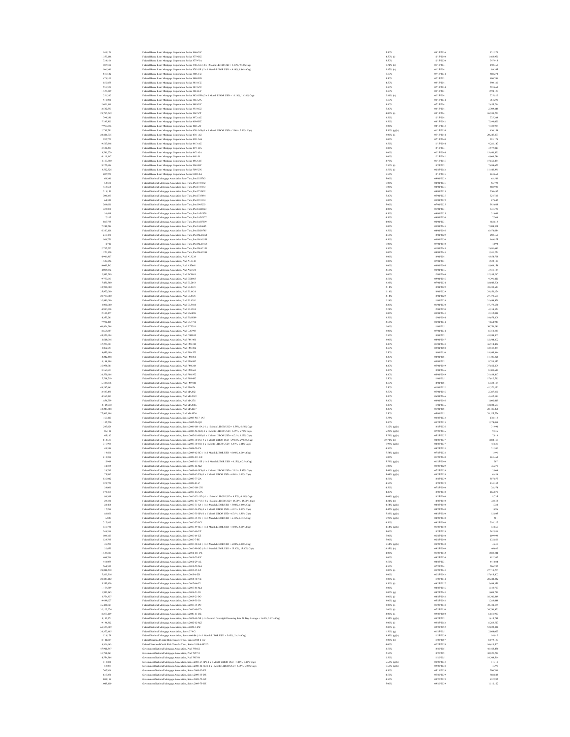| | | | | |
|---|---|---|---|---|
| 140,174 | Federal Home Loan Mortgage Corporation, Series 3666-VZ | 5.50% | 08/15/2036 | 151,279 |
| 1,359,108 | Federal Home Loan Mortgage Corporation, Series 3779-DZ | 4.50% (i) | 12/15/2040 | 1,463,970 |
| 718,104 | Federal Home Loan Mortgage Corporation, Series 3779-YA | 3.50% | 12/15/2030 | 747,913 |
| 187,596 | Federal Home Loan Mortgage Corporation, Series 3786-SG (-2 x 1 Month LIBOR USD + 9.50%, 9.50% Cap) | 8.71% (h) | 01/15/2041 | 190,168 |
| 101,348 | Federal Home Loan Mortgage Corporation, Series 3792-SE (-2 x 1 Month LIBOR USD + 9.86%, 9.86% Cap) | 9.07% (h) | 01/15/2041 | 99,165 |
| 545,562 | Federal Home Loan Mortgage Corporation, Series 3806-CZ | 5.50% | 07/15/2034 | 588,272 |
| 478,100 | Federal Home Loan Mortgage Corporation, Series 3808-DB | 3.50% | 02/15/2031 | 480,746 |
| 556,855 | Federal Home Loan Mortgage Corporation, Series 3818-CZ | 4.50% | 03/15/2041 | 590,128 |
| 551,574 | Federal Home Loan Mortgage Corporation, Series 3819-ZU | 5.50% | 07/15/2034 | 595,665 |
| 1,576,319 | Federal Home Loan Mortgage Corporation, Series 3824-EY | 3.50% | 03/15/2031 | 1,594,173 |
| 251,282 | Federal Home Loan Mortgage Corporation, Series 3828-SW (-3 x 1 Month LIBOR USD + 13.20%, 13.20% Cap) | 12.01% (h) | 02/15/2041 | 275,822 |
| 918,090 | Federal Home Loan Mortgage Corporation, Series 3863-ZA | 5.50% | 08/15/2034 | 984,290 |
| 2,626,168 | Federal Home Loan Mortgage Corporation, Series 3889-VZ | 4.00% | 07/15/2041 | 2,655,764 |
| 2,532,591 | Federal Home Loan Mortgage Corporation, Series 3910-GZ | 5.00% | 08/15/2041 | 2,708,068 |
| 25,707,749 | Federal Home Loan Mortgage Corporation, Series 3967-ZP | 4.00% (i) | 09/15/2041 | 26,951,751 |
| 790,210 | Federal Home Loan Mortgage Corporation, Series 3972-AZ | 3.50% | 12/15/2041 | 775,208 |
| 7,339,385 | Federal Home Loan Mortgage Corporation, Series 4096-DZ | 3.50% | 08/15/2042 | 7,190,423 |
| 7,050,846 | Federal Home Loan Mortgage Corporation, Series 4165-ZT | 3.00% | 02/15/2043 | 7,723,984 |
| 2,739,791 | Federal Home Loan Mortgage Corporation, Series 4291-MS (-1 x 1 Month LIBOR USD + 5.90%, 5.90% Cap) | 5.50% (g)(h) | 01/15/2054 | 456,154 |
| 20,826,735 | Federal Home Loan Mortgage Corporation, Series 4341-AZ | 3.00% (i) | 05/15/2044 | 20,247,877 |
| 292,771 | Federal Home Loan Mortgage Corporation, Series 4391-MA | 3.00% | 07/15/2040 | 293,178 |
| 9,527,946 | Federal Home Loan Mortgage Corporation, Series 4413-AZ | 3.50% | 11/15/2044 | 9,201,147 |
| 3,592,291 | Federal Home Loan Mortgage Corporation, Series 4471-BA | 3.00% | 12/15/2041 | 3,577,013 |
| 13,780,279 | Federal Home Loan Mortgage Corporation, Series 4471-GA | 3.00% | 02/15/2044 | 13,446,695 |
| 4,111,197 | Federal Home Loan Mortgage Corporation, Series 4481-B | 3.00% | 12/15/2042 | 4,008,786 |
| 18,107,350 | Federal Home Loan Mortgage Corporation, Series 4542-AC | 2.70% | 01/15/2045 | 17,860,234 |
| 9,272,694 | Federal Home Loan Mortgage Corporation, Series 5149-BZ | 2.50% (i) | 10/25/2051 | 7,694,672 |
| 13,592,126 | Federal Home Loan Mortgage Corporation, Series 5195-ZN | 2.50% (i) | 02/25/2052 | 11,449,981 |
| 207,979 | Federal Home Loan Mortgage Corporation, Series R003-ZA | 5.50% | 10/15/2035 | 224,665 |
| 63,380 | Federal National Mortgage Association Pass-Thru, Pool 555743 | 5.00% | 09/01/2033 | 68,546 |
| 52,501 | Federal National Mortgage Association Pass-Thru, Pool 735382 | 5.00% | 04/01/2035 | 56,701 |
| 433,668 | Federal National Mortgage Association Pass-Thru, Pool 735383 | 5.00% | 04/01/2035 | 468,099 |
| 213,158 | Federal National Mortgage Association Pass-Thru, Pool 735402 | 5.00% | 04/01/2035 | 230,497 |
| 300,283 | Federal National Mortgage Association Pass-Thru, Pool 735484 | 5.00% | 05/01/2035 | 324,729 |
| 64,341 | Federal National Mortgage Association Pass-Thru, Pool 931104 | 5.00% | 05/01/2039 | 67,647 |
| 369,620 | Federal National Mortgage Association Pass-Thru, Pool 995203 | 5.00% | 07/01/2035 | 393,663 |
| 323,081 | Federal National Mortgage Association Pass-Thru, Pool AB2123 | 4.00% | 01/01/2031 | 333,399 |
| 30,419 | Federal National Mortgage Association Pass-Thru, Pool AB2378 | 4.50% | 09/01/2035 | 31,049 |
| 7,185 | Federal National Mortgage Association Pass-Thru, Pool AD2177 | 4.50% | 06/01/2030 | 7,368 |
| 585,735 | Federal National Mortgage Association Pass-Thru, Pool AH7309 | 4.00% | 02/01/2031 | 602,818 |
| 7,246,784 | Federal National Mortgage Association Pass-Thru, Pool AS4645 | 3.00% | 03/01/2045 | 7,208,001 |
| 6,560,108 | Federal National Mortgage Association Pass-Thru, Pool BC0785 | 3.50% | 04/01/2046 | 6,478,634 |
| 241,471 | Federal National Mortgage Association Pass-Thru, Pool MA0264 | 4.50% | 12/01/2029 | 250,469 |
| 163,770 | Federal National Mortgage Association Pass-Thru, Pool MA0353 | 4.50% | 03/01/2030 | 169,875 |
| 4,742 | Federal National Mortgage Association Pass-Thru, Pool MA0468 | 5.00% | 07/01/2040 | 4,892 |
| 2,787,232 | Federal National Mortgage Association Pass-Thru, Pool MA2151 | 3.50% | 01/01/2045 | 2,691,680 |
| 1,276,120 | Federal National Mortgage Association Pass-Thru, Pool MA2248 | 3.00% | 04/01/2045 | 1,261,224 |
| 4,986,807 | Federal National Mortgage Association, Pool AL0238 | 3.00% | 10/01/2041 | 4,954,760 |
| 1,509,556 | Federal National Mortgage Association, Pool AL9445 | 3.00% | 07/01/2031 | 1,522,159 |
| 9,069,542 | Federal National Mortgage Association, Pool AS7661 | 3.00% | 08/01/2046 | 8,868,158 |
| 4,005,992 | Federal National Mortgage Association, Pool AS7724 | 2.50% | 08/01/2046 | 3,811,134 |
| 12,933,289 | Federal National Mortgage Association, Pool BC9081 | 3.00% | 12/01/2046 | 12,633,267 |
| 9,759,643 | Federal National Mortgage Association, Pool BD0013 | 2.50% | 09/01/2046 | 9,391,420 |
| 17,450,500 | Federal National Mortgage Association, Pool BL2643 | 3.39% | 07/01/2034 | 18,043,306 |
| 39,950,000 | Federal National Mortgage Association, Pool BL4421 | 2.14% | 10/01/2029 | 38,233,663 |
| 25,972,000 | Federal National Mortgage Association, Pool BL4424 | 2.14% | 10/01/2029 | 24,856,174 |
| 28,707,000 | Federal National Mortgage Association, Pool BL4425 | 2.14% | 10/01/2029 | 27,473,671 |
| 32,930,000 | Federal National Mortgage Association, Pool BL4592 | 2.28% | 11/01/2029 | 31,690,928 |
| 18,090,000 | Federal National Mortgage Association, Pool BL5484 | 2.26% | 01/01/2030 | 17,378,630 |
| 4,900,000 | Federal National Mortgage Association, Pool BL9284 | 2.23% | 12/01/2030 | 4,134,524 |
| 2,333,477 | Federal National Mortgage Association, Pool BM4094 | 3.00% | 03/01/2043 | 2,312,038 |
| 14,353,261 | Federal National Mortgage Association, Pool BM6089 | 3.50% | 12/01/2044 | 14,673,809 |
| 7,932,403 | Federal National Mortgage Association, Pool BN7712 | 2.50% | 08/01/2034 | 7,864,929 |
| 60,924,284 | Federal National Mortgage Association, Pool BT9388 | 2.00% | 11/01/2051 | 56,756,291 |
| 8,663,607 | Federal National Mortgage Association, Pool CA3983 | 3.00% | 07/01/2034 | 8,758,339 |
| 45,826,694 | Federal National Mortgage Association, Pool CB1805 | 2.50% | 10/01/2051 | 43,994,805 |
| 12,618,046 | Federal National Mortgage Association, Pool FM1000 | 3.00% | 04/01/2047 | 12,504,802 |
| 17,273,621 | Federal National Mortgage Association, Pool FM2310 | 3.00% | 01/01/2048 | 16,914,432 |
| 13,062,991 | Federal National Mortgage Association, Pool FM4052 | 2.50% | 09/01/2050 | 12,537,267 |
| 19,653,690 | Federal National Mortgage Association, Pool FM4575 | 2.50% | 10/01/2050 | 18,863,844 |
| 12,282,958 | Federal National Mortgage Association, Pool FM6061 | 2.00% | 02/01/2051 | 11,406,326 |
| 10,188,184 | Federal National Mortgage Association, Pool FM6992 | 2.50% | 03/01/2051 | 9,768,055 |
| 36,950,981 | Federal National Mortgage Association, Pool FM8234 | 4.00% | 05/01/2049 | 37,862,209 |
| 8,166,631 | Federal National Mortgage Association, Pool FM8664 | 3.00% | 10/01/2046 | 8,305,639 |
| 30,571,684 | Federal National Mortgage Association, Pool FM8972 | 4.00% | 06/01/2049 | 31,438,467 |
| 17,718,719 | Federal National Mortgage Association, Pool FM9492 | 2.50% | 11/01/2051 | 17,012,715 |
| 6,403,830 | Federal National Mortgage Association, Pool FM9846 | 2.50% | 12/01/2051 | 6,128,194 |
| 43,287,961 | Federal National Mortgage Association, Pool FS0174 | 2.50% | 01/01/2052 | 41,270,135 |
| 2,407,495 | Federal National Mortgage Association, Pool MA2621 | 3.50% | 05/01/2046 | 2,367,060 |
| 4,567,563 | Federal National Mortgage Association, Pool MA2649 | 3.00% | 06/01/2046 | 4,442,584 |
| 1,856,759 | Federal National Mortgage Association, Pool MA2711 | 3.00% | 08/01/2046 | 1,802,419 |
| 12,115,980 | Federal National Mortgage Association, Pool MA2806 | 3.00% | 11/01/2046 | 12,022,683 |
| 30,247,388 | Federal National Mortgage Association, Pool MA4237 | 2.00% | 01/01/2051 | 28,106,298 |
| 77,963,184 | Federal National Mortgage Association, Pool MA4326 | 2.50% | 05/01/2051 | 74,525,726 |
| 166,413 | Federal National Mortgage Association, Series 2003-W17-1A7 | 5.75% | 08/25/2033 | 176,418 |
| 1,105,720 | Federal National Mortgage Association, Series 2005-20-QH | 5.00% | 03/25/2035 | 1,174,068 |
| 207,824 | Federal National Mortgage Association, Series 2006-101-SA (-1 x 1 Month LIBOR USD + 6.58%, 6.58% Cap) | 6.12% (g)(h) | 10/25/2036 | 31,891 |
| 58,112 | Federal National Mortgage Association, Series 2006-56-SM (-1 x 1 Month LIBOR USD + 6.75%, 6.75% Cap) | 6.29% (g)(h) | 07/25/2036 | 9,136 |
| 65,182 | Federal National Mortgage Association, Series 2007-116-BI (-1 x 1 Month LIBOR USD + 6.25%, 6.25% Cap) | 5.79% (g)(h) | 05/25/2037 | 7,813 |
| 812,673 | Federal National Mortgage Association, Series 2007-30-FS (-5 x 1 Month LIBOR USD + 29.83%, 29.83% Cap) | 27.51% (h) | 04/25/2037 | 1,082,169 |
| 315,994 | Federal National Mortgage Association, Series 2007-30-OI (-1 x 1 Month LIBOR USD + 6.44%, 6.44% Cap) | 5.98% (g)(h) | 04/25/2037 | 45,636 |
| 49,316 | Federal National Mortgage Association, Series 2008-29-ZA | 4.50% | 04/25/2038 | 51,200 |
| 19,606 | Federal National Mortgage Association, Series 2008-62-SC (-1 x 1 Month LIBOR USD + 6.00%, 6.00% Cap) | 5.54% (g)(h) | 07/25/2038 | 1,891 |
| 210,896 | Federal National Mortgage Association, Series 2009-111-EZ | 5.00% | 01/25/2040 | 226,463 |
| 5,948 | Federal National Mortgage Association, Series 2009-111-SE (-1 x 1 Month LIBOR USD + 6.25%, 6.25% Cap) | 5.79% (g)(h) | 01/25/2040 | 987 |
| 34,075 | Federal National Mortgage Association, Series 2009-16-MZ | 5.00% | 03/25/2029 | 36,270 |
| 29,783 | Federal National Mortgage Association, Series 2009-48-WS (-1 x 1 Month LIBOR USD + 5.95%, 5.95% Cap) | 5.49% (g)(h) | 07/25/2039 | 3,006 |
| 75,962 | Federal National Mortgage Association, Series 2009-62-PS (-1 x 1 Month LIBOR USD + 6.10%, 6.10% Cap) | 5.64% (g)(h) | 08/25/2039 | 6,456 |
| 536,042 | Federal National Mortgage Association, Series 2009-77-ZA | 4.50% | 10/25/2039 | 557,877 |
| 129,721 | Federal National Mortgage Association, Series 2009-83-Z | 4.50% | 10/25/2039 | 134,152 |
| 39,060 | Federal National Mortgage Association, Series 2010-101-ZH | 4.50% | 07/25/2040 | 38,574 |
| 178,369 | Federal National Mortgage Association, Series 2010-112-ZA | 4.00% | 10/25/2040 | 164,879 |
| 91,399 | Federal National Mortgage Association, Series 2010-121-SD (-1 x 1 Month LIBOR USD + 4.50%, 4.50% Cap) | 4.04% (g)(h) | 10/25/2040 | 8,735 |
| 29,336 | Federal National Mortgage Association, Series 2010-137-VS (-3 x 1 Month LIBOR USD + 15.00%, 15.00% Cap) | 14.31% (h) | 12/25/2040 | 32,553 |
| 22,468 | Federal National Mortgage Association, Series 2010-31-SA (-1 x 1 Month LIBOR USD + 5.00%, 5.00% Cap) | 4.54% (g)(h) | 04/25/2040 | 1,322 |
| 17,286 | Federal National Mortgage Association, Series 2010-34-PS (-1 x 1 Month LIBOR USD + 4.93%, 4.93% Cap) | 4.47% (g)(h) | 04/25/2040 | 1,696 |
| 58,021 | Federal National Mortgage Association, Series 2010-35-SP (-1 x 1 Month LIBOR USD + 6.35%, 6.35% Cap) | 5.89% (g)(h) | 04/25/2050 | 12,805 |
| 6,049 | Federal National Mortgage Association, Series 2010-35-SV (-1 x 1 Month LIBOR USD + 6.45%, 6.45% Cap) | 5.99% (g)(h) | 04/25/2040 | 501 |
| 717,863 | Federal National Mortgage Association, Series 2010-37-MY | 4.50% | 04/25/2040 | 714,127 |
| 131,730 | Federal National Mortgage Association, Series 2010-59-SC (-1 x 1 Month LIBOR USD + 5.00%, 5.00% Cap) | 4.54% (g)(h) | 01/25/2040 | 13,866 |
| 246,266 | Federal National Mortgage Association, Series 2010-60-VZ | 5.00% | 10/25/2039 | 262,986 |
| 103,323 | Federal National Mortgage Association, Series 2010-64-EZ | 5.00% | 06/25/2040 | 109,998 |
| 129,785 | Federal National Mortgage Association, Series 2010-7-PE | 5.00% | 02/25/2040 | 132,866 |
| 45,299 | Federal National Mortgage Association, Series 2010-90-GS (-1 x 1 Month LIBOR USD + 6.00%, 6.00% Cap) | 5.54% (g)(h) | 08/25/2040 | 4,241 |
| 12,655 | Federal National Mortgage Association, Series 2010-99-SG (-5 x 1 Month LIBOR USD + 25.00%, 25.00% Cap) | 23.05% (h) | 09/25/2040 | 46,032 |
| 1,535,561 | Federal National Mortgage Association, Series 2011-141-PZ | 4.00% | 01/25/2042 | 1,553,321 |
| 409,764 | Federal National Mortgage Association, Series 2011-25-KY | 3.00% | 04/25/2026 | 412,102 |
| 408,059 | Federal National Mortgage Association, Series 2011-29-AL | 3.50% | 04/25/2031 | 441,034 |
| 504,512 | Federal National Mortgage Association, Series 2011-59-MA | 4.50% | 07/25/2041 | 506,597 |
| 28,018,518 | Federal National Mortgage Association, Series 2013-83-LZ | 3.00% (i) | 05/25/2043 | 27,718,767 |
| 17,865,516 | Federal National Mortgage Association, Series 2013-6-ZB | 3.00% | 02/25/2043 | 17,013,402 |
| 28,827,182 | Federal National Mortgage Association, Series 2016-70-VZ | 3.00% (i) | 11/25/2044 | 28,242,362 |
| 5,555,450 | Federal National Mortgage Association, Series 2017-46-ZL | 3.50% (i) | 06/25/2047 | 5,694,359 |
| 1,158,509 | Federal National Mortgage Association, Series 2017-86-MA | 3.00% | 04/25/2046 | 1,143,703 |
| 11,953,165 | Federal National Mortgage Association, Series 2018-21-IO | 3.00% (g) | 04/25/2048 | 1,608,716 |
| 10,774,817 | Federal National Mortgage Association, Series 2018-21-PO | 0.00% (j) | 04/25/2048 | 10,200,349 |
| 9,090,627 | Federal National Mortgage Association, Series 2018-35-IO | 3.00% (g) | 05/25/2048 | 1,303,488 |
| 36,456,861 | Federal National Mortgage Association, Series 2018-35-PO | 0.00% (j) | 05/25/2048 | 30,131,169 |
| 32,103,276 | Federal National Mortgage Association, Series 2020-49-ZD | 2.00% (i) | 07/25/2050 | 26,796,825 |
| 8,257,169 | Federal National Mortgage Association, Series 2020-63-DZ | 2.00% (i) | 09/25/2050 | 6,851,997 |
| 19,113,371 | Federal National Mortgage Association, Series 2021-40-SB (-1 x Secured Overnight Financing Rate 30 Day Average + 3.65%, 3.65% Cap) | 3.55% (g)(h) | 08/25/2051 | 1,615,701 |
| 9,194,312 | Federal National Mortgage Association, Series 2022-12-MZ | 3.00% (i) | 03/25/2052 | 8,263,527 |
| 65,577,609 | Federal National Mortgage Association, Series 2022-3-ZW | 2.00% (i) | 02/25/2052 | 52,022,840 |
| 30,372,685 | Federal National Mortgage Association, Series 370-C1 | 1.50% (g) | 01/25/2051 | 2,964,023 |
| 123,179 | Federal National Mortgage Association, Series 400-S4 (-1 x 1 Month LIBOR USD + 5.45%, 5.45% Cap) | 4.99% (g)(h) | 11/25/2039 | 14,912 |
| 8,141,867 | Federal Seasoned Credit Risk Transfer Trust, Series 2018-2-HV | 3.00% (h) | 11/25/2057 | 8,079,187 |
| 16,304,663 | Federal Seasoned Credit Risk Transfer Trust, Series 2019-4-M55D | 4.00% | 02/25/2059 | 16,611,507 |
| 47,931,547 | Government National Mortgage Association, Pool 785662 | 2.50% | 10/20/2051 | 46,063,438 |
| 31,781,261 | Government National Mortgage Association, Pool 785713 | 2.50% | 10/20/2051 | 30,620,722 |
| 14,754,584 | Government National Mortgage Association, Pool 785764 | 2.50% | 11/20/2051 | 14,308,564 |
| 113,800 | Government National Mortgage Association, Series 2003-67-SP (-1 x 1 Month LIBOR USD + 7.10%, 7.10% Cap) | 6.65% (g)(h) | 08/20/2033 | 11,319 |
| 39,057 | Government National Mortgage Association, Series 2008-82-SM (-1 x 1 Month LIBOR USD + 6.05%, 6.05% Cap) | 5.60% (g)(h) | 09/20/2038 | 4,391 |
| 767,306 | Government National Mortgage Association, Series 2009-32-ZE | 4.50% | 05/16/2039 | 790,706 |
| 835,256 | Government National Mortgage Association, Series 2009-35-DZ | 4.50% | 05/20/2039 | 858,043 |
| 809,116 | Government National Mortgage Association, Series 2009-75-GZ | 4.50% | 09/20/2039 | 832,092 |
| 1,043,100 | Government National Mortgage Association, Series 2009-75-HZ | 5.00% | 09/20/2039 | 1,112,122 |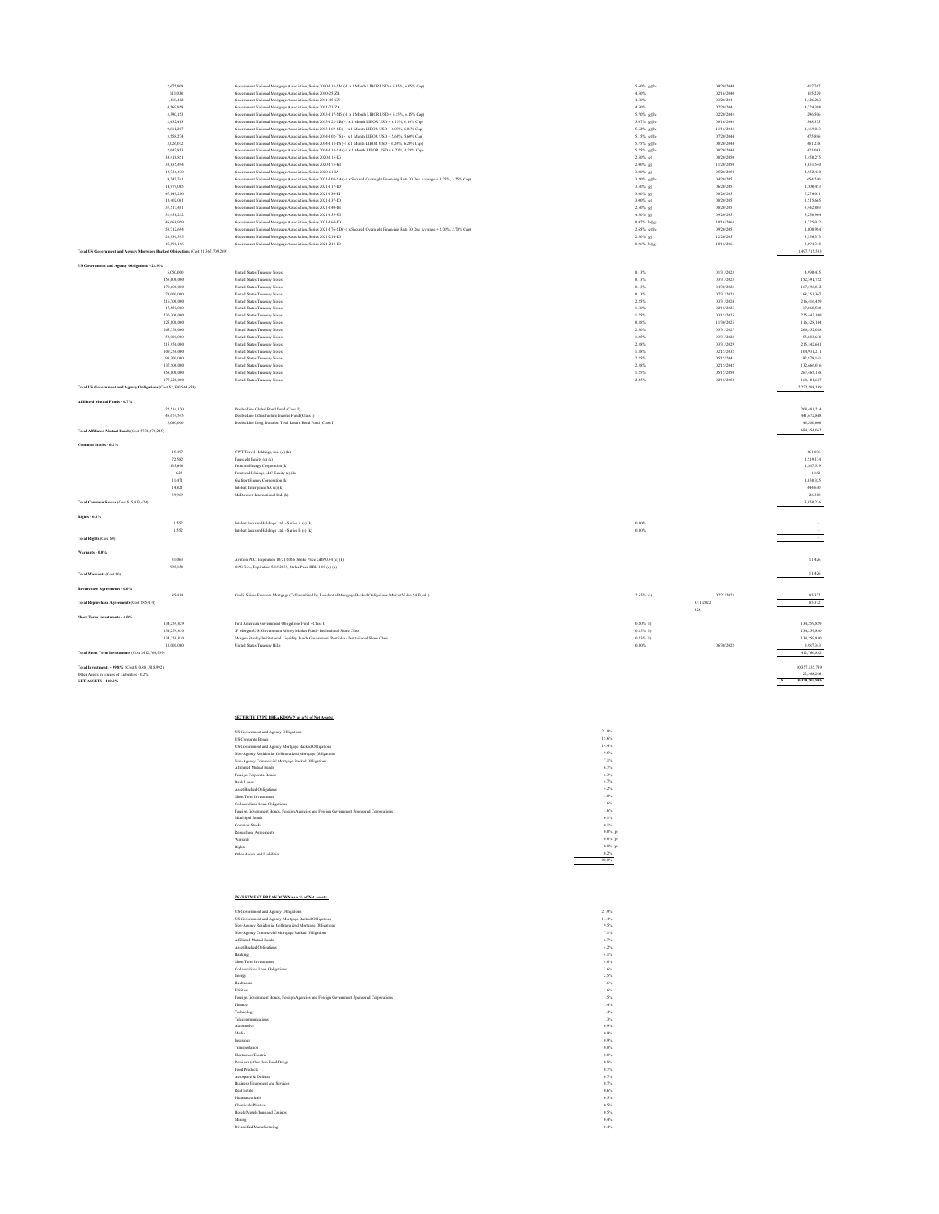| Principal Amount $ | Security Description | Rate | Maturity | Value $ |
|---|---|---|---|---|
| 2,673,908 | Government National Mortgage Association, Series 2010-113-SM (-1 x 1 Month LIBOR USD + 6.05%, 6.05% Cap) | 5.60% (g)(h) | 09/20/2040 | 417,767 |
| 111,038 | Government National Mortgage Association, Series 2010-25-ZB | 4.50% | 02/16/2040 | 115,229 |
| 1,418,482 | Government National Mortgage Association, Series 2011-45-GZ | 4.50% | 03/20/2041 | 1,426,283 |
| 4,569,958 | Government National Mortgage Association, Series 2011-71-ZA | 4.50% | 02/20/2041 | 4,724,398 |
| 3,390,153 | Government National Mortgage Association, Series 2013-117-MS (-1 x 1 Month LIBOR USD + 6.15%, 6.15% Cap) | 5.70% (g)(h) | 02/20/2043 | 296,506 |
| 2,452,411 | Government National Mortgage Association, Series 2013-122-SB (-1 x 1 Month LIBOR USD + 6.10%, 6.10% Cap) | 5.67% (g)(h) | 08/16/2043 | 348,175 |
| 9,811,207 | Government National Mortgage Association, Series 2013-169-SE (-1 x 1 Month LIBOR USD + 6.05%, 6.05% Cap) | 5.62% (g)(h) | 11/16/2043 | 1,469,043 |
| 3,558,274 | Government National Mortgage Association, Series 2014-102-TS (-1 x 1 Month LIBOR USD + 5.60%, 5.60% Cap) | 5.15% (g)(h) | 07/20/2044 | 473,896 |
| 3,026,072 | Government National Mortgage Association, Series 2014-118-PS (-1 x 1 Month LIBOR USD + 6.20%, 6.20% Cap) | 5.75% (g)(h) | 08/20/2044 | 481,238 |
| 2,687,813 | Government National Mortgage Association, Series 2014-118-SA (-1 x 1 Month LIBOR USD + 6.20%, 6.20% Cap) | 5.75% (g)(h) | 08/20/2044 | 421,083 |
| 39,418,851 | Government National Mortgage Association, Series 2020-115-IG | 2.50% (g) | 08/20/2050 | 5,450,275 |
| 33,835,494 | Government National Mortgage Association, Series 2020-175-GI | 2.00% (g) | 11/20/2050 | 3,631,540 |
| 19,736,430 | Government National Mortgage Association, Series 2020-61-IA | 3.00% (g) | 05/20/2050 | 2,952,430 |
| 9,242,741 | Government National Mortgage Association, Series 2021-103-SA (-1 x Secured Overnight Financing Rate 30 Day Average + 3.25%, 3.25% Cap) | 3.20% (g)(h) | 04/20/2051 | 654,240 |
| 14,979,065 | Government National Mortgage Association, Series 2021-117-ID | 3.50% (g) | 06/20/2051 | 1,708,453 |
| 47,149,286 | Government National Mortgage Association, Series 2021-136-IE | 3.00% (g) | 08/20/2051 | 7,276,031 |
| 10,402,061 | Government National Mortgage Association, Series 2021-137-IQ | 3.00% (g) | 08/20/2051 | 1,515,665 |
| 37,517,481 | Government National Mortgage Association, Series 2021-140-IH | 2.50% (g) | 08/20/2051 | 5,462,803 |
| 31,458,212 | Government National Mortgage Association, Series 2021-155-UI | 4.50% (g) | 09/20/2051 | 5,250,904 |
| 46,064,959 | Government National Mortgage Association, Series 2021-164-IO | 0.97% (b)(g) | 10/16/2063 | 3,725,012 |
| 53,712,694 | Government National Mortgage Association, Series 2021-176-SD (-1 x Secured Overnight Financing Rate 30 Day Average + 2.70%, 2.70% Cap) | 2.65% (g)(h) | 09/20/2051 | 1,808,984 |
| 20,930,195 | Government National Mortgage Association, Series 2021-214-IG | 2.50% (g) | 12/20/2051 | 3,156,371 |
| 45,896,156 | Government National Mortgage Association, Series 2021-218-IO | 0.96% (b)(g) | 10/16/2061 | 3,894,348 |
| **Total US Government and Agency Mortgage Backed Obligations** (Cost $1,567,709,269) | | | | 1,497,715,533 |
| | | | | |
| **US Government and Agency Obligations - 21.9%** | | | | |
| 5,050,000 | United States Treasury Notes | 0.13% | 01/31/2023 | 4,998,415 |
| 155,800,000 | United States Treasury Notes | 0.13% | 03/31/2023 | 152,591,722 |
| 170,600,000 | United States Treasury Notes | 0.13% | 04/30/2023 | 167,596,812 |
| 70,000,000 | United States Treasury Notes | 0.13% | 07/31/2023 | 68,251,367 |
| 216,700,000 | United States Treasury Notes | 2.25% | 03/31/2024 | 216,416,429 |
| 17,550,000 | United States Treasury Notes | 1.50% | 02/15/2025 | 17,060,528 |
| 230,300,000 | United States Treasury Notes | 1.75% | 03/15/2025 | 225,942,109 |
| 125,000,000 | United States Treasury Notes | 0.38% | 11/30/2025 | 116,328,198 |
| 265,750,000 | United States Treasury Notes | 2.50% | 03/31/2027 | 266,352,088 |
| 59,900,000 | United States Treasury Notes | 1.25% | 03/31/2028 | 55,885,658 |
| 215,950,000 | United States Treasury Notes | 2.38% | 03/31/2029 | 215,342,641 |
| 109,250,000 | United States Treasury Notes | 1.88% | 02/15/2032 | 104,931,211 |
| 96,300,000 | United States Treasury Notes | 2.25% | 05/15/2041 | 92,878,101 |
| 137,500,000 | United States Treasury Notes | 2.38% | 02/15/2042 | 132,666,016 |
| 350,800,000 | United States Treasury Notes | 1.25% | 05/15/2050 | 267,665,158 |
| 175,220,000 | United States Treasury Notes | 2.25% | 02/15/2052 | 168,181,697 |
| **Total US Government and Agency Obligations** (Cost $2,330,544,659) | | | | 2,272,298,138 |
| | | | | |
| **Affiliated Mutual Funds - 6.7%** | | | | |
| 22,514,170 | DoubleLine Global Bond Fund (Class I) | | | 208,481,214 |
| 45,674,545 | DoubleLine Infrastructure Income Fund (Class I) | | | 441,672,848 |
| 5,000,000 | DoubleLine Long Duration Total Return Bond Fund (Class I) | | | 44,200,000 |
| **Total Affiliated Mutual Funds** (Cost $731,878,245) | | | | 694,354,062 |
| | | | | |
| **Common Stocks - 0.1%** | | | | |
| 15,497 | CWT Travel Holdings, Inc. (c)(k) | | | 461,036 |
| 72,582 | Foresight Equity (c) (k) | | | 1,519,134 |
| 135,698 | Frontera Energy Corporation (k) | | | 1,567,559 |
| 628 | Frontera Holdings LLC Equity (c) (k) | | | 1,162 |
| 11,471 | Gulfport Energy Corporation (k) | | | 1,030,325 |
| 14,821 | Intelsat Emergence SA (c) (k) | | | 444,630 |
| 39,969 | McDermott International Ltd. (k) | | | 26,380 |
| **Total Common Stocks** (Cost $15,413,428) | | | | 5,050,226 |
| | | | | |
| **Rights - 0.0%** | | | | |
| 1,552 | Intelsat Jackson Holdings Ltd. - Series A (c) (k) | 0.00% | | – |
| 1,552 | Intelsat Jackson Holdings Ltd. - Series B (c) (k) | 0.00% | | – |
| **Total Rights** (Cost $0) | | | | – |
| | | | | |
| **Warrants - 0.0%** | | | | |
| 31,063 | Avation PLC, Expiration 10/21/2026, Strike Price GBP 0.54 (c) (k) | | | 11,426 |
| 995,158 | OAS S.A., Expiration 5/16/2039, Strike Price BRL 1.00 (c) (k) | | | – |
| **Total Warrants** (Cost $0) | | | | 11,426 |
| | | | | |
| **Repurchase Agreements - 0.0%** | | | | |
| 85,414 | Credit Suisse Freedom Mortgage (Collateralized by Residential Mortgage Backed Obligations, Market Value $431,441) | 2.63% (e) | 02/22/2023 | 85,372 |
| **Total Repurchase Agreements** (Cost $85,414) | | | 3/31/2022 | 85,372 |
| | | | 328 | |
| **Short Term Investments - 4.0%** | | | | |
| 134,259,829 | First American Government Obligations Fund - Class U | 0.20% (f) | | 134,259,829 |
| 134,259,830 | JP Morgan U.S. Government Money Market Fund - Institutional Share Class | 0.23% (f) | | 134,259,830 |
| 134,259,830 | Morgan Stanley Institutional Liquidity Funds Government Portfolio - Institutional Share Class | 0.23% (f) | | 134,259,830 |
| 10,000,000 | United States Treasury Bills | 0.00% | 06/30/2022 | 9,987,343 |
| **Total Short Term Investments** (Cost $412,766,939) | | | | 412,766,832 |
| | | | | |
| **Total Investments - 99.8%** (Cost $10,881,910,992) | | | | 10,357,135,739 |
| Other Assets in Excess of Liabilities - 0.2% | | | | 22,568,246 |
| **NET ASSETS - 100.0%** | | | | $ 10,379,703,985 |

**SECURITY TYPE BREAKDOWN as a % of Net Assets:**

| | |
|---|---|
| US Government and Agency Obligations | 21.9% |
| US Corporate Bonds | 15.6% |
| US Government and Agency Mortgage Backed Obligations | 14.4% |
| Non-Agency Residential Collateralized Mortgage Obligations | 9.5% |
| Non-Agency Commercial Mortgage Backed Obligations | 7.1% |
| Affiliated Mutual Funds | 6.7% |
| Foreign Corporate Bonds | 6.3% |
| Bank Loans | 4.7% |
| Asset Backed Obligations | 4.2% |
| Short Term Investments | 4.0% |
| Collateralized Loan Obligations | 3.6% |
| Foreign Government Bonds, Foreign Agencies and Foreign Government Sponsored Corporations | 1.6% |
| Municipal Bonds | 0.1% |
| Common Stocks | 0.1% |
| Repurchase Agreements | 0.0% (p) |
| Warrants | 0.0% (p) |
| Rights | 0.0% (p) |
| Other Assets and Liabilities | 0.2% |
| | 100.0% |

**INVESTMENT BREAKDOWN as a % of Net Assets:**

| | |
|---|---|
| US Government and Agency Obligations | 21.9% |
| US Government and Agency Mortgage Backed Obligations | 14.4% |
| Non-Agency Residential Collateralized Mortgage Obligations | 9.5% |
| Non-Agency Commercial Mortgage Backed Obligations | 7.1% |
| Affiliated Mutual Funds | 6.7% |
| Asset Backed Obligations | 4.2% |
| Banking | 4.1% |
| Short Term Investments | 4.0% |
| Collateralized Loan Obligations | 3.6% |
| Energy | 2.5% |
| Healthcare | 1.6% |
| Utilities | 1.6% |
| Foreign Government Bonds, Foreign Agencies and Foreign Government Sponsored Corporations | 1.5% |
| Finance | 1.4% |
| Technology | 1.4% |
| Telecommunications | 1.3% |
| Automotive | 0.9% |
| Media | 0.9% |
| Insurance | 0.9% |
| Transportation | 0.8% |
| Electronics/Electric | 0.8% |
| Retailers (other than Food/Drug) | 0.8% |
| Food Products | 0.7% |
| Aerospace & Defense | 0.7% |
| Business Equipment and Services | 0.7% |
| Real Estate | 0.6% |
| Pharmaceuticals | 0.5% |
| Chemicals/Plastics | 0.5% |
| Hotels/Motels/Inns and Casinos | 0.5% |
| Mining | 0.4% |
| Diversified Manufacturing | 0.4% |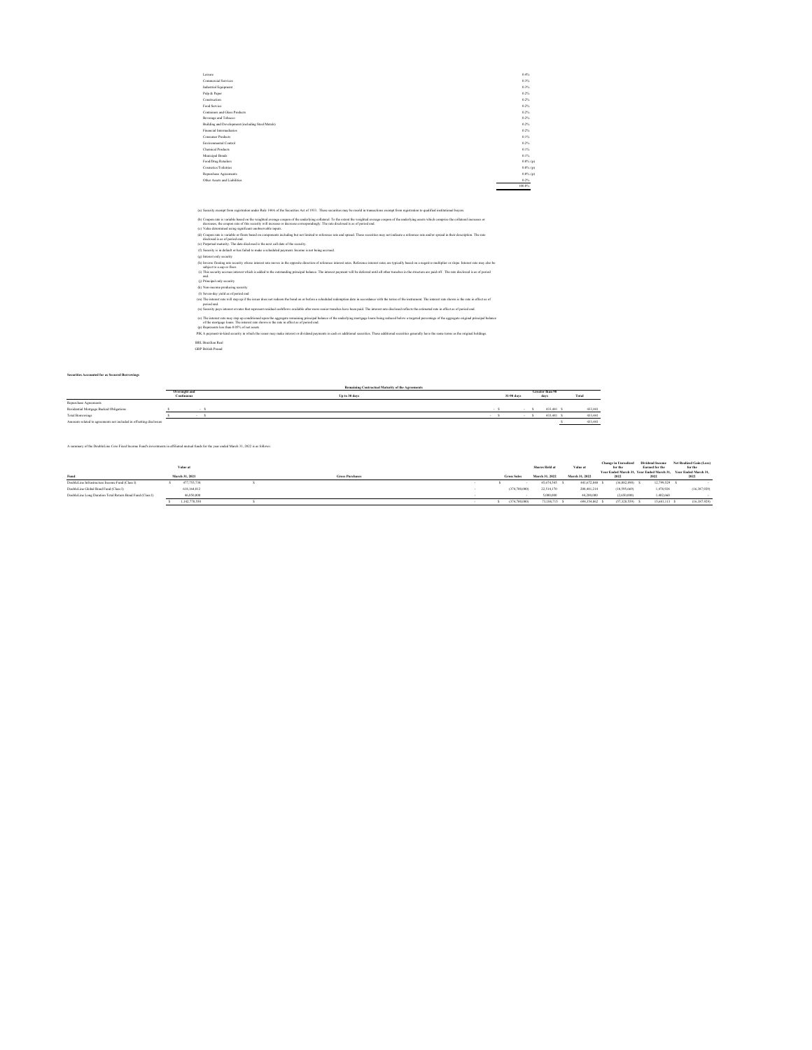| | |
|---|---|
| Leisure | 0.4% |
| Commercial Services | 0.3% |
| Industrial Equipment | 0.3% |
| Pulp & Paper | 0.2% |
| Construction | 0.2% |
| Food Service | 0.2% |
| Containers and Glass Products | 0.2% |
| Beverage and Tobacco | 0.2% |
| Building and Development (including Steel/Metals) | 0.2% |
| Financial Intermediaries | 0.2% |
| Consumer Products | 0.1% |
| Environmental Control | 0.2% |
| Chemical Products | 0.1% |
| Municipal Bonds | 0.1% |
| Food/Drug Retailers | 0.0% (p) |
| Cosmetics/Toiletries | 0.0% (p) |
| Repurchase Agreements | 0.0% (p) |
| Other Assets and Liabilities | 0.2% |
| | 100.0% |

(a) Security exempt from registration under Rule 144A of the Securities Act of 1933. These securities may be resold in transactions exempt from registration to qualified institutional buyers.

(b) Coupon rate is variable based on the weighted average coupon of the underlying collateral. To the extent the weighted average coupon of the underlying assets which comprise the collateral increases or decreases, the coupon rate of this security will increase or decrease correspondingly. The rate disclosed is as of period end.

(c) Value determined using significant unobservable inputs.

(d) Coupon rate is variable or floats based on components including but not limited to reference rate and spread. These securities may not indicate a reference rate and/or spread in their description. The rate disclosed is as of period end.

(e) Perpetual maturity. The date disclosed is the next call date of the security.

(f) Security is in default or has failed to make a scheduled payment. Income is not being accrued.

(g) Interest only security

(h) Inverse floating rate security whose interest rate moves in the opposite direction of reference interest rates. Reference interest rates are typically based on a negative multiplier or slope. Interest rate may also be subject to a cap or floor.

(i) This security accrues interest which is added to the outstanding principal balance. The interest payment will be deferred until all other tranches in the structure are paid off. The rate disclosed is as of period end.

(j) Principal only security

(k) Non-income producing security

(l) Seven-day yield as of period end

(m) The interest rate will step up if the issuer does not redeem the bond on or before a scheduled redemption date in accordance with the terms of the instrument. The interest rate shown is the rate in effect as of period end.

(n) Security pays interest at rates that represent residual cashflows available after more senior tranches have been paid. The interest rate disclosed reflects the estimated rate in effect as of period end.

(o) This interest rate may step up conditioned upon the aggregate remaining principal balance of the underlying mortgage loans being reduced below a targeted percentage of the aggregate original principal balance of the mortgage loans. The interest rate shown is the rate in effect as of period end.

(p) Represents less than 0.05% of net assets

PIK A payment-in-kind security in which the issuer may make interest or dividend payments in cash or additional securities. These additional securities generally have the same terms as the original holdings.

BRL Brazilian Real

GBP British Pound

**Securities Accounted for as Secured Borrowings**

| | Remaining Contractual Maturity of the Agreements | | | | |
|---|---|---|---|---|---|
| | Overnight and Continuous | Up to 30 days | 31-90 days | Greater than 90 days | Total |
| Repurchase Agreements | | | | | |
| Residential Mortgage Backed Obligations | $ - | $ - | $ - | $ 433,441 | $ 433,441 |
| Total Borrowings | $ - | $ - | $ - | $ 433,441 | $ 433,441 |
| Amounts related to agreements not included in offsetting disclosure | | | | | $ 433,441 |

A summary of the DoubleLine Core Fixed Income Fund's investments in affiliated mutual funds for the year ended March 31, 2022 is as follows:

| Fund | Value at March 31, 2021 | Gross Purchases | Gross Sales | Shares Held at March 31, 2022 | Value at March 31, 2022 | Change in Unrealized for the Year Ended March 31, 2022 | Dividend Income Earned for the Year Ended March 31, 2022 | Net Realized Gain (Loss) for the Year Ended March 31, 2022 |
|---|---|---|---|---|---|---|---|---|
| DoubleLine Infrastructure Income Fund (Class I) | $ 477,755,738 | $ - | $ - | 45,674,545 | $ 441,672,848 | $ (36,082,890) | $ 12,799,529 | $ - |
| DoubleLine Global Bond Fund (Class I) | 618,164,812 | - | (374,700,000) | 22,514,170 | 208,481,214 | (18,595,669) | 1,478,924 | (16,387,929) |
| DoubleLine Long Duration Total Return Bond Fund (Class I) | 46,850,000 | - | - | 5,000,000 | 44,200,000 | (2,650,000) | 1,402,660 | - |
| | $ 1,142,770,550 | $ - | $ (374,700,000) | 73,188,715 | $ 694,354,062 | $ (57,328,559) | $ 15,681,113 | $ (16,387,929) |